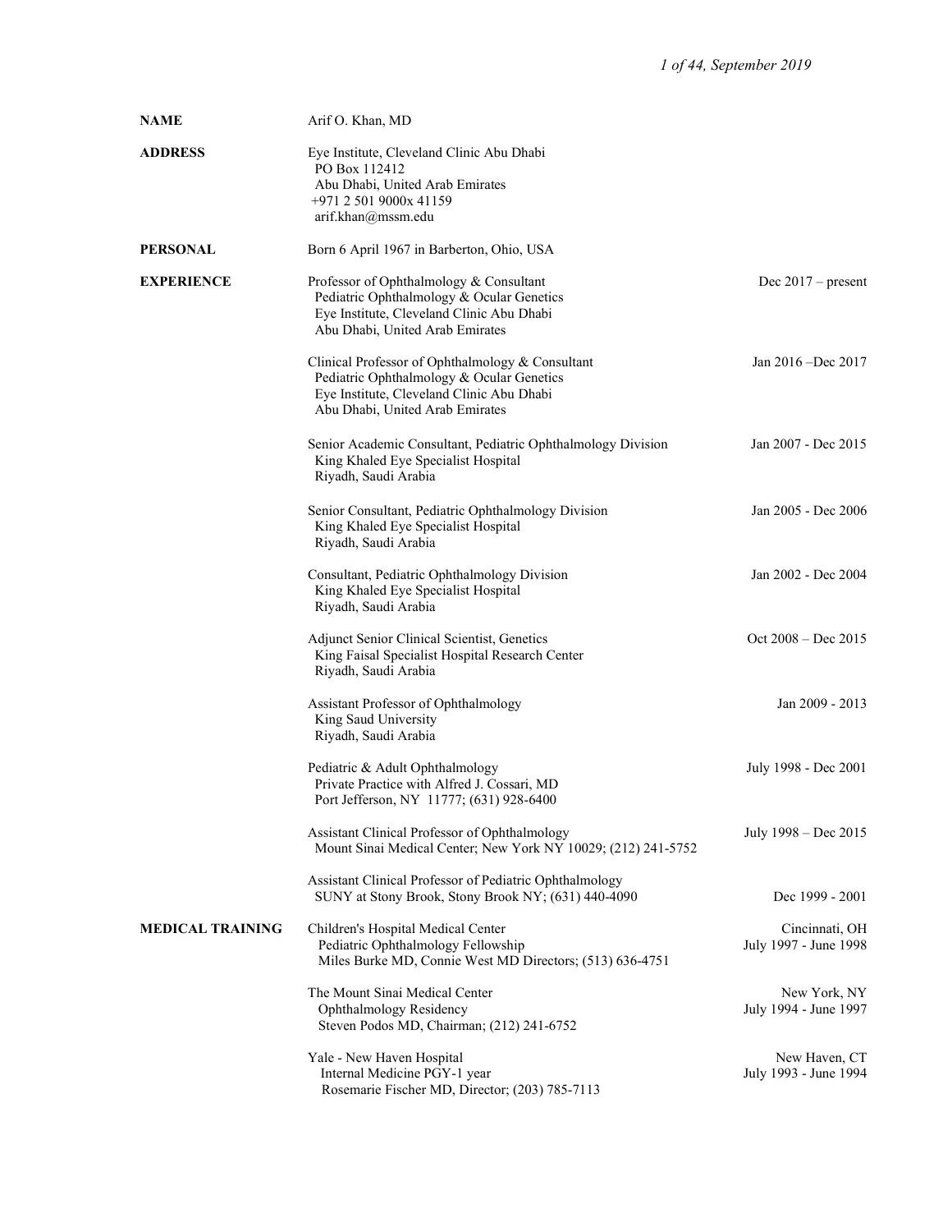**NAME** Arif O. Khan, MD

**ADDRESS**
Eye Institute, Cleveland Clinic Abu Dhabi
PO Box 112412
Abu Dhabi, United Arab Emirates
+971 2 501 9000x 41159
arif.khan@mssm.edu

**PERSONAL** Born 6 April 1967 in Barberton, Ohio, USA

**EXPERIENCE**

| Position | Dates |
|---|---|
| Professor of Ophthalmology & Consultant<br>Pediatric Ophthalmology & Ocular Genetics<br>Eye Institute, Cleveland Clinic Abu Dhabi<br>Abu Dhabi, United Arab Emirates | Dec 2017 – present |
| Clinical Professor of Ophthalmology & Consultant<br>Pediatric Ophthalmology & Ocular Genetics<br>Eye Institute, Cleveland Clinic Abu Dhabi<br>Abu Dhabi, United Arab Emirates | Jan 2016 –Dec 2017 |
| Senior Academic Consultant, Pediatric Ophthalmology Division<br>King Khaled Eye Specialist Hospital<br>Riyadh, Saudi Arabia | Jan 2007 - Dec 2015 |
| Senior Consultant, Pediatric Ophthalmology Division<br>King Khaled Eye Specialist Hospital<br>Riyadh, Saudi Arabia | Jan 2005 - Dec 2006 |
| Consultant, Pediatric Ophthalmology Division<br>King Khaled Eye Specialist Hospital<br>Riyadh, Saudi Arabia | Jan 2002 - Dec 2004 |
| Adjunct Senior Clinical Scientist, Genetics<br>King Faisal Specialist Hospital Research Center<br>Riyadh, Saudi Arabia | Oct 2008 – Dec 2015 |
| Assistant Professor of Ophthalmology<br>King Saud University<br>Riyadh, Saudi Arabia | Jan 2009 - 2013 |
| Pediatric & Adult Ophthalmology<br>Private Practice with Alfred J. Cossari, MD<br>Port Jefferson, NY 11777; (631) 928-6400 | July 1998 - Dec 2001 |
| Assistant Clinical Professor of Ophthalmology<br>Mount Sinai Medical Center; New York NY 10029; (212) 241-5752 | July 1998 – Dec 2015 |
| Assistant Clinical Professor of Pediatric Ophthalmology<br>SUNY at Stony Brook, Stony Brook NY; (631) 440-4090 | Dec 1999 - 2001 |

**MEDICAL TRAINING**

| Program | Location / Dates |
|---|---|
| Children's Hospital Medical Center<br>Pediatric Ophthalmology Fellowship<br>Miles Burke MD, Connie West MD Directors; (513) 636-4751 | Cincinnati, OH<br>July 1997 - June 1998 |
| The Mount Sinai Medical Center<br>Ophthalmology Residency<br>Steven Podos MD, Chairman; (212) 241-6752 | New York, NY<br>July 1994 - June 1997 |
| Yale - New Haven Hospital<br>Internal Medicine PGY-1 year<br>Rosemarie Fischer MD, Director; (203) 785-7113 | New Haven, CT<br>July 1993 - June 1994 |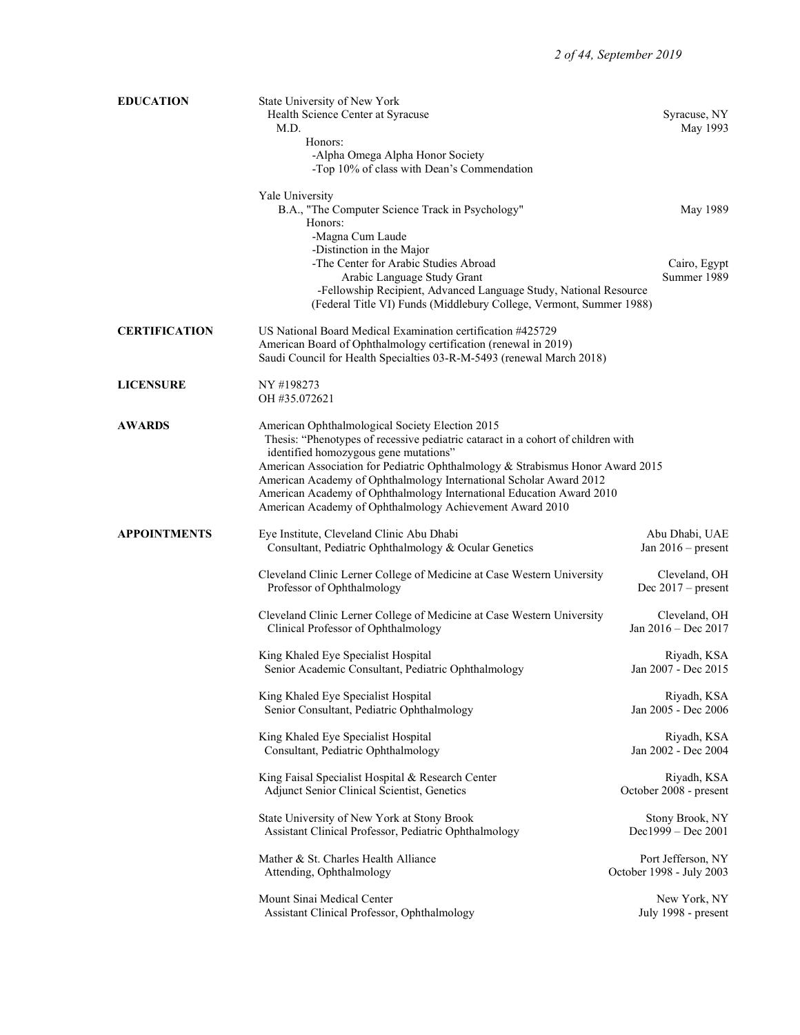## EDUCATION

State University of New York
Health Science Center at Syracuse — Syracuse, NY
M.D. — May 1993

Honors:
- Alpha Omega Alpha Honor Society
- Top 10% of class with Dean's Commendation

Yale University
B.A., "The Computer Science Track in Psychology" — May 1989

Honors:
- Magna Cum Laude
- Distinction in the Major
- The Center for Arabic Studies Abroad — Cairo, Egypt
  Arabic Language Study Grant — Summer 1989
- Fellowship Recipient, Advanced Language Study, National Resource (Federal Title VI) Funds (Middlebury College, Vermont, Summer 1988)

## CERTIFICATION

US National Board Medical Examination certification #425729
American Board of Ophthalmology certification (renewal in 2019)
Saudi Council for Health Specialties 03-R-M-5493 (renewal March 2018)

## LICENSURE

NY #198273
OH #35.072621

## AWARDS

American Ophthalmological Society Election 2015
Thesis: "Phenotypes of recessive pediatric cataract in a cohort of children with identified homozygous gene mutations"
American Association for Pediatric Ophthalmology & Strabismus Honor Award 2015
American Academy of Ophthalmology International Scholar Award 2012
American Academy of Ophthalmology International Education Award 2010
American Academy of Ophthalmology Achievement Award 2010

## APPOINTMENTS

Eye Institute, Cleveland Clinic Abu Dhabi — Abu Dhabi, UAE
Consultant, Pediatric Ophthalmology & Ocular Genetics — Jan 2016 – present

Cleveland Clinic Lerner College of Medicine at Case Western University — Cleveland, OH
Professor of Ophthalmology — Dec 2017 – present

Cleveland Clinic Lerner College of Medicine at Case Western University — Cleveland, OH
Clinical Professor of Ophthalmology — Jan 2016 – Dec 2017

King Khaled Eye Specialist Hospital — Riyadh, KSA
Senior Academic Consultant, Pediatric Ophthalmology — Jan 2007 - Dec 2015

King Khaled Eye Specialist Hospital — Riyadh, KSA
Senior Consultant, Pediatric Ophthalmology — Jan 2005 - Dec 2006

King Khaled Eye Specialist Hospital — Riyadh, KSA
Consultant, Pediatric Ophthalmology — Jan 2002 - Dec 2004

King Faisal Specialist Hospital & Research Center — Riyadh, KSA
Adjunct Senior Clinical Scientist, Genetics — October 2008 - present

State University of New York at Stony Brook — Stony Brook, NY
Assistant Clinical Professor, Pediatric Ophthalmology — Dec1999 – Dec 2001

Mather & St. Charles Health Alliance — Port Jefferson, NY
Attending, Ophthalmology — October 1998 - July 2003

Mount Sinai Medical Center — New York, NY
Assistant Clinical Professor, Ophthalmology — July 1998 - present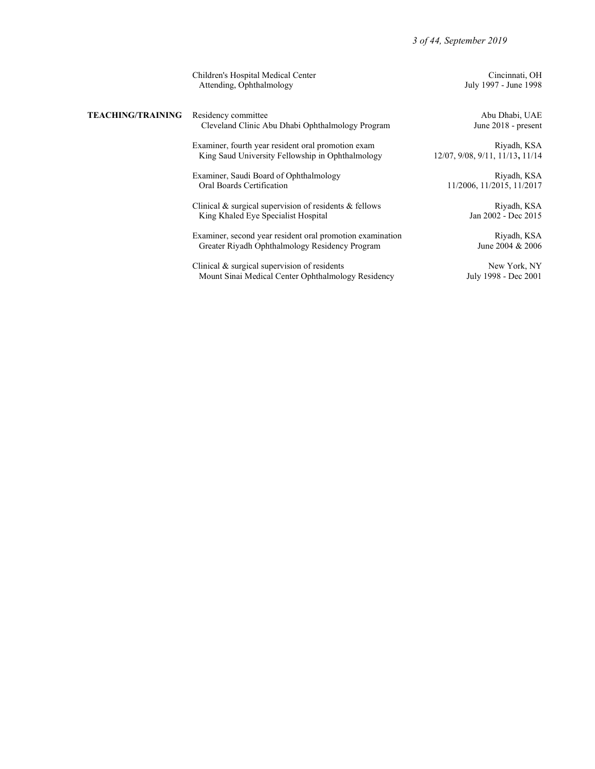Children's Hospital Medical Center — Cincinnati, OH
Attending, Ophthalmology — July 1997 - June 1998

## TEACHING/TRAINING

Residency committee — Abu Dhabi, UAE
Cleveland Clinic Abu Dhabi Ophthalmology Program — June 2018 - present

Examiner, fourth year resident oral promotion exam — Riyadh, KSA
King Saud University Fellowship in Ophthalmology — 12/07, 9/08, 9/11, 11/13, 11/14

Examiner, Saudi Board of Ophthalmology — Riyadh, KSA
Oral Boards Certification — 11/2006, 11/2015, 11/2017

Clinical & surgical supervision of residents & fellows — Riyadh, KSA
King Khaled Eye Specialist Hospital — Jan 2002 - Dec 2015

Examiner, second year resident oral promotion examination — Riyadh, KSA
Greater Riyadh Ophthalmology Residency Program — June 2004 & 2006

Clinical & surgical supervision of residents — New York, NY
Mount Sinai Medical Center Ophthalmology Residency — July 1998 - Dec 2001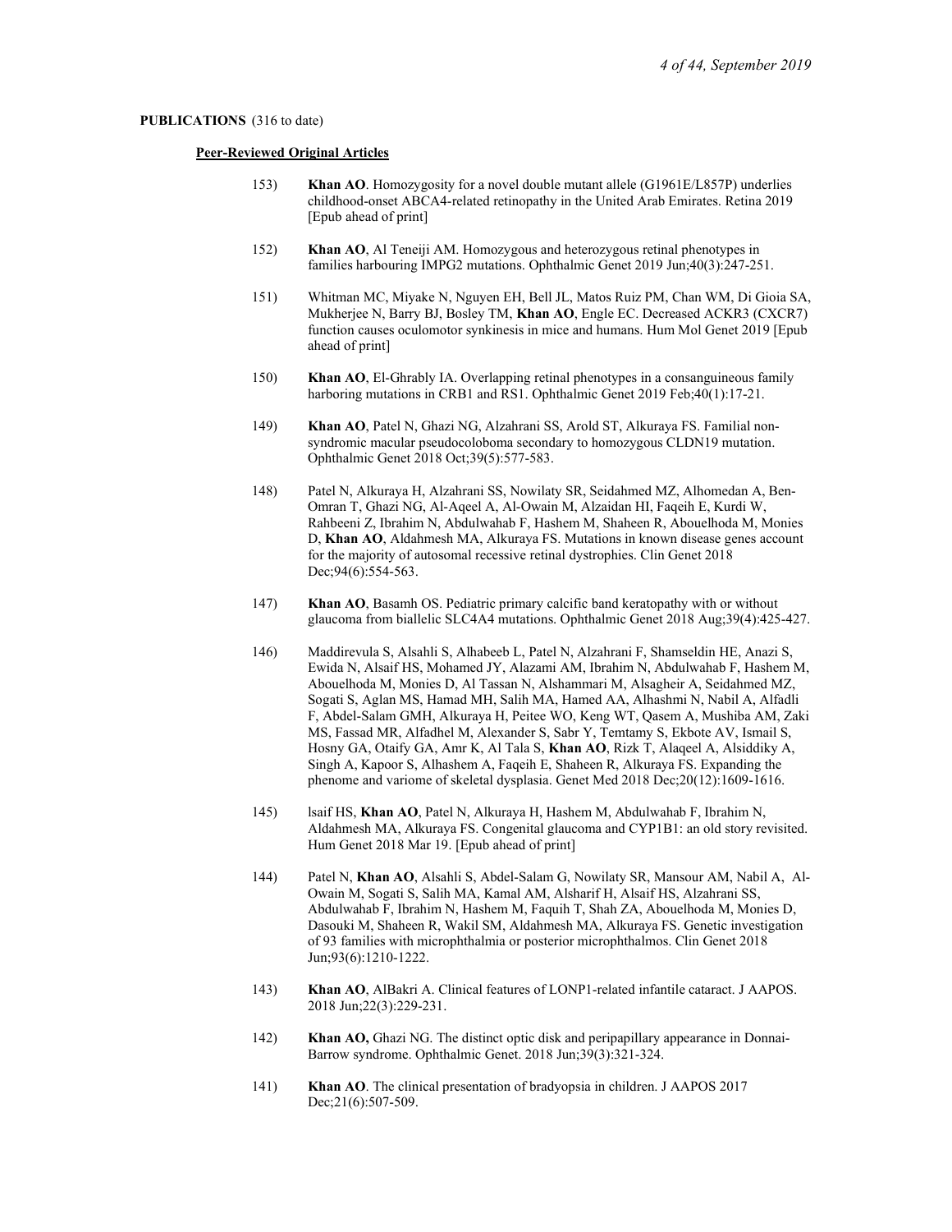**PUBLICATIONS** (316 to date)

**Peer-Reviewed Original Articles**

153) **Khan AO**. Homozygosity for a novel double mutant allele (G1961E/L857P) underlies childhood-onset ABCA4-related retinopathy in the United Arab Emirates. Retina 2019 [Epub ahead of print]

152) **Khan AO**, Al Teneiji AM. Homozygous and heterozygous retinal phenotypes in families harbouring IMPG2 mutations. Ophthalmic Genet 2019 Jun;40(3):247-251.

151) Whitman MC, Miyake N, Nguyen EH, Bell JL, Matos Ruiz PM, Chan WM, Di Gioia SA, Mukherjee N, Barry BJ, Bosley TM, **Khan AO**, Engle EC. Decreased ACKR3 (CXCR7) function causes oculomotor synkinesis in mice and humans. Hum Mol Genet 2019 [Epub ahead of print]

150) **Khan AO**, El-Ghrably IA. Overlapping retinal phenotypes in a consanguineous family harboring mutations in CRB1 and RS1. Ophthalmic Genet 2019 Feb;40(1):17-21.

149) **Khan AO**, Patel N, Ghazi NG, Alzahrani SS, Arold ST, Alkuraya FS. Familial non-syndromic macular pseudocoloboma secondary to homozygous CLDN19 mutation. Ophthalmic Genet 2018 Oct;39(5):577-583.

148) Patel N, Alkuraya H, Alzahrani SS, Nowilaty SR, Seidahmed MZ, Alhomedan A, Ben-Omran T, Ghazi NG, Al-Aqeel A, Al-Owain M, Alzaidan HI, Faqeih E, Kurdi W, Rahbeeni Z, Ibrahim N, Abdulwahab F, Hashem M, Shaheen R, Abouelhoda M, Monies D, **Khan AO**, Aldahmesh MA, Alkuraya FS. Mutations in known disease genes account for the majority of autosomal recessive retinal dystrophies. Clin Genet 2018 Dec;94(6):554-563.

147) **Khan AO**, Basamh OS. Pediatric primary calcific band keratopathy with or without glaucoma from biallelic SLC4A4 mutations. Ophthalmic Genet 2018 Aug;39(4):425-427.

146) Maddirevula S, Alsahli S, Alhabeeb L, Patel N, Alzahrani F, Shamseldin HE, Anazi S, Ewida N, Alsaif HS, Mohamed JY, Alazami AM, Ibrahim N, Abdulwahab F, Hashem M, Abouelhoda M, Monies D, Al Tassan N, Alshammari M, Alsagheir A, Seidahmed MZ, Sogati S, Aglan MS, Hamad MH, Salih MA, Hamed AA, Alhashmi N, Nabil A, Alfadli F, Abdel-Salam GMH, Alkuraya H, Peitee WO, Keng WT, Qasem A, Mushiba AM, Zaki MS, Fassad MR, Alfadhel M, Alexander S, Sabr Y, Temtamy S, Ekbote AV, Ismail S, Hosny GA, Otaify GA, Amr K, Al Tala S, **Khan AO**, Rizk T, Alaqeel A, Alsiddiky A, Singh A, Kapoor S, Alhashem A, Faqeih E, Shaheen R, Alkuraya FS. Expanding the phenome and variome of skeletal dysplasia. Genet Med 2018 Dec;20(12):1609-1616.

145) lsaif HS, **Khan AO**, Patel N, Alkuraya H, Hashem M, Abdulwahab F, Ibrahim N, Aldahmesh MA, Alkuraya FS. Congenital glaucoma and CYP1B1: an old story revisited. Hum Genet 2018 Mar 19. [Epub ahead of print]

144) Patel N, **Khan AO**, Alsahli S, Abdel-Salam G, Nowilaty SR, Mansour AM, Nabil A, Al-Owain M, Sogati S, Salih MA, Kamal AM, Alsharif H, Alsaif HS, Alzahrani SS, Abdulwahab F, Ibrahim N, Hashem M, Faquih T, Shah ZA, Abouelhoda M, Monies D, Dasouki M, Shaheen R, Wakil SM, Aldahmesh MA, Alkuraya FS. Genetic investigation of 93 families with microphthalmia or posterior microphthalmos. Clin Genet 2018 Jun;93(6):1210-1222.

143) **Khan AO**, AlBakri A. Clinical features of LONP1-related infantile cataract. J AAPOS. 2018 Jun;22(3):229-231.

142) **Khan AO,** Ghazi NG. The distinct optic disk and peripapillary appearance in Donnai-Barrow syndrome. Ophthalmic Genet. 2018 Jun;39(3):321-324.

141) **Khan AO**. The clinical presentation of bradyopsia in children. J AAPOS 2017 Dec;21(6):507-509.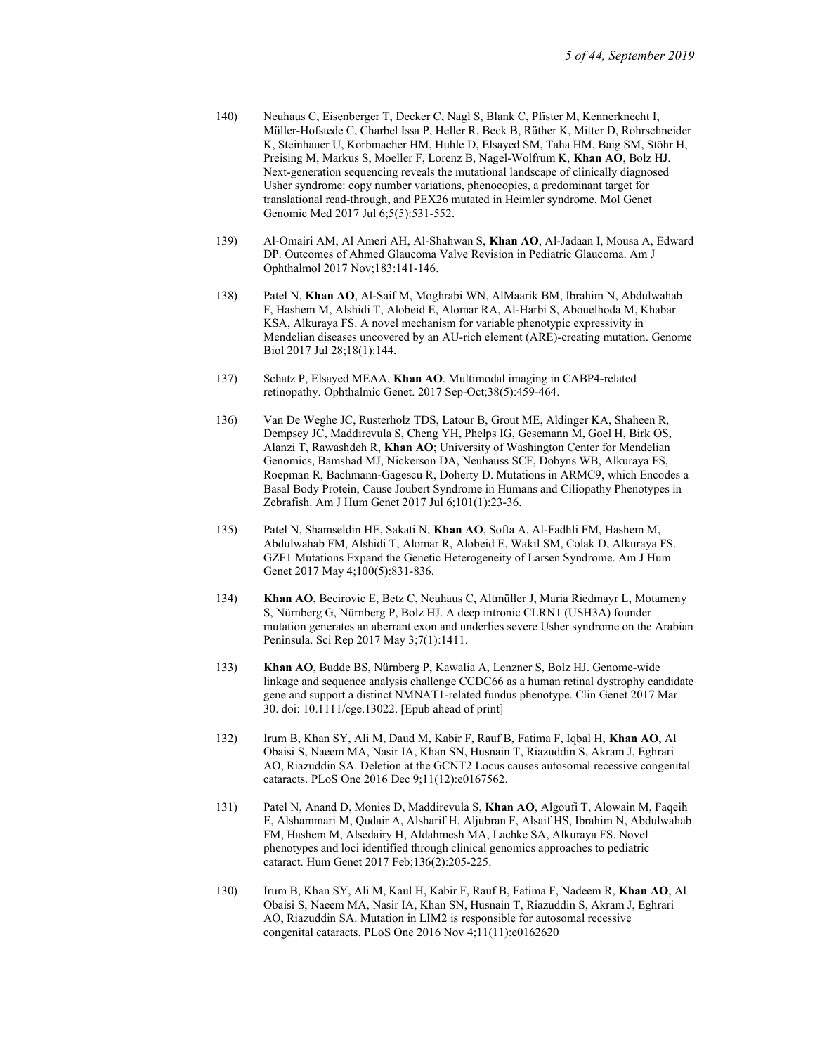140) Neuhaus C, Eisenberger T, Decker C, Nagl S, Blank C, Pfister M, Kennerknecht I, Müller-Hofstede C, Charbel Issa P, Heller R, Beck B, Rüther K, Mitter D, Rohrschneider K, Steinhauer U, Korbmacher HM, Huhle D, Elsayed SM, Taha HM, Baig SM, Stöhr H, Preising M, Markus S, Moeller F, Lorenz B, Nagel-Wolfrum K, **Khan AO**, Bolz HJ. Next-generation sequencing reveals the mutational landscape of clinically diagnosed Usher syndrome: copy number variations, phenocopies, a predominant target for translational read-through, and PEX26 mutated in Heimler syndrome. Mol Genet Genomic Med 2017 Jul 6;5(5):531-552.

139) Al-Omairi AM, Al Ameri AH, Al-Shahwan S, **Khan AO**, Al-Jadaan I, Mousa A, Edward DP. Outcomes of Ahmed Glaucoma Valve Revision in Pediatric Glaucoma. Am J Ophthalmol 2017 Nov;183:141-146.

138) Patel N, **Khan AO**, Al-Saif M, Moghrabi WN, AlMaarik BM, Ibrahim N, Abdulwahab F, Hashem M, Alshidi T, Alobeid E, Alomar RA, Al-Harbi S, Abouelhoda M, Khabar KSA, Alkuraya FS. A novel mechanism for variable phenotypic expressivity in Mendelian diseases uncovered by an AU-rich element (ARE)-creating mutation. Genome Biol 2017 Jul 28;18(1):144.

137) Schatz P, Elsayed MEAA, **Khan AO**. Multimodal imaging in CABP4-related retinopathy. Ophthalmic Genet. 2017 Sep-Oct;38(5):459-464.

136) Van De Weghe JC, Rusterholz TDS, Latour B, Grout ME, Aldinger KA, Shaheen R, Dempsey JC, Maddirevula S, Cheng YH, Phelps IG, Gesemann M, Goel H, Birk OS, Alanzi T, Rawashdeh R, **Khan AO**; University of Washington Center for Mendelian Genomics, Bamshad MJ, Nickerson DA, Neuhauss SCF, Dobyns WB, Alkuraya FS, Roepman R, Bachmann-Gagescu R, Doherty D. Mutations in ARMC9, which Encodes a Basal Body Protein, Cause Joubert Syndrome in Humans and Ciliopathy Phenotypes in Zebrafish. Am J Hum Genet 2017 Jul 6;101(1):23-36.

135) Patel N, Shamseldin HE, Sakati N, **Khan AO**, Softa A, Al-Fadhli FM, Hashem M, Abdulwahab FM, Alshidi T, Alomar R, Alobeid E, Wakil SM, Colak D, Alkuraya FS. GZF1 Mutations Expand the Genetic Heterogeneity of Larsen Syndrome. Am J Hum Genet 2017 May 4;100(5):831-836.

134) **Khan AO**, Becirovic E, Betz C, Neuhaus C, Altmüller J, Maria Riedmayr L, Motameny S, Nürnberg G, Nürnberg P, Bolz HJ. A deep intronic CLRN1 (USH3A) founder mutation generates an aberrant exon and underlies severe Usher syndrome on the Arabian Peninsula. Sci Rep 2017 May 3;7(1):1411.

133) **Khan AO**, Budde BS, Nürnberg P, Kawalia A, Lenzner S, Bolz HJ. Genome-wide linkage and sequence analysis challenge CCDC66 as a human retinal dystrophy candidate gene and support a distinct NMNAT1-related fundus phenotype. Clin Genet 2017 Mar 30. doi: 10.1111/cge.13022. [Epub ahead of print]

132) Irum B, Khan SY, Ali M, Daud M, Kabir F, Rauf B, Fatima F, Iqbal H, **Khan AO**, Al Obaisi S, Naeem MA, Nasir IA, Khan SN, Husnain T, Riazuddin S, Akram J, Eghrari AO, Riazuddin SA. Deletion at the GCNT2 Locus causes autosomal recessive congenital cataracts. PLoS One 2016 Dec 9;11(12):e0167562.

131) Patel N, Anand D, Monies D, Maddirevula S, **Khan AO**, Algoufi T, Alowain M, Faqeih E, Alshammari M, Qudair A, Alsharif H, Aljubran F, Alsaif HS, Ibrahim N, Abdulwahab FM, Hashem M, Alsedairy H, Aldahmesh MA, Lachke SA, Alkuraya FS. Novel phenotypes and loci identified through clinical genomics approaches to pediatric cataract. Hum Genet 2017 Feb;136(2):205-225.

130) Irum B, Khan SY, Ali M, Kaul H, Kabir F, Rauf B, Fatima F, Nadeem R, **Khan AO**, Al Obaisi S, Naeem MA, Nasir IA, Khan SN, Husnain T, Riazuddin S, Akram J, Eghrari AO, Riazuddin SA. Mutation in LIM2 is responsible for autosomal recessive congenital cataracts. PLoS One 2016 Nov 4;11(11):e0162620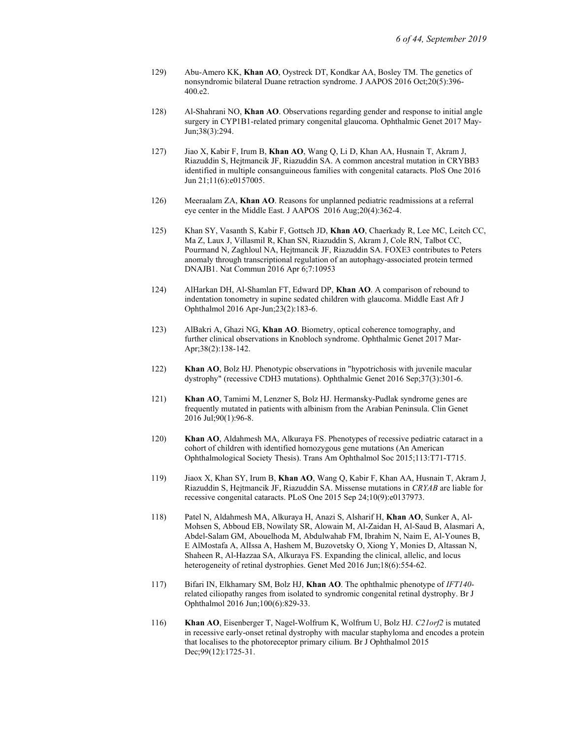129) Abu-Amero KK, **Khan AO**, Oystreck DT, Kondkar AA, Bosley TM. The genetics of nonsyndromic bilateral Duane retraction syndrome. J AAPOS 2016 Oct;20(5):396-400.e2.

128) Al-Shahrani NO, **Khan AO**. Observations regarding gender and response to initial angle surgery in CYP1B1-related primary congenital glaucoma. Ophthalmic Genet 2017 May-Jun;38(3):294.

127) Jiao X, Kabir F, Irum B, **Khan AO**, Wang Q, Li D, Khan AA, Husnain T, Akram J, Riazuddin S, Hejtmancik JF, Riazuddin SA. A common ancestral mutation in CRYBB3 identified in multiple consanguineous families with congenital cataracts. PloS One 2016 Jun 21;11(6):e0157005.

126) Meeraalam ZA, **Khan AO**. Reasons for unplanned pediatric readmissions at a referral eye center in the Middle East. J AAPOS 2016 Aug;20(4):362-4.

125) Khan SY, Vasanth S, Kabir F, Gottsch JD, **Khan AO**, Chaerkady R, Lee MC, Leitch CC, Ma Z, Laux J, Villasmil R, Khan SN, Riazuddin S, Akram J, Cole RN, Talbot CC, Pourmand N, Zaghloul NA, Hejtmancik JF, Riazuddin SA. FOXE3 contributes to Peters anomaly through transcriptional regulation of an autophagy-associated protein termed DNAJB1. Nat Commun 2016 Apr 6;7:10953

124) AlHarkan DH, Al-Shamlan FT, Edward DP, **Khan AO**. A comparison of rebound to indentation tonometry in supine sedated children with glaucoma. Middle East Afr J Ophthalmol 2016 Apr-Jun;23(2):183-6.

123) AlBakri A, Ghazi NG, **Khan AO**. Biometry, optical coherence tomography, and further clinical observations in Knobloch syndrome. Ophthalmic Genet 2017 Mar-Apr;38(2):138-142.

122) **Khan AO**, Bolz HJ. Phenotypic observations in "hypotrichosis with juvenile macular dystrophy" (recessive CDH3 mutations). Ophthalmic Genet 2016 Sep;37(3):301-6.

121) **Khan AO**, Tamimi M, Lenzner S, Bolz HJ. Hermansky-Pudlak syndrome genes are frequently mutated in patients with albinism from the Arabian Peninsula. Clin Genet 2016 Jul;90(1):96-8.

120) **Khan AO**, Aldahmesh MA, Alkuraya FS. Phenotypes of recessive pediatric cataract in a cohort of children with identified homozygous gene mutations (An American Ophthalmological Society Thesis). Trans Am Ophthalmol Soc 2015;113:T71-T715.

119) Jiaox X, Khan SY, Irum B, **Khan AO**, Wang Q, Kabir F, Khan AA, Husnain T, Akram J, Riazuddin S, Hejtmancik JF, Riazuddin SA. Missense mutations in *CRYAB* are liable for recessive congenital cataracts. PLoS One 2015 Sep 24;10(9):e0137973.

118) Patel N, Aldahmesh MA, Alkuraya H, Anazi S, Alsharif H, **Khan AO**, Sunker A, Al-Mohsen S, Abboud EB, Nowilaty SR, Alowain M, Al-Zaidan H, Al-Saud B, Alasmari A, Abdel-Salam GM, Abouelhoda M, Abdulwahab FM, Ibrahim N, Naim E, Al-Younes B, E AlMostafa A, AlIssa A, Hashem M, Buzovetsky O, Xiong Y, Monies D, Altassan N, Shaheen R, Al-Hazzaa SA, Alkuraya FS. Expanding the clinical, allelic, and locus heterogeneity of retinal dystrophies. Genet Med 2016 Jun;18(6):554-62.

117) Bifari IN, Elkhamary SM, Bolz HJ, **Khan AO**. The ophthalmic phenotype of *IFT140*-related ciliopathy ranges from isolated to syndromic congenital retinal dystrophy. Br J Ophthalmol 2016 Jun;100(6):829-33.

116) **Khan AO**, Eisenberger T, Nagel-Wolfrum K, Wolfrum U, Bolz HJ. *C21orf2* is mutated in recessive early-onset retinal dystrophy with macular staphyloma and encodes a protein that localises to the photoreceptor primary cilium. Br J Ophthalmol 2015 Dec;99(12):1725-31.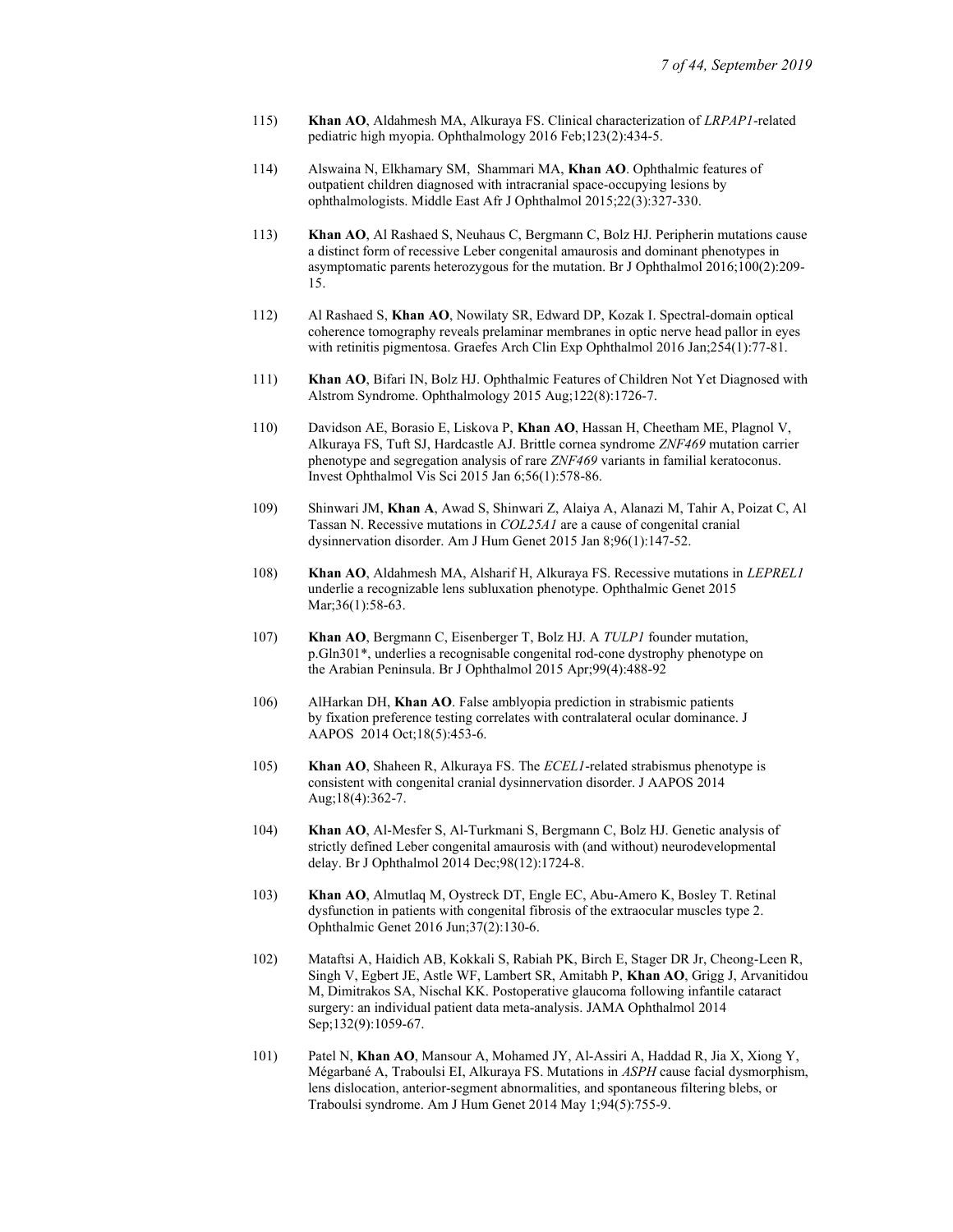115) **Khan AO**, Aldahmesh MA, Alkuraya FS. Clinical characterization of *LRPAP1*-related pediatric high myopia. Ophthalmology 2016 Feb;123(2):434-5.

114) Alswaina N, Elkhamary SM, Shammari MA, **Khan AO**. Ophthalmic features of outpatient children diagnosed with intracranial space-occupying lesions by ophthalmologists. Middle East Afr J Ophthalmol 2015;22(3):327-330.

113) **Khan AO**, Al Rashaed S, Neuhaus C, Bergmann C, Bolz HJ. Peripherin mutations cause a distinct form of recessive Leber congenital amaurosis and dominant phenotypes in asymptomatic parents heterozygous for the mutation. Br J Ophthalmol 2016;100(2):209-15.

112) Al Rashaed S, **Khan AO**, Nowilaty SR, Edward DP, Kozak I. Spectral-domain optical coherence tomography reveals prelaminar membranes in optic nerve head pallor in eyes with retinitis pigmentosa. Graefes Arch Clin Exp Ophthalmol 2016 Jan;254(1):77-81.

111) **Khan AO**, Bifari IN, Bolz HJ. Ophthalmic Features of Children Not Yet Diagnosed with Alstrom Syndrome. Ophthalmology 2015 Aug;122(8):1726-7.

110) Davidson AE, Borasio E, Liskova P, **Khan AO**, Hassan H, Cheetham ME, Plagnol V, Alkuraya FS, Tuft SJ, Hardcastle AJ. Brittle cornea syndrome *ZNF469* mutation carrier phenotype and segregation analysis of rare *ZNF469* variants in familial keratoconus. Invest Ophthalmol Vis Sci 2015 Jan 6;56(1):578-86.

109) Shinwari JM, **Khan A**, Awad S, Shinwari Z, Alaiya A, Alanazi M, Tahir A, Poizat C, Al Tassan N. Recessive mutations in *COL25A1* are a cause of congenital cranial dysinnervation disorder. Am J Hum Genet 2015 Jan 8;96(1):147-52.

108) **Khan AO**, Aldahmesh MA, Alsharif H, Alkuraya FS. Recessive mutations in *LEPREL1* underlie a recognizable lens subluxation phenotype. Ophthalmic Genet 2015 Mar;36(1):58-63.

107) **Khan AO**, Bergmann C, Eisenberger T, Bolz HJ. A *TULP1* founder mutation, p.Gln301*, underlies a recognisable congenital rod-cone dystrophy phenotype on the Arabian Peninsula. Br J Ophthalmol 2015 Apr;99(4):488-92

106) AlHarkan DH, **Khan AO**. False amblyopia prediction in strabismic patients by fixation preference testing correlates with contralateral ocular dominance. J AAPOS 2014 Oct;18(5):453-6.

105) **Khan AO**, Shaheen R, Alkuraya FS. The *ECEL1*-related strabismus phenotype is consistent with congenital cranial dysinnervation disorder. J AAPOS 2014 Aug;18(4):362-7.

104) **Khan AO**, Al-Mesfer S, Al-Turkmani S, Bergmann C, Bolz HJ. Genetic analysis of strictly defined Leber congenital amaurosis with (and without) neurodevelopmental delay. Br J Ophthalmol 2014 Dec;98(12):1724-8.

103) **Khan AO**, Almutlaq M, Oystreck DT, Engle EC, Abu-Amero K, Bosley T. Retinal dysfunction in patients with congenital fibrosis of the extraocular muscles type 2. Ophthalmic Genet 2016 Jun;37(2):130-6.

102) Mataftsi A, Haidich AB, Kokkali S, Rabiah PK, Birch E, Stager DR Jr, Cheong-Leen R, Singh V, Egbert JE, Astle WF, Lambert SR, Amitabh P, **Khan AO**, Grigg J, Arvanitidou M, Dimitrakos SA, Nischal KK. Postoperative glaucoma following infantile cataract surgery: an individual patient data meta-analysis. JAMA Ophthalmol 2014 Sep;132(9):1059-67.

101) Patel N, **Khan AO**, Mansour A, Mohamed JY, Al-Assiri A, Haddad R, Jia X, Xiong Y, Mégarbané A, Traboulsi EI, Alkuraya FS. Mutations in *ASPH* cause facial dysmorphism, lens dislocation, anterior-segment abnormalities, and spontaneous filtering blebs, or Traboulsi syndrome. Am J Hum Genet 2014 May 1;94(5):755-9.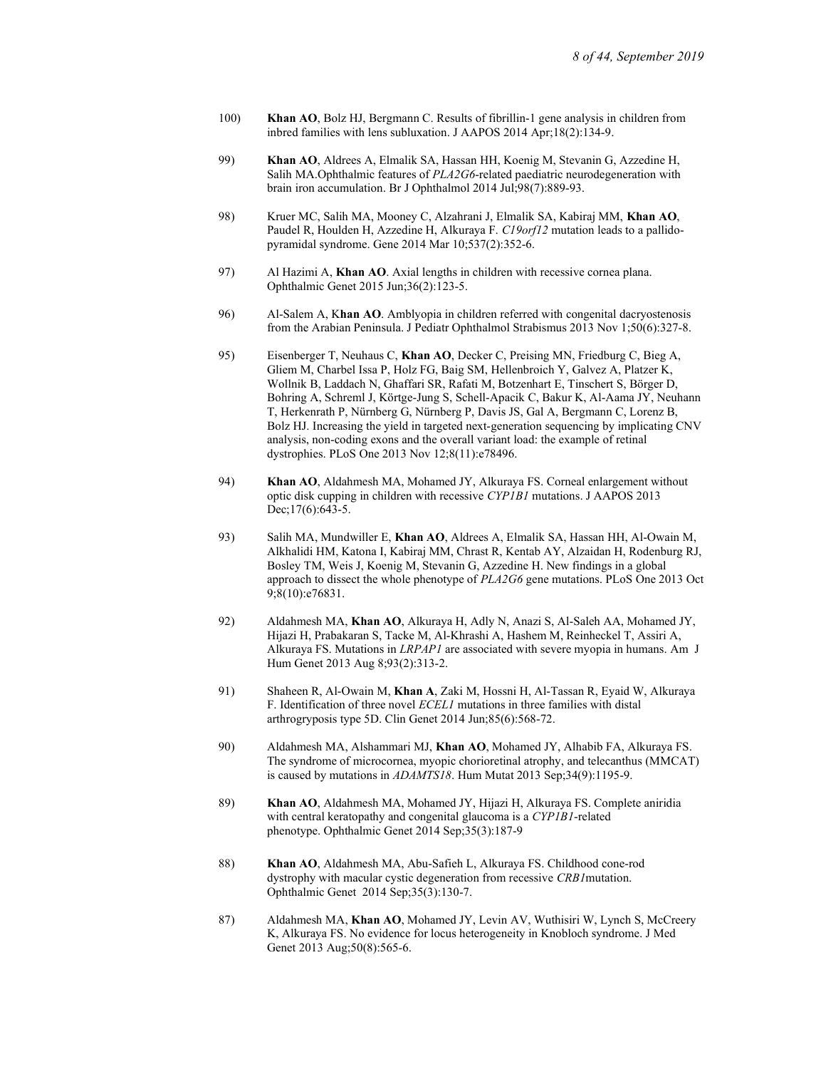100) **Khan AO**, Bolz HJ, Bergmann C. Results of fibrillin-1 gene analysis in children from inbred families with lens subluxation. J AAPOS 2014 Apr;18(2):134-9.

99) **Khan AO**, Aldrees A, Elmalik SA, Hassan HH, Koenig M, Stevanin G, Azzedine H, Salih MA.Ophthalmic features of *PLA2G6*-related paediatric neurodegeneration with brain iron accumulation. Br J Ophthalmol 2014 Jul;98(7):889-93.

98) Kruer MC, Salih MA, Mooney C, Alzahrani J, Elmalik SA, Kabiraj MM, **Khan AO**, Paudel R, Houlden H, Azzedine H, Alkuraya F. *C19orf12* mutation leads to a pallido-pyramidal syndrome. Gene 2014 Mar 10;537(2):352-6.

97) Al Hazimi A, **Khan AO**. Axial lengths in children with recessive cornea plana. Ophthalmic Genet 2015 Jun;36(2):123-5.

96) Al-Salem A, K**han AO**. Amblyopia in children referred with congenital dacryostenosis from the Arabian Peninsula. J Pediatr Ophthalmol Strabismus 2013 Nov 1;50(6):327-8.

95) Eisenberger T, Neuhaus C, **Khan AO**, Decker C, Preising MN, Friedburg C, Bieg A, Gliem M, Charbel Issa P, Holz FG, Baig SM, Hellenbroich Y, Galvez A, Platzer K, Wollnik B, Laddach N, Ghaffari SR, Rafati M, Botzenhart E, Tinschert S, Börger D, Bohring A, Schreml J, Körtge-Jung S, Schell-Apacik C, Bakur K, Al-Aama JY, Neuhann T, Herkenrath P, Nürnberg G, Nürnberg P, Davis JS, Gal A, Bergmann C, Lorenz B, Bolz HJ. Increasing the yield in targeted next-generation sequencing by implicating CNV analysis, non-coding exons and the overall variant load: the example of retinal dystrophies. PLoS One 2013 Nov 12;8(11):e78496.

94) **Khan AO**, Aldahmesh MA, Mohamed JY, Alkuraya FS. Corneal enlargement without optic disk cupping in children with recessive *CYP1B1* mutations. J AAPOS 2013 Dec;17(6):643-5.

93) Salih MA, Mundwiller E, **Khan AO**, Aldrees A, Elmalik SA, Hassan HH, Al-Owain M, Alkhalidi HM, Katona I, Kabiraj MM, Chrast R, Kentab AY, Alzaidan H, Rodenburg RJ, Bosley TM, Weis J, Koenig M, Stevanin G, Azzedine H. New findings in a global approach to dissect the whole phenotype of *PLA2G6* gene mutations. PLoS One 2013 Oct 9;8(10):e76831.

92) Aldahmesh MA, **Khan AO**, Alkuraya H, Adly N, Anazi S, Al-Saleh AA, Mohamed JY, Hijazi H, Prabakaran S, Tacke M, Al-Khrashi A, Hashem M, Reinheckel T, Assiri A, Alkuraya FS. Mutations in *LRPAP1* are associated with severe myopia in humans. Am J Hum Genet 2013 Aug 8;93(2):313-2.

91) Shaheen R, Al-Owain M, **Khan A**, Zaki M, Hossni H, Al-Tassan R, Eyaid W, Alkuraya F. Identification of three novel *ECEL1* mutations in three families with distal arthrogryposis type 5D. Clin Genet 2014 Jun;85(6):568-72.

90) Aldahmesh MA, Alshammari MJ, **Khan AO**, Mohamed JY, Alhabib FA, Alkuraya FS. The syndrome of microcornea, myopic chorioretinal atrophy, and telecanthus (MMCAT) is caused by mutations in *ADAMTS18*. Hum Mutat 2013 Sep;34(9):1195-9.

89) **Khan AO**, Aldahmesh MA, Mohamed JY, Hijazi H, Alkuraya FS. Complete aniridia with central keratopathy and congenital glaucoma is a *CYP1B1*-related phenotype. Ophthalmic Genet 2014 Sep;35(3):187-9

88) **Khan AO**, Aldahmesh MA, Abu-Safieh L, Alkuraya FS. Childhood cone-rod dystrophy with macular cystic degeneration from recessive *CRB1*mutation. Ophthalmic Genet 2014 Sep;35(3):130-7.

87) Aldahmesh MA, **Khan AO**, Mohamed JY, Levin AV, Wuthisiri W, Lynch S, McCreery K, Alkuraya FS. No evidence for locus heterogeneity in Knobloch syndrome. J Med Genet 2013 Aug;50(8):565-6.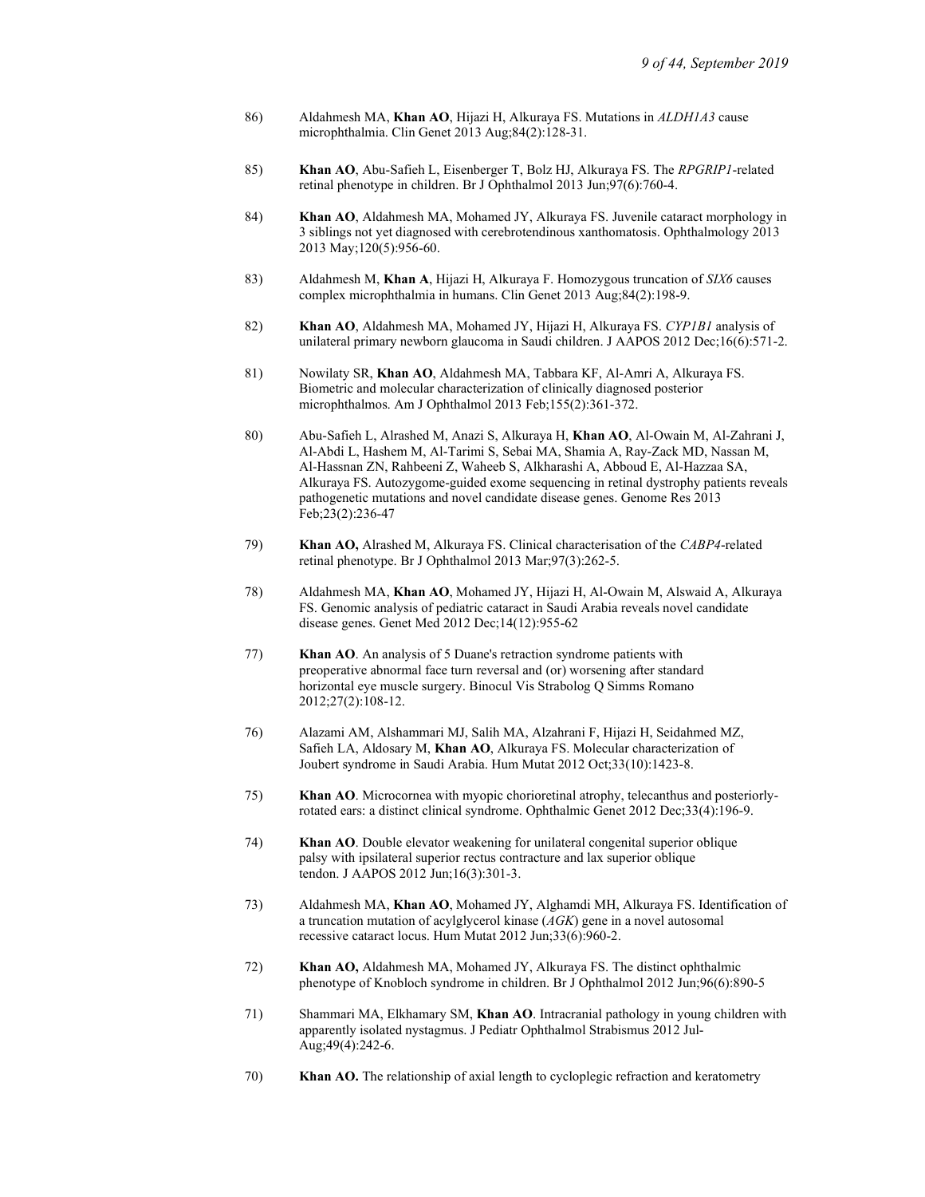86) Aldahmesh MA, **Khan AO**, Hijazi H, Alkuraya FS. Mutations in *ALDH1A3* cause microphthalmia. Clin Genet 2013 Aug;84(2):128-31.

85) **Khan AO**, Abu-Safieh L, Eisenberger T, Bolz HJ, Alkuraya FS. The *RPGRIP1*-related retinal phenotype in children. Br J Ophthalmol 2013 Jun;97(6):760-4.

84) **Khan AO**, Aldahmesh MA, Mohamed JY, Alkuraya FS. Juvenile cataract morphology in 3 siblings not yet diagnosed with cerebrotendinous xanthomatosis. Ophthalmology 2013 2013 May;120(5):956-60.

83) Aldahmesh M, **Khan A**, Hijazi H, Alkuraya F. Homozygous truncation of *SIX6* causes complex microphthalmia in humans. Clin Genet 2013 Aug;84(2):198-9.

82) **Khan AO**, Aldahmesh MA, Mohamed JY, Hijazi H, Alkuraya FS. *CYP1B1* analysis of unilateral primary newborn glaucoma in Saudi children. J AAPOS 2012 Dec;16(6):571-2.

81) Nowilaty SR, **Khan AO**, Aldahmesh MA, Tabbara KF, Al-Amri A, Alkuraya FS. Biometric and molecular characterization of clinically diagnosed posterior microphthalmos. Am J Ophthalmol 2013 Feb;155(2):361-372.

80) Abu-Safieh L, Alrashed M, Anazi S, Alkuraya H, **Khan AO**, Al-Owain M, Al-Zahrani J, Al-Abdi L, Hashem M, Al-Tarimi S, Sebai MA, Shamia A, Ray-Zack MD, Nassan M, Al-Hassnan ZN, Rahbeeni Z, Waheeb S, Alkharashi A, Abboud E, Al-Hazzaa SA, Alkuraya FS. Autozygome-guided exome sequencing in retinal dystrophy patients reveals pathogenetic mutations and novel candidate disease genes. Genome Res 2013 Feb;23(2):236-47

79) **Khan AO,** Alrashed M, Alkuraya FS. Clinical characterisation of the *CABP4*-related retinal phenotype. Br J Ophthalmol 2013 Mar;97(3):262-5.

78) Aldahmesh MA, **Khan AO**, Mohamed JY, Hijazi H, Al-Owain M, Alswaid A, Alkuraya FS. Genomic analysis of pediatric cataract in Saudi Arabia reveals novel candidate disease genes. Genet Med 2012 Dec;14(12):955-62

77) **Khan AO**. An analysis of 5 Duane's retraction syndrome patients with preoperative abnormal face turn reversal and (or) worsening after standard horizontal eye muscle surgery. Binocul Vis Strabolog Q Simms Romano 2012;27(2):108-12.

76) Alazami AM, Alshammari MJ, Salih MA, Alzahrani F, Hijazi H, Seidahmed MZ, Safieh LA, Aldosary M, **Khan AO**, Alkuraya FS. Molecular characterization of Joubert syndrome in Saudi Arabia. Hum Mutat 2012 Oct;33(10):1423-8.

75) **Khan AO**. Microcornea with myopic chorioretinal atrophy, telecanthus and posteriorly-rotated ears: a distinct clinical syndrome. Ophthalmic Genet 2012 Dec;33(4):196-9.

74) **Khan AO**. Double elevator weakening for unilateral congenital superior oblique palsy with ipsilateral superior rectus contracture and lax superior oblique tendon. J AAPOS 2012 Jun;16(3):301-3.

73) Aldahmesh MA, **Khan AO**, Mohamed JY, Alghamdi MH, Alkuraya FS. Identification of a truncation mutation of acylglycerol kinase (*AGK*) gene in a novel autosomal recessive cataract locus. Hum Mutat 2012 Jun;33(6):960-2.

72) **Khan AO,** Aldahmesh MA, Mohamed JY, Alkuraya FS. The distinct ophthalmic phenotype of Knobloch syndrome in children. Br J Ophthalmol 2012 Jun;96(6):890-5

71) Shammari MA, Elkhamary SM, **Khan AO**. Intracranial pathology in young children with apparently isolated nystagmus. J Pediatr Ophthalmol Strabismus 2012 Jul-Aug;49(4):242-6.

70) **Khan AO.** The relationship of axial length to cycloplegic refraction and keratometry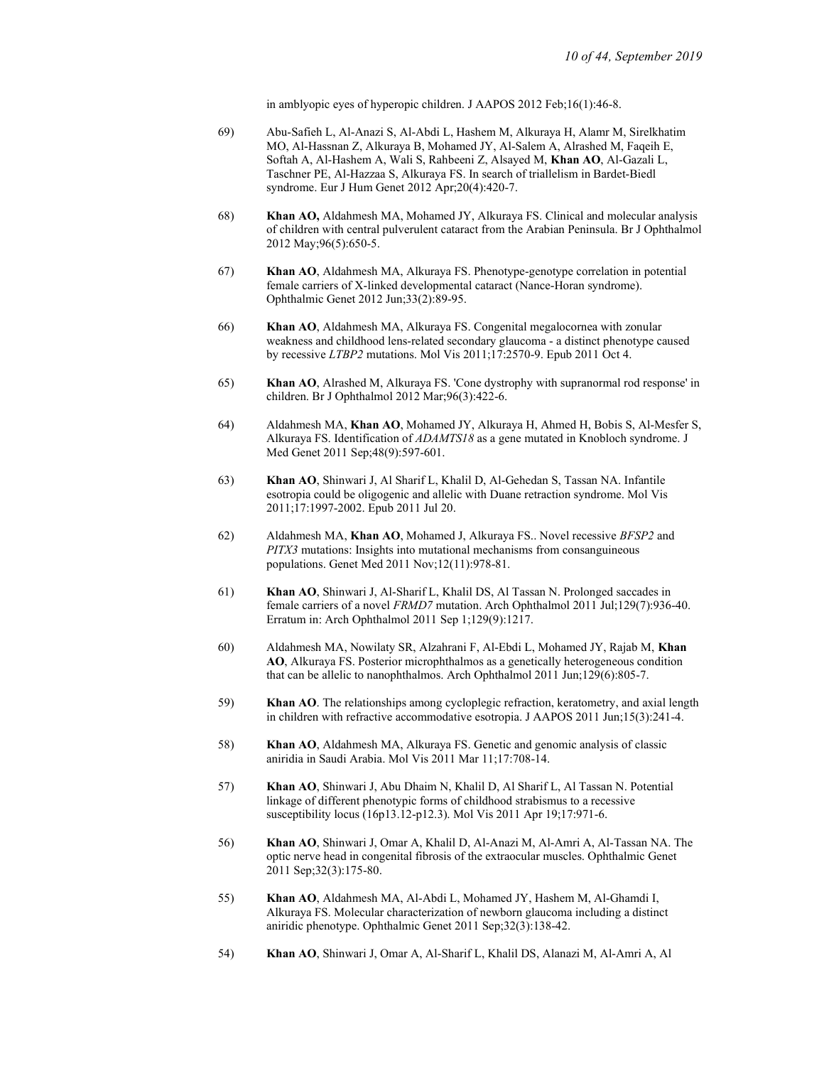in amblyopic eyes of hyperopic children. J AAPOS 2012 Feb;16(1):46-8.

69) Abu-Safieh L, Al-Anazi S, Al-Abdi L, Hashem M, Alkuraya H, Alamr M, Sirelkhatim MO, Al-Hassnan Z, Alkuraya B, Mohamed JY, Al-Salem A, Alrashed M, Faqeih E, Softah A, Al-Hashem A, Wali S, Rahbeeni Z, Alsayed M, **Khan AO**, Al-Gazali L, Taschner PE, Al-Hazzaa S, Alkuraya FS. In search of triallelism in Bardet-Biedl syndrome. Eur J Hum Genet 2012 Apr;20(4):420-7.

68) **Khan AO,** Aldahmesh MA, Mohamed JY, Alkuraya FS. Clinical and molecular analysis of children with central pulverulent cataract from the Arabian Peninsula. Br J Ophthalmol 2012 May;96(5):650-5.

67) **Khan AO**, Aldahmesh MA, Alkuraya FS. Phenotype-genotype correlation in potential female carriers of X-linked developmental cataract (Nance-Horan syndrome). Ophthalmic Genet 2012 Jun;33(2):89-95.

66) **Khan AO**, Aldahmesh MA, Alkuraya FS. Congenital megalocornea with zonular weakness and childhood lens-related secondary glaucoma - a distinct phenotype caused by recessive *LTBP2* mutations. Mol Vis 2011;17:2570-9. Epub 2011 Oct 4.

65) **Khan AO**, Alrashed M, Alkuraya FS. 'Cone dystrophy with supranormal rod response' in children. Br J Ophthalmol 2012 Mar;96(3):422-6.

64) Aldahmesh MA, **Khan AO**, Mohamed JY, Alkuraya H, Ahmed H, Bobis S, Al-Mesfer S, Alkuraya FS. Identification of *ADAMTS18* as a gene mutated in Knobloch syndrome. J Med Genet 2011 Sep;48(9):597-601.

63) **Khan AO**, Shinwari J, Al Sharif L, Khalil D, Al-Gehedan S, Tassan NA. Infantile esotropia could be oligogenic and allelic with Duane retraction syndrome. Mol Vis 2011;17:1997-2002. Epub 2011 Jul 20.

62) Aldahmesh MA, **Khan AO**, Mohamed J, Alkuraya FS.. Novel recessive *BFSP2* and *PITX3* mutations: Insights into mutational mechanisms from consanguineous populations. Genet Med 2011 Nov;12(11):978-81.

61) **Khan AO**, Shinwari J, Al-Sharif L, Khalil DS, Al Tassan N. Prolonged saccades in female carriers of a novel *FRMD7* mutation. Arch Ophthalmol 2011 Jul;129(7):936-40. Erratum in: Arch Ophthalmol 2011 Sep 1;129(9):1217.

60) Aldahmesh MA, Nowilaty SR, Alzahrani F, Al-Ebdi L, Mohamed JY, Rajab M, **Khan AO**, Alkuraya FS. Posterior microphthalmos as a genetically heterogeneous condition that can be allelic to nanophthalmos. Arch Ophthalmol 2011 Jun;129(6):805-7.

59) **Khan AO**. The relationships among cycloplegic refraction, keratometry, and axial length in children with refractive accommodative esotropia. J AAPOS 2011 Jun;15(3):241-4.

58) **Khan AO**, Aldahmesh MA, Alkuraya FS. Genetic and genomic analysis of classic aniridia in Saudi Arabia. Mol Vis 2011 Mar 11;17:708-14.

57) **Khan AO**, Shinwari J, Abu Dhaim N, Khalil D, Al Sharif L, Al Tassan N. Potential linkage of different phenotypic forms of childhood strabismus to a recessive susceptibility locus (16p13.12-p12.3). Mol Vis 2011 Apr 19;17:971-6.

56) **Khan AO**, Shinwari J, Omar A, Khalil D, Al-Anazi M, Al-Amri A, Al-Tassan NA. The optic nerve head in congenital fibrosis of the extraocular muscles. Ophthalmic Genet 2011 Sep;32(3):175-80.

55) **Khan AO**, Aldahmesh MA, Al-Abdi L, Mohamed JY, Hashem M, Al-Ghamdi I, Alkuraya FS. Molecular characterization of newborn glaucoma including a distinct aniridic phenotype. Ophthalmic Genet 2011 Sep;32(3):138-42.

54) **Khan AO**, Shinwari J, Omar A, Al-Sharif L, Khalil DS, Alanazi M, Al-Amri A, Al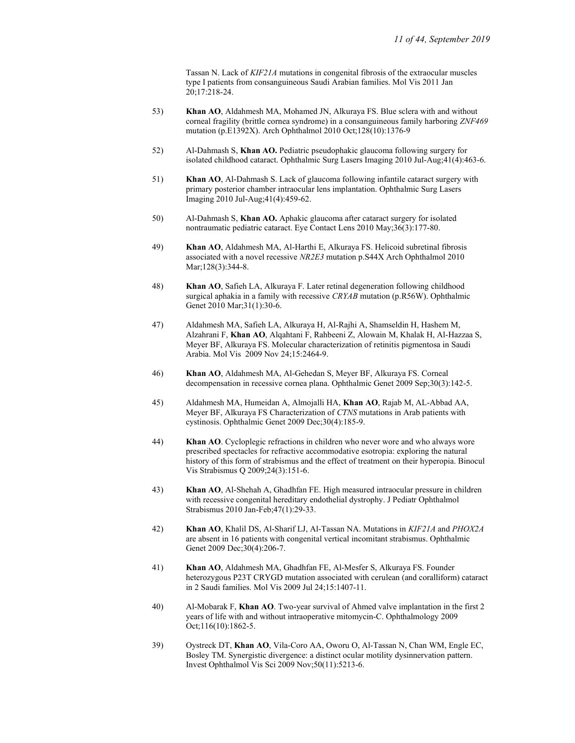Tassan N. Lack of *KIF21A* mutations in congenital fibrosis of the extraocular muscles type I patients from consanguineous Saudi Arabian families. Mol Vis 2011 Jan 20;17:218-24.

53) **Khan AO**, Aldahmesh MA, Mohamed JN, Alkuraya FS. Blue sclera with and without corneal fragility (brittle cornea syndrome) in a consanguineous family harboring *ZNF469* mutation (p.E1392X). Arch Ophthalmol 2010 Oct;128(10):1376-9

52) Al-Dahmash S, **Khan AO.** Pediatric pseudophakic glaucoma following surgery for isolated childhood cataract. Ophthalmic Surg Lasers Imaging 2010 Jul-Aug;41(4):463-6.

51) **Khan AO**, Al-Dahmash S. Lack of glaucoma following infantile cataract surgery with primary posterior chamber intraocular lens implantation. Ophthalmic Surg Lasers Imaging 2010 Jul-Aug;41(4):459-62.

50) Al-Dahmash S, **Khan AO.** Aphakic glaucoma after cataract surgery for isolated nontraumatic pediatric cataract. Eye Contact Lens 2010 May;36(3):177-80.

49) **Khan AO**, Aldahmesh MA, Al-Harthi E, Alkuraya FS. Helicoid subretinal fibrosis associated with a novel recessive *NR2E3* mutation p.S44X Arch Ophthalmol 2010 Mar;128(3):344-8.

48) **Khan AO**, Safieh LA, Alkuraya F. Later retinal degeneration following childhood surgical aphakia in a family with recessive *CRYAB* mutation (p.R56W). Ophthalmic Genet 2010 Mar;31(1):30-6.

47) Aldahmesh MA, Safieh LA, Alkuraya H, Al-Rajhi A, Shamseldin H, Hashem M, Alzahrani F, **Khan AO**, Alqahtani F, Rahbeeni Z, Alowain M, Khalak H, Al-Hazzaa S, Meyer BF, Alkuraya FS. Molecular characterization of retinitis pigmentosa in Saudi Arabia. Mol Vis 2009 Nov 24;15:2464-9.

46) **Khan AO**, Aldahmesh MA, Al-Gehedan S, Meyer BF, Alkuraya FS. Corneal decompensation in recessive cornea plana. Ophthalmic Genet 2009 Sep;30(3):142-5.

45) Aldahmesh MA, Humeidan A, Almojalli HA, **Khan AO**, Rajab M, AL-Abbad AA, Meyer BF, Alkuraya FS Characterization of *CTNS* mutations in Arab patients with cystinosis. Ophthalmic Genet 2009 Dec;30(4):185-9.

44) **Khan AO**. Cycloplegic refractions in children who never wore and who always wore prescribed spectacles for refractive accommodative esotropia: exploring the natural history of this form of strabismus and the effect of treatment on their hyperopia. Binocul Vis Strabismus Q 2009;24(3):151-6.

43) **Khan AO**, Al-Shehah A, Ghadhfan FE. High measured intraocular pressure in children with recessive congenital hereditary endothelial dystrophy. J Pediatr Ophthalmol Strabismus 2010 Jan-Feb;47(1):29-33.

42) **Khan AO**, Khalil DS, Al-Sharif LJ, Al-Tassan NA. Mutations in *KIF21A* and *PHOX2A* are absent in 16 patients with congenital vertical incomitant strabismus. Ophthalmic Genet 2009 Dec;30(4):206-7.

41) **Khan AO**, Aldahmesh MA, Ghadhfan FE, Al-Mesfer S, Alkuraya FS. Founder heterozygous P23T CRYGD mutation associated with cerulean (and coralliform) cataract in 2 Saudi families. Mol Vis 2009 Jul 24;15:1407-11.

40) Al-Mobarak F, **Khan AO**. Two-year survival of Ahmed valve implantation in the first 2 years of life with and without intraoperative mitomycin-C. Ophthalmology 2009 Oct;116(10):1862-5.

39) Oystreck DT, **Khan AO**, Vila-Coro AA, Oworu O, Al-Tassan N, Chan WM, Engle EC, Bosley TM. Synergistic divergence: a distinct ocular motility dysinnervation pattern. Invest Ophthalmol Vis Sci 2009 Nov;50(11):5213-6.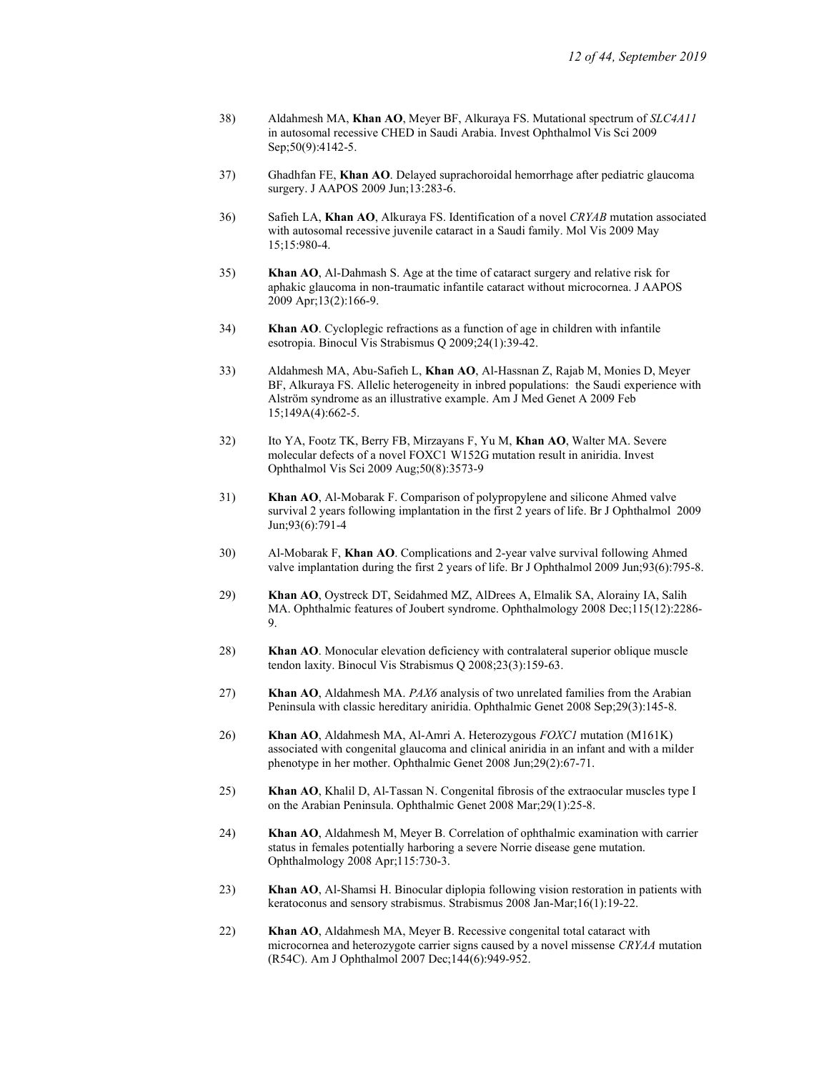38) Aldahmesh MA, **Khan AO**, Meyer BF, Alkuraya FS. Mutational spectrum of *SLC4A11* in autosomal recessive CHED in Saudi Arabia. Invest Ophthalmol Vis Sci 2009 Sep;50(9):4142-5.

37) Ghadhfan FE, **Khan AO**. Delayed suprachoroidal hemorrhage after pediatric glaucoma surgery. J AAPOS 2009 Jun;13:283-6.

36) Safieh LA, **Khan AO**, Alkuraya FS. Identification of a novel *CRYAB* mutation associated with autosomal recessive juvenile cataract in a Saudi family. Mol Vis 2009 May 15;15:980-4.

35) **Khan AO**, Al-Dahmash S. Age at the time of cataract surgery and relative risk for aphakic glaucoma in non-traumatic infantile cataract without microcornea. J AAPOS 2009 Apr;13(2):166-9.

34) **Khan AO**. Cycloplegic refractions as a function of age in children with infantile esotropia. Binocul Vis Strabismus Q 2009;24(1):39-42.

33) Aldahmesh MA, Abu-Safieh L, **Khan AO**, Al-Hassnan Z, Rajab M, Monies D, Meyer BF, Alkuraya FS. Allelic heterogeneity in inbred populations: the Saudi experience with Alström syndrome as an illustrative example. Am J Med Genet A 2009 Feb 15;149A(4):662-5.

32) Ito YA, Footz TK, Berry FB, Mirzayans F, Yu M, **Khan AO**, Walter MA. Severe molecular defects of a novel FOXC1 W152G mutation result in aniridia. Invest Ophthalmol Vis Sci 2009 Aug;50(8):3573-9

31) **Khan AO**, Al-Mobarak F. Comparison of polypropylene and silicone Ahmed valve survival 2 years following implantation in the first 2 years of life. Br J Ophthalmol 2009 Jun;93(6):791-4

30) Al-Mobarak F, **Khan AO**. Complications and 2-year valve survival following Ahmed valve implantation during the first 2 years of life. Br J Ophthalmol 2009 Jun;93(6):795-8.

29) **Khan AO**, Oystreck DT, Seidahmed MZ, AlDrees A, Elmalik SA, Alorainy IA, Salih MA. Ophthalmic features of Joubert syndrome. Ophthalmology 2008 Dec;115(12):2286-9.

28) **Khan AO**. Monocular elevation deficiency with contralateral superior oblique muscle tendon laxity. Binocul Vis Strabismus Q 2008;23(3):159-63.

27) **Khan AO**, Aldahmesh MA. *PAX6* analysis of two unrelated families from the Arabian Peninsula with classic hereditary aniridia. Ophthalmic Genet 2008 Sep;29(3):145-8.

26) **Khan AO**, Aldahmesh MA, Al-Amri A. Heterozygous *FOXC1* mutation (M161K) associated with congenital glaucoma and clinical aniridia in an infant and with a milder phenotype in her mother. Ophthalmic Genet 2008 Jun;29(2):67-71.

25) **Khan AO**, Khalil D, Al-Tassan N. Congenital fibrosis of the extraocular muscles type I on the Arabian Peninsula. Ophthalmic Genet 2008 Mar;29(1):25-8.

24) **Khan AO**, Aldahmesh M, Meyer B. Correlation of ophthalmic examination with carrier status in females potentially harboring a severe Norrie disease gene mutation. Ophthalmology 2008 Apr;115:730-3.

23) **Khan AO**, Al-Shamsi H. Binocular diplopia following vision restoration in patients with keratoconus and sensory strabismus. Strabismus 2008 Jan-Mar;16(1):19-22.

22) **Khan AO**, Aldahmesh MA, Meyer B. Recessive congenital total cataract with microcornea and heterozygote carrier signs caused by a novel missense *CRYAA* mutation (R54C). Am J Ophthalmol 2007 Dec;144(6):949-952.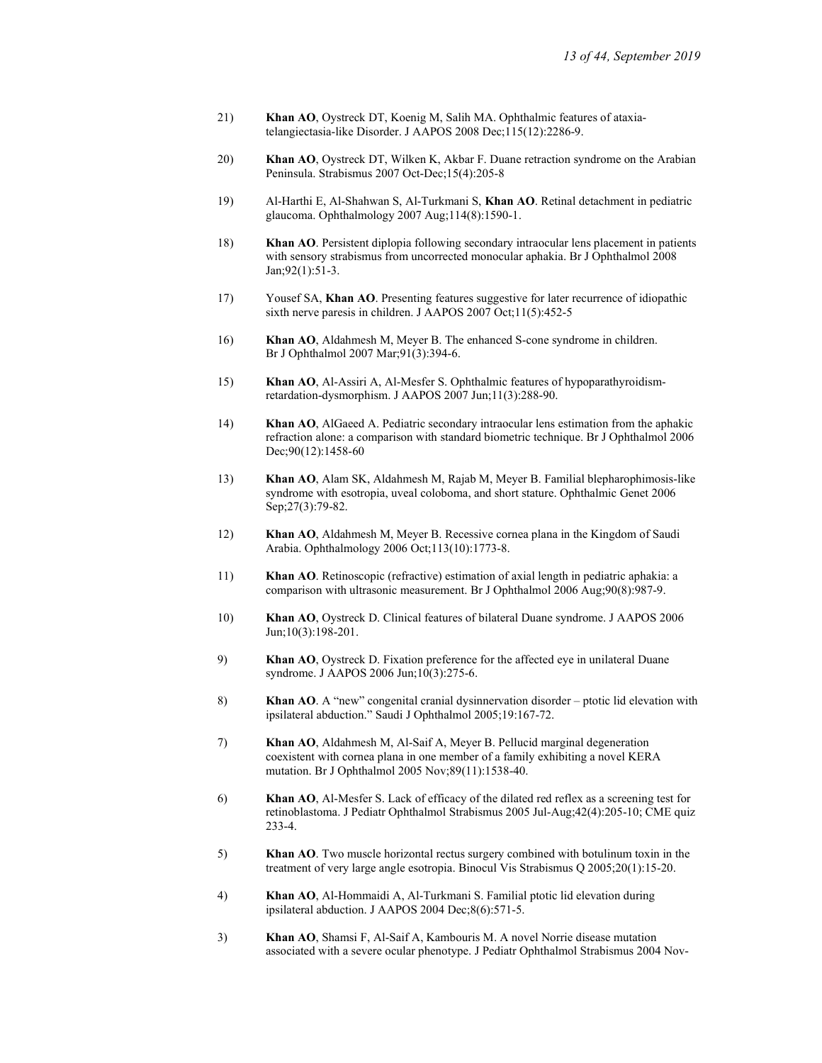21) **Khan AO**, Oystreck DT, Koenig M, Salih MA. Ophthalmic features of ataxia-telangiectasia-like Disorder. J AAPOS 2008 Dec;115(12):2286-9.

20) **Khan AO**, Oystreck DT, Wilken K, Akbar F. Duane retraction syndrome on the Arabian Peninsula. Strabismus 2007 Oct-Dec;15(4):205-8

19) Al-Harthi E, Al-Shahwan S, Al-Turkmani S, **Khan AO**. Retinal detachment in pediatric glaucoma. Ophthalmology 2007 Aug;114(8):1590-1.

18) **Khan AO**. Persistent diplopia following secondary intraocular lens placement in patients with sensory strabismus from uncorrected monocular aphakia. Br J Ophthalmol 2008 Jan;92(1):51-3.

17) Yousef SA, **Khan AO**. Presenting features suggestive for later recurrence of idiopathic sixth nerve paresis in children. J AAPOS 2007 Oct;11(5):452-5

16) **Khan AO**, Aldahmesh M, Meyer B. The enhanced S-cone syndrome in children. Br J Ophthalmol 2007 Mar;91(3):394-6.

15) **Khan AO**, Al-Assiri A, Al-Mesfer S. Ophthalmic features of hypoparathyroidism-retardation-dysmorphism. J AAPOS 2007 Jun;11(3):288-90.

14) **Khan AO**, AlGaeed A. Pediatric secondary intraocular lens estimation from the aphakic refraction alone: a comparison with standard biometric technique. Br J Ophthalmol 2006 Dec;90(12):1458-60

13) **Khan AO**, Alam SK, Aldahmesh M, Rajab M, Meyer B. Familial blepharophimosis-like syndrome with esotropia, uveal coloboma, and short stature. Ophthalmic Genet 2006 Sep;27(3):79-82.

12) **Khan AO**, Aldahmesh M, Meyer B. Recessive cornea plana in the Kingdom of Saudi Arabia. Ophthalmology 2006 Oct;113(10):1773-8.

11) **Khan AO**. Retinoscopic (refractive) estimation of axial length in pediatric aphakia: a comparison with ultrasonic measurement. Br J Ophthalmol 2006 Aug;90(8):987-9.

10) **Khan AO**, Oystreck D. Clinical features of bilateral Duane syndrome. J AAPOS 2006 Jun;10(3):198-201.

9) **Khan AO**, Oystreck D. Fixation preference for the affected eye in unilateral Duane syndrome. J AAPOS 2006 Jun;10(3):275-6.

8) **Khan AO**. A "new" congenital cranial dysinnervation disorder – ptotic lid elevation with ipsilateral abduction." Saudi J Ophthalmol 2005;19:167-72.

7) **Khan AO**, Aldahmesh M, Al-Saif A, Meyer B. Pellucid marginal degeneration coexistent with cornea plana in one member of a family exhibiting a novel KERA mutation. Br J Ophthalmol 2005 Nov;89(11):1538-40.

6) **Khan AO**, Al-Mesfer S. Lack of efficacy of the dilated red reflex as a screening test for retinoblastoma. J Pediatr Ophthalmol Strabismus 2005 Jul-Aug;42(4):205-10; CME quiz 233-4.

5) **Khan AO**. Two muscle horizontal rectus surgery combined with botulinum toxin in the treatment of very large angle esotropia. Binocul Vis Strabismus Q 2005;20(1):15-20.

4) **Khan AO**, Al-Hommaidi A, Al-Turkmani S. Familial ptotic lid elevation during ipsilateral abduction. J AAPOS 2004 Dec;8(6):571-5.

3) **Khan AO**, Shamsi F, Al-Saif A, Kambouris M. A novel Norrie disease mutation associated with a severe ocular phenotype. J Pediatr Ophthalmol Strabismus 2004 Nov-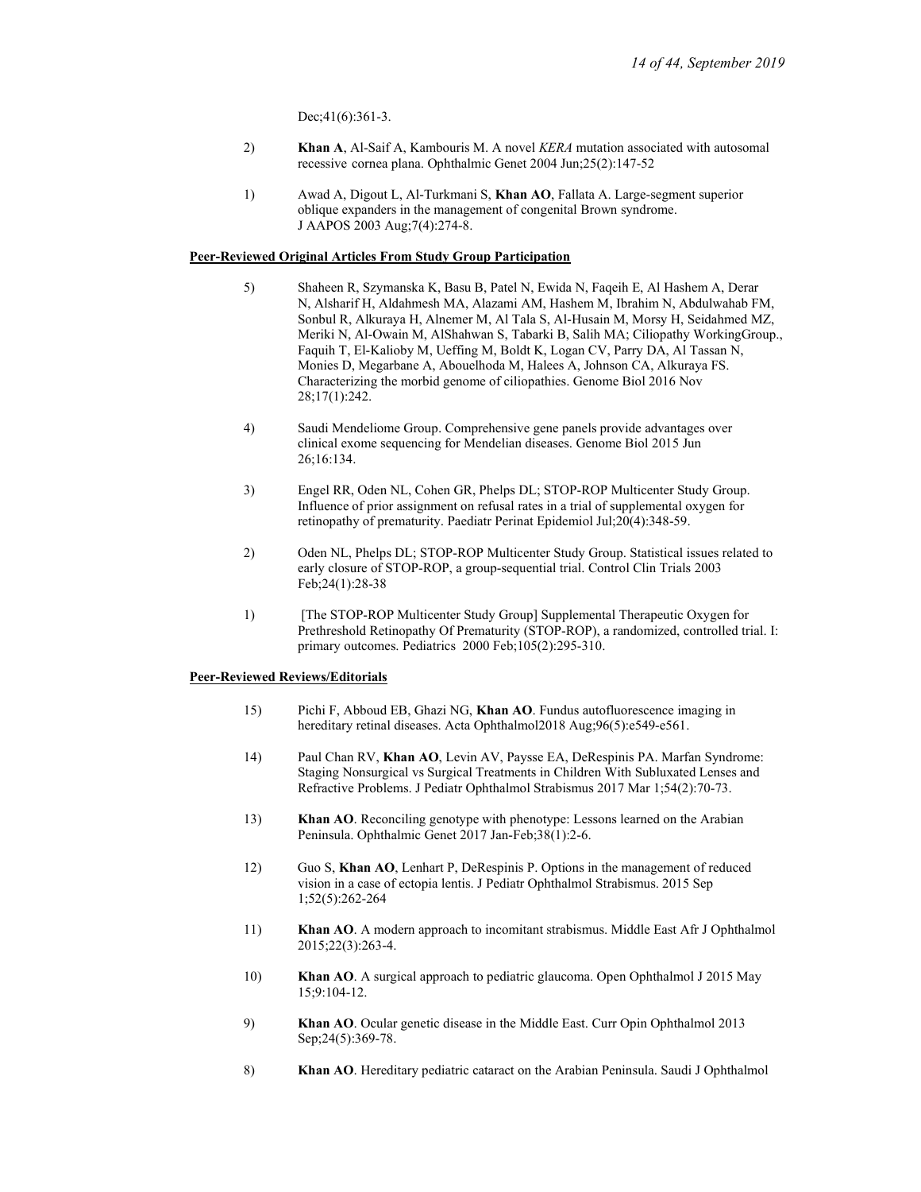Dec;41(6):361-3.

2) **Khan A**, Al-Saif A, Kambouris M. A novel *KERA* mutation associated with autosomal recessive cornea plana. Ophthalmic Genet 2004 Jun;25(2):147-52

1) Awad A, Digout L, Al-Turkmani S, **Khan AO**, Fallata A. Large-segment superior oblique expanders in the management of congenital Brown syndrome. J AAPOS 2003 Aug;7(4):274-8.

**Peer-Reviewed Original Articles From Study Group Participation**

5) Shaheen R, Szymanska K, Basu B, Patel N, Ewida N, Faqeih E, Al Hashem A, Derar N, Alsharif H, Aldahmesh MA, Alazami AM, Hashem M, Ibrahim N, Abdulwahab FM, Sonbul R, Alkuraya H, Alnemer M, Al Tala S, Al-Husain M, Morsy H, Seidahmed MZ, Meriki N, Al-Owain M, AlShahwan S, Tabarki B, Salih MA; Ciliopathy WorkingGroup., Faquih T, El-Kalioby M, Ueffing M, Boldt K, Logan CV, Parry DA, Al Tassan N, Monies D, Megarbane A, Abouelhoda M, Halees A, Johnson CA, Alkuraya FS. Characterizing the morbid genome of ciliopathies. Genome Biol 2016 Nov 28;17(1):242.

4) Saudi Mendeliome Group. Comprehensive gene panels provide advantages over clinical exome sequencing for Mendelian diseases. Genome Biol 2015 Jun 26;16:134.

3) Engel RR, Oden NL, Cohen GR, Phelps DL; STOP-ROP Multicenter Study Group. Influence of prior assignment on refusal rates in a trial of supplemental oxygen for retinopathy of prematurity. Paediatr Perinat Epidemiol Jul;20(4):348-59.

2) Oden NL, Phelps DL; STOP-ROP Multicenter Study Group. Statistical issues related to early closure of STOP-ROP, a group-sequential trial. Control Clin Trials 2003 Feb;24(1):28-38

1) [The STOP-ROP Multicenter Study Group] Supplemental Therapeutic Oxygen for Prethreshold Retinopathy Of Prematurity (STOP-ROP), a randomized, controlled trial. I: primary outcomes. Pediatrics 2000 Feb;105(2):295-310.

**Peer-Reviewed Reviews/Editorials**

15) Pichi F, Abboud EB, Ghazi NG, **Khan AO**. Fundus autofluorescence imaging in hereditary retinal diseases. Acta Ophthalmol2018 Aug;96(5):e549-e561.

14) Paul Chan RV, **Khan AO**, Levin AV, Paysse EA, DeRespinis PA. Marfan Syndrome: Staging Nonsurgical vs Surgical Treatments in Children With Subluxated Lenses and Refractive Problems. J Pediatr Ophthalmol Strabismus 2017 Mar 1;54(2):70-73.

13) **Khan AO**. Reconciling genotype with phenotype: Lessons learned on the Arabian Peninsula. Ophthalmic Genet 2017 Jan-Feb;38(1):2-6.

12) Guo S, **Khan AO**, Lenhart P, DeRespinis P. Options in the management of reduced vision in a case of ectopia lentis. J Pediatr Ophthalmol Strabismus. 2015 Sep 1;52(5):262-264

11) **Khan AO**. A modern approach to incomitant strabismus. Middle East Afr J Ophthalmol 2015;22(3):263-4.

10) **Khan AO**. A surgical approach to pediatric glaucoma. Open Ophthalmol J 2015 May 15;9:104-12.

9) **Khan AO**. Ocular genetic disease in the Middle East. Curr Opin Ophthalmol 2013 Sep;24(5):369-78.

8) **Khan AO**. Hereditary pediatric cataract on the Arabian Peninsula. Saudi J Ophthalmol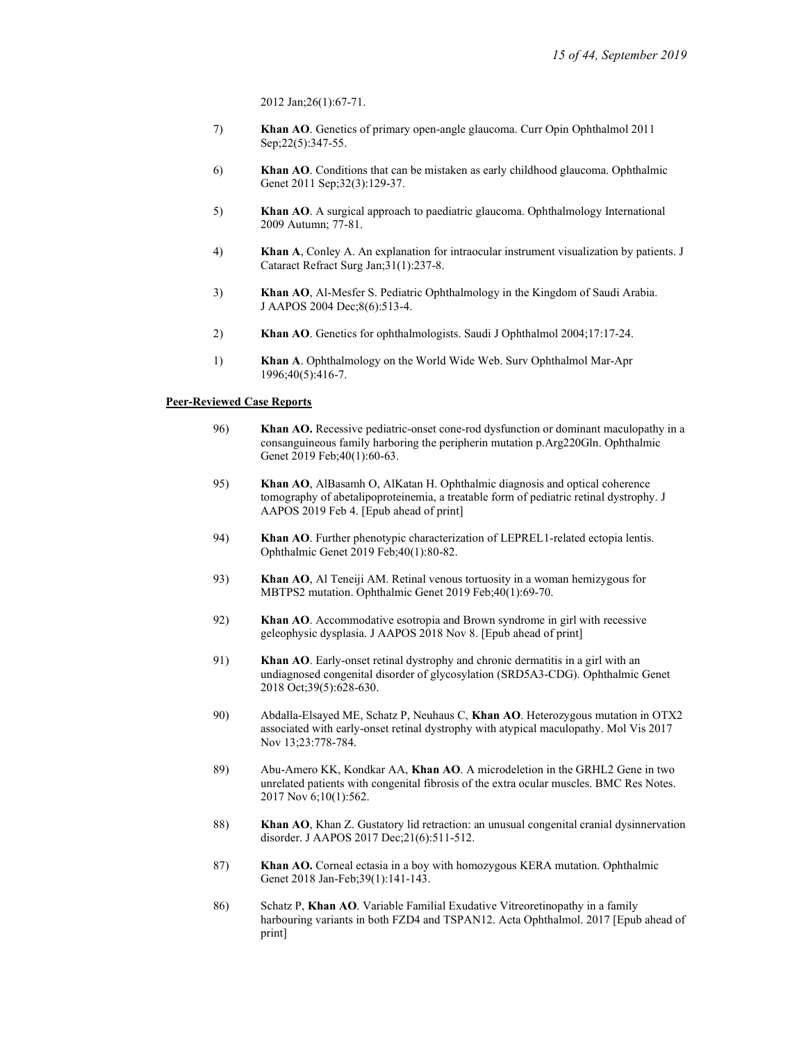2012 Jan;26(1):67-71.

7) **Khan AO**. Genetics of primary open-angle glaucoma. Curr Opin Ophthalmol 2011 Sep;22(5):347-55.

6) **Khan AO**. Conditions that can be mistaken as early childhood glaucoma. Ophthalmic Genet 2011 Sep;32(3):129-37.

5) **Khan AO**. A surgical approach to paediatric glaucoma. Ophthalmology International 2009 Autumn; 77-81.

4) **Khan A**, Conley A. An explanation for intraocular instrument visualization by patients. J Cataract Refract Surg Jan;31(1):237-8.

3) **Khan AO**, Al-Mesfer S. Pediatric Ophthalmology in the Kingdom of Saudi Arabia. J AAPOS 2004 Dec;8(6):513-4.

2) **Khan AO**. Genetics for ophthalmologists. Saudi J Ophthalmol 2004;17:17-24.

1) **Khan A**. Ophthalmology on the World Wide Web. Surv Ophthalmol Mar-Apr 1996;40(5):416-7.

**Peer-Reviewed Case Reports**

96) **Khan AO.** Recessive pediatric-onset cone-rod dysfunction or dominant maculopathy in a consanguineous family harboring the peripherin mutation p.Arg220Gln. Ophthalmic Genet 2019 Feb;40(1):60-63.

95) **Khan AO**, AlBasamh O, AlKatan H. Ophthalmic diagnosis and optical coherence tomography of abetalipoproteinemia, a treatable form of pediatric retinal dystrophy. J AAPOS 2019 Feb 4. [Epub ahead of print]

94) **Khan AO**. Further phenotypic characterization of LEPREL1-related ectopia lentis. Ophthalmic Genet 2019 Feb;40(1):80-82.

93) **Khan AO**, Al Teneiji AM. Retinal venous tortuosity in a woman hemizygous for MBTPS2 mutation. Ophthalmic Genet 2019 Feb;40(1):69-70.

92) **Khan AO**. Accommodative esotropia and Brown syndrome in girl with recessive geleophysic dysplasia. J AAPOS 2018 Nov 8. [Epub ahead of print]

91) **Khan AO**. Early-onset retinal dystrophy and chronic dermatitis in a girl with an undiagnosed congenital disorder of glycosylation (SRD5A3-CDG). Ophthalmic Genet 2018 Oct;39(5):628-630.

90) Abdalla-Elsayed ME, Schatz P, Neuhaus C, **Khan AO**. Heterozygous mutation in OTX2 associated with early-onset retinal dystrophy with atypical maculopathy. Mol Vis 2017 Nov 13;23:778-784.

89) Abu-Amero KK, Kondkar AA, **Khan AO**. A microdeletion in the GRHL2 Gene in two unrelated patients with congenital fibrosis of the extra ocular muscles. BMC Res Notes. 2017 Nov 6;10(1):562.

88) **Khan AO**, Khan Z. Gustatory lid retraction: an unusual congenital cranial dysinnervation disorder. J AAPOS 2017 Dec;21(6):511-512.

87) **Khan AO.** Corneal ectasia in a boy with homozygous KERA mutation. Ophthalmic Genet 2018 Jan-Feb;39(1):141-143.

86) Schatz P, **Khan AO**. Variable Familial Exudative Vitreoretinopathy in a family harbouring variants in both FZD4 and TSPAN12. Acta Ophthalmol. 2017 [Epub ahead of print]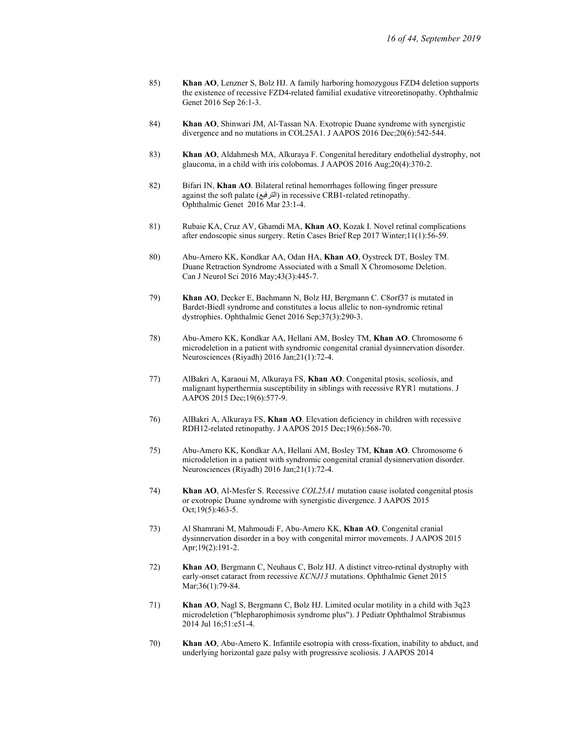85) **Khan AO**, Lenzner S, Bolz HJ. A family harboring homozygous FZD4 deletion supports the existence of recessive FZD4-related familial exudative vitreoretinopathy. Ophthalmic Genet 2016 Sep 26:1-3.

84) **Khan AO**, Shinwari JM, Al-Tassan NA. Exotropic Duane syndrome with synergistic divergence and no mutations in COL25A1. J AAPOS 2016 Dec;20(6):542-544.

83) **Khan AO**, Aldahmesh MA, Alkuraya F. Congenital hereditary endothelial dystrophy, not glaucoma, in a child with iris colobomas. J AAPOS 2016 Aug;20(4):370-2.

82) Bifari IN, **Khan AO**. Bilateral retinal hemorrhages following finger pressure against the soft palate (الترفيع) in recessive CRB1-related retinopathy. Ophthalmic Genet 2016 Mar 23:1-4.

81) Rubaie KA, Cruz AV, Ghamdi MA, **Khan AO**, Kozak I. Novel retinal complications after endoscopic sinus surgery. Retin Cases Brief Rep 2017 Winter;11(1):56-59.

80) Abu-Amero KK, Kondkar AA, Odan HA, **Khan AO**, Oystreck DT, Bosley TM. Duane Retraction Syndrome Associated with a Small X Chromosome Deletion. Can J Neurol Sci 2016 May;43(3):445-7.

79) **Khan AO**, Decker E, Bachmann N, Bolz HJ, Bergmann C. C8orf37 is mutated in Bardet-Biedl syndrome and constitutes a locus allelic to non-syndromic retinal dystrophies. Ophthalmic Genet 2016 Sep;37(3):290-3.

78) Abu-Amero KK, Kondkar AA, Hellani AM, Bosley TM, **Khan AO**. Chromosome 6 microdeletion in a patient with syndromic congenital cranial dysinnervation disorder. Neurosciences (Riyadh) 2016 Jan;21(1):72-4.

77) AlBakri A, Karaoui M, Alkuraya FS, **Khan AO**. Congenital ptosis, scoliosis, and malignant hyperthermia susceptibility in siblings with recessive RYR1 mutations. J AAPOS 2015 Dec;19(6):577-9.

76) AlBakri A, Alkuraya FS, **Khan AO**. Elevation deficiency in children with recessive RDH12-related retinopathy. J AAPOS 2015 Dec;19(6):568-70.

75) Abu-Amero KK, Kondkar AA, Hellani AM, Bosley TM, **Khan AO**. Chromosome 6 microdeletion in a patient with syndromic congenital cranial dysinnervation disorder. Neurosciences (Riyadh) 2016 Jan;21(1):72-4.

74) **Khan AO**, Al-Mesfer S. Recessive *COL25A1* mutation cause isolated congenital ptosis or exotropic Duane syndrome with synergistic divergence. J AAPOS 2015 Oct;19(5):463-5.

73) Al Shamrani M, Mahmoudi F, Abu-Amero KK, **Khan AO**. Congenital cranial dysinnervation disorder in a boy with congenital mirror movements. J AAPOS 2015 Apr;19(2):191-2.

72) **Khan AO**, Bergmann C, Neuhaus C, Bolz HJ. A distinct vitreo-retinal dystrophy with early-onset cataract from recessive *KCNJ13* mutations. Ophthalmic Genet 2015 Mar;36(1):79-84.

71) **Khan AO**, Nagl S, Bergmann C, Bolz HJ. Limited ocular motility in a child with 3q23 microdeletion ("blepharophimosis syndrome plus"). J Pediatr Ophthalmol Strabismus 2014 Jul 16;51:e51-4.

70) **Khan AO**, Abu-Amero K. Infantile esotropia with cross-fixation, inability to abduct, and underlying horizontal gaze palsy with progressive scoliosis. J AAPOS 2014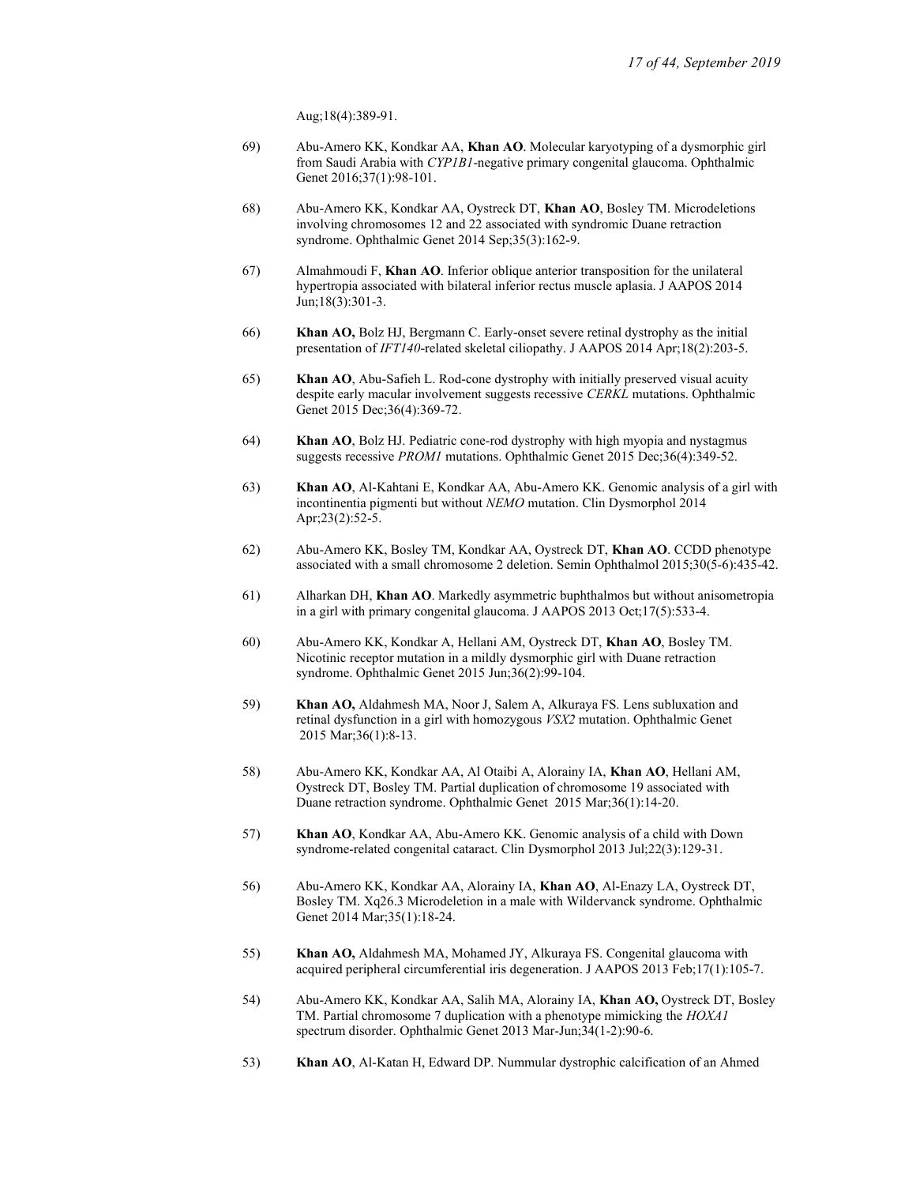Aug;18(4):389-91.

69) Abu-Amero KK, Kondkar AA, **Khan AO**. Molecular karyotyping of a dysmorphic girl from Saudi Arabia with *CYP1B1*-negative primary congenital glaucoma. Ophthalmic Genet 2016;37(1):98-101.

68) Abu-Amero KK, Kondkar AA, Oystreck DT, **Khan AO**, Bosley TM. Microdeletions involving chromosomes 12 and 22 associated with syndromic Duane retraction syndrome. Ophthalmic Genet 2014 Sep;35(3):162-9.

67) Almahmoudi F, **Khan AO**. Inferior oblique anterior transposition for the unilateral hypertropia associated with bilateral inferior rectus muscle aplasia. J AAPOS 2014 Jun;18(3):301-3.

66) **Khan AO,** Bolz HJ, Bergmann C. Early-onset severe retinal dystrophy as the initial presentation of *IFT140*-related skeletal ciliopathy. J AAPOS 2014 Apr;18(2):203-5.

65) **Khan AO**, Abu-Safieh L. Rod-cone dystrophy with initially preserved visual acuity despite early macular involvement suggests recessive *CERKL* mutations. Ophthalmic Genet 2015 Dec;36(4):369-72.

64) **Khan AO**, Bolz HJ. Pediatric cone-rod dystrophy with high myopia and nystagmus suggests recessive *PROM1* mutations. Ophthalmic Genet 2015 Dec;36(4):349-52.

63) **Khan AO**, Al-Kahtani E, Kondkar AA, Abu-Amero KK. Genomic analysis of a girl with incontinentia pigmenti but without *NEMO* mutation. Clin Dysmorphol 2014 Apr;23(2):52-5.

62) Abu-Amero KK, Bosley TM, Kondkar AA, Oystreck DT, **Khan AO**. CCDD phenotype associated with a small chromosome 2 deletion. Semin Ophthalmol 2015;30(5-6):435-42.

61) Alharkan DH, **Khan AO**. Markedly asymmetric buphthalmos but without anisometropia in a girl with primary congenital glaucoma. J AAPOS 2013 Oct;17(5):533-4.

60) Abu-Amero KK, Kondkar A, Hellani AM, Oystreck DT, **Khan AO**, Bosley TM. Nicotinic receptor mutation in a mildly dysmorphic girl with Duane retraction syndrome. Ophthalmic Genet 2015 Jun;36(2):99-104.

59) **Khan AO,** Aldahmesh MA, Noor J, Salem A, Alkuraya FS. Lens subluxation and retinal dysfunction in a girl with homozygous *VSX2* mutation. Ophthalmic Genet 2015 Mar;36(1):8-13.

58) Abu-Amero KK, Kondkar AA, Al Otaibi A, Alorainy IA, **Khan AO**, Hellani AM, Oystreck DT, Bosley TM. Partial duplication of chromosome 19 associated with Duane retraction syndrome. Ophthalmic Genet 2015 Mar;36(1):14-20.

57) **Khan AO**, Kondkar AA, Abu-Amero KK. Genomic analysis of a child with Down syndrome-related congenital cataract. Clin Dysmorphol 2013 Jul;22(3):129-31.

56) Abu-Amero KK, Kondkar AA, Alorainy IA, **Khan AO**, Al-Enazy LA, Oystreck DT, Bosley TM. Xq26.3 Microdeletion in a male with Wildervanck syndrome. Ophthalmic Genet 2014 Mar;35(1):18-24.

55) **Khan AO,** Aldahmesh MA, Mohamed JY, Alkuraya FS. Congenital glaucoma with acquired peripheral circumferential iris degeneration. J AAPOS 2013 Feb;17(1):105-7.

54) Abu-Amero KK, Kondkar AA, Salih MA, Alorainy IA, **Khan AO,** Oystreck DT, Bosley TM. Partial chromosome 7 duplication with a phenotype mimicking the *HOXA1* spectrum disorder. Ophthalmic Genet 2013 Mar-Jun;34(1-2):90-6.

53) **Khan AO**, Al-Katan H, Edward DP. Nummular dystrophic calcification of an Ahmed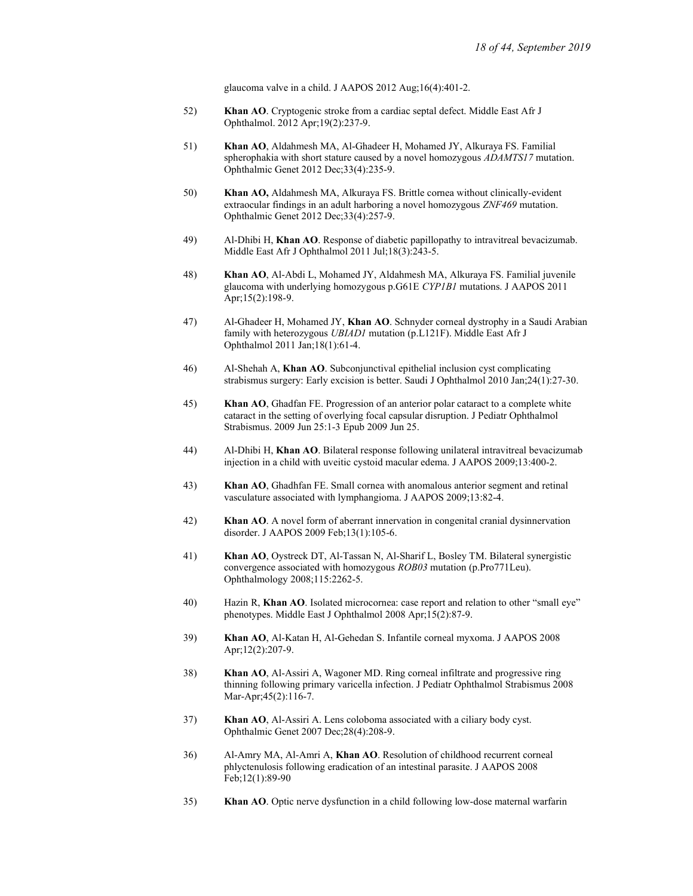glaucoma valve in a child. J AAPOS 2012 Aug;16(4):401-2.

52) **Khan AO**. Cryptogenic stroke from a cardiac septal defect. Middle East Afr J Ophthalmol. 2012 Apr;19(2):237-9.

51) **Khan AO**, Aldahmesh MA, Al-Ghadeer H, Mohamed JY, Alkuraya FS. Familial spherophakia with short stature caused by a novel homozygous *ADAMTS17* mutation. Ophthalmic Genet 2012 Dec;33(4):235-9.

50) **Khan AO,** Aldahmesh MA, Alkuraya FS. Brittle cornea without clinically-evident extraocular findings in an adult harboring a novel homozygous *ZNF469* mutation. Ophthalmic Genet 2012 Dec;33(4):257-9.

49) Al-Dhibi H, **Khan AO**. Response of diabetic papillopathy to intravitreal bevacizumab. Middle East Afr J Ophthalmol 2011 Jul;18(3):243-5.

48) **Khan AO**, Al-Abdi L, Mohamed JY, Aldahmesh MA, Alkuraya FS. Familial juvenile glaucoma with underlying homozygous p.G61E *CYP1B1* mutations. J AAPOS 2011 Apr;15(2):198-9.

47) Al-Ghadeer H, Mohamed JY, **Khan AO**. Schnyder corneal dystrophy in a Saudi Arabian family with heterozygous *UBIAD1* mutation (p.L121F). Middle East Afr J Ophthalmol 2011 Jan;18(1):61-4.

46) Al-Shehah A, **Khan AO**. Subconjunctival epithelial inclusion cyst complicating strabismus surgery: Early excision is better. Saudi J Ophthalmol 2010 Jan;24(1):27-30.

45) **Khan AO**, Ghadfan FE. Progression of an anterior polar cataract to a complete white cataract in the setting of overlying focal capsular disruption. J Pediatr Ophthalmol Strabismus. 2009 Jun 25:1-3 Epub 2009 Jun 25.

44) Al-Dhibi H, **Khan AO**. Bilateral response following unilateral intravitreal bevacizumab injection in a child with uveitic cystoid macular edema. J AAPOS 2009;13:400-2.

43) **Khan AO**, Ghadhfan FE. Small cornea with anomalous anterior segment and retinal vasculature associated with lymphangioma. J AAPOS 2009;13:82-4.

42) **Khan AO**. A novel form of aberrant innervation in congenital cranial dysinnervation disorder. J AAPOS 2009 Feb;13(1):105-6.

41) **Khan AO**, Oystreck DT, Al-Tassan N, Al-Sharif L, Bosley TM. Bilateral synergistic convergence associated with homozygous *ROB03* mutation (p.Pro771Leu). Ophthalmology 2008;115:2262-5.

40) Hazin R, **Khan AO**. Isolated microcornea: case report and relation to other "small eye" phenotypes. Middle East J Ophthalmol 2008 Apr;15(2):87-9.

39) **Khan AO**, Al-Katan H, Al-Gehedan S. Infantile corneal myxoma. J AAPOS 2008 Apr;12(2):207-9.

38) **Khan AO**, Al-Assiri A, Wagoner MD. Ring corneal infiltrate and progressive ring thinning following primary varicella infection. J Pediatr Ophthalmol Strabismus 2008 Mar-Apr;45(2):116-7.

37) **Khan AO**, Al-Assiri A. Lens coloboma associated with a ciliary body cyst. Ophthalmic Genet 2007 Dec;28(4):208-9.

36) Al-Amry MA, Al-Amri A, **Khan AO**. Resolution of childhood recurrent corneal phlyctenulosis following eradication of an intestinal parasite. J AAPOS 2008 Feb;12(1):89-90

35) **Khan AO**. Optic nerve dysfunction in a child following low-dose maternal warfarin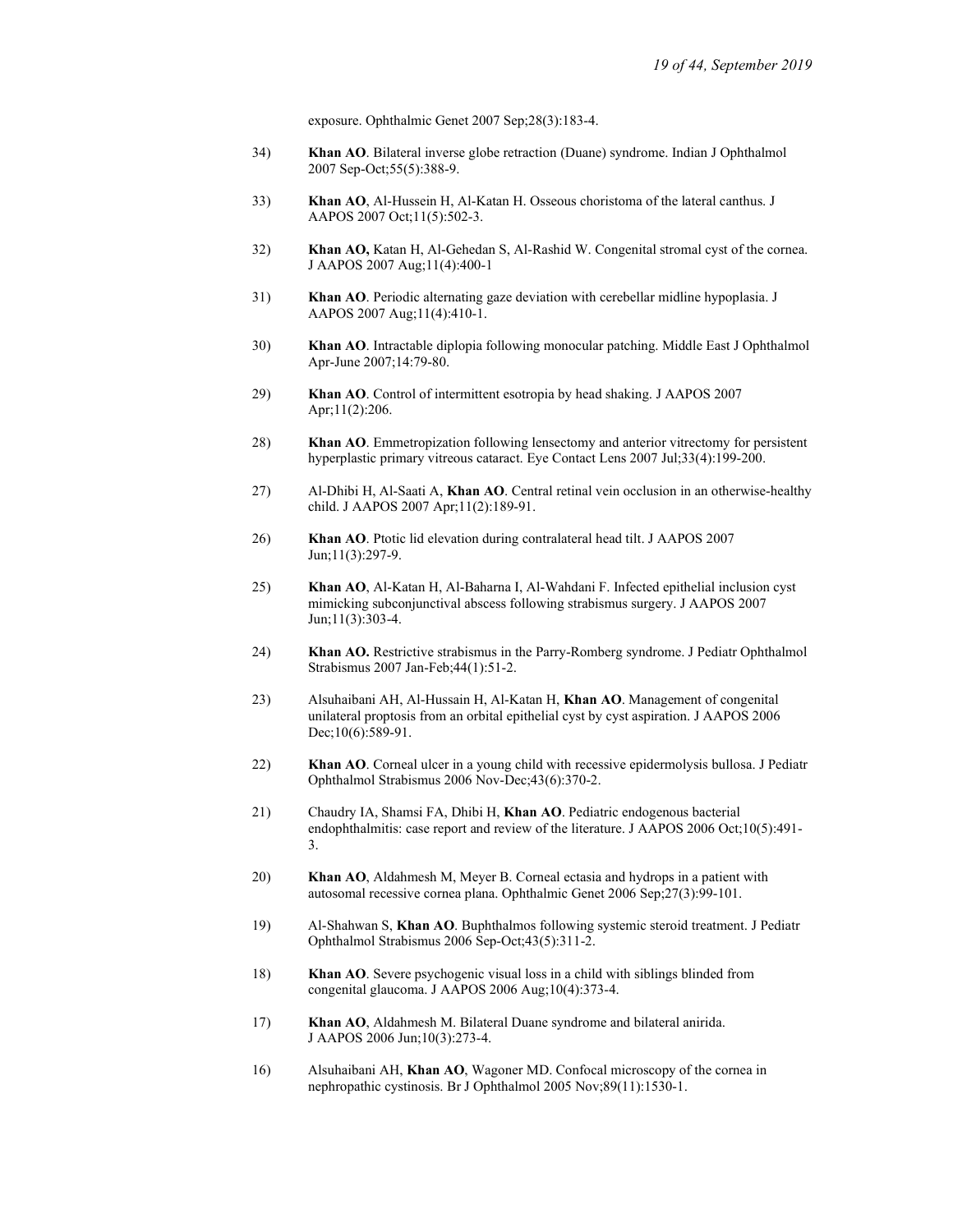exposure. Ophthalmic Genet 2007 Sep;28(3):183-4.

34) **Khan AO**. Bilateral inverse globe retraction (Duane) syndrome. Indian J Ophthalmol 2007 Sep-Oct;55(5):388-9.

33) **Khan AO**, Al-Hussein H, Al-Katan H. Osseous choristoma of the lateral canthus. J AAPOS 2007 Oct;11(5):502-3.

32) **Khan AO,** Katan H, Al-Gehedan S, Al-Rashid W. Congenital stromal cyst of the cornea. J AAPOS 2007 Aug;11(4):400-1

31) **Khan AO**. Periodic alternating gaze deviation with cerebellar midline hypoplasia. J AAPOS 2007 Aug;11(4):410-1.

30) **Khan AO**. Intractable diplopia following monocular patching. Middle East J Ophthalmol Apr-June 2007;14:79-80.

29) **Khan AO**. Control of intermittent esotropia by head shaking. J AAPOS 2007 Apr;11(2):206.

28) **Khan AO**. Emmetropization following lensectomy and anterior vitrectomy for persistent hyperplastic primary vitreous cataract. Eye Contact Lens 2007 Jul;33(4):199-200.

27) Al-Dhibi H, Al-Saati A, **Khan AO**. Central retinal vein occlusion in an otherwise-healthy child. J AAPOS 2007 Apr;11(2):189-91.

26) **Khan AO**. Ptotic lid elevation during contralateral head tilt. J AAPOS 2007 Jun;11(3):297-9.

25) **Khan AO**, Al-Katan H, Al-Baharna I, Al-Wahdani F. Infected epithelial inclusion cyst mimicking subconjunctival abscess following strabismus surgery. J AAPOS 2007 Jun;11(3):303-4.

24) **Khan AO.** Restrictive strabismus in the Parry-Romberg syndrome. J Pediatr Ophthalmol Strabismus 2007 Jan-Feb;44(1):51-2.

23) Alsuhaibani AH, Al-Hussain H, Al-Katan H, **Khan AO**. Management of congenital unilateral proptosis from an orbital epithelial cyst by cyst aspiration. J AAPOS 2006 Dec;10(6):589-91.

22) **Khan AO**. Corneal ulcer in a young child with recessive epidermolysis bullosa. J Pediatr Ophthalmol Strabismus 2006 Nov-Dec;43(6):370-2.

21) Chaudry IA, Shamsi FA, Dhibi H, **Khan AO**. Pediatric endogenous bacterial endophthalmitis: case report and review of the literature. J AAPOS 2006 Oct;10(5):491-3.

20) **Khan AO**, Aldahmesh M, Meyer B. Corneal ectasia and hydrops in a patient with autosomal recessive cornea plana. Ophthalmic Genet 2006 Sep;27(3):99-101.

19) Al-Shahwan S, **Khan AO**. Buphthalmos following systemic steroid treatment. J Pediatr Ophthalmol Strabismus 2006 Sep-Oct;43(5):311-2.

18) **Khan AO**. Severe psychogenic visual loss in a child with siblings blinded from congenital glaucoma. J AAPOS 2006 Aug;10(4):373-4.

17) **Khan AO**, Aldahmesh M. Bilateral Duane syndrome and bilateral aniridia. J AAPOS 2006 Jun;10(3):273-4.

16) Alsuhaibani AH, **Khan AO**, Wagoner MD. Confocal microscopy of the cornea in nephropathic cystinosis. Br J Ophthalmol 2005 Nov;89(11):1530-1.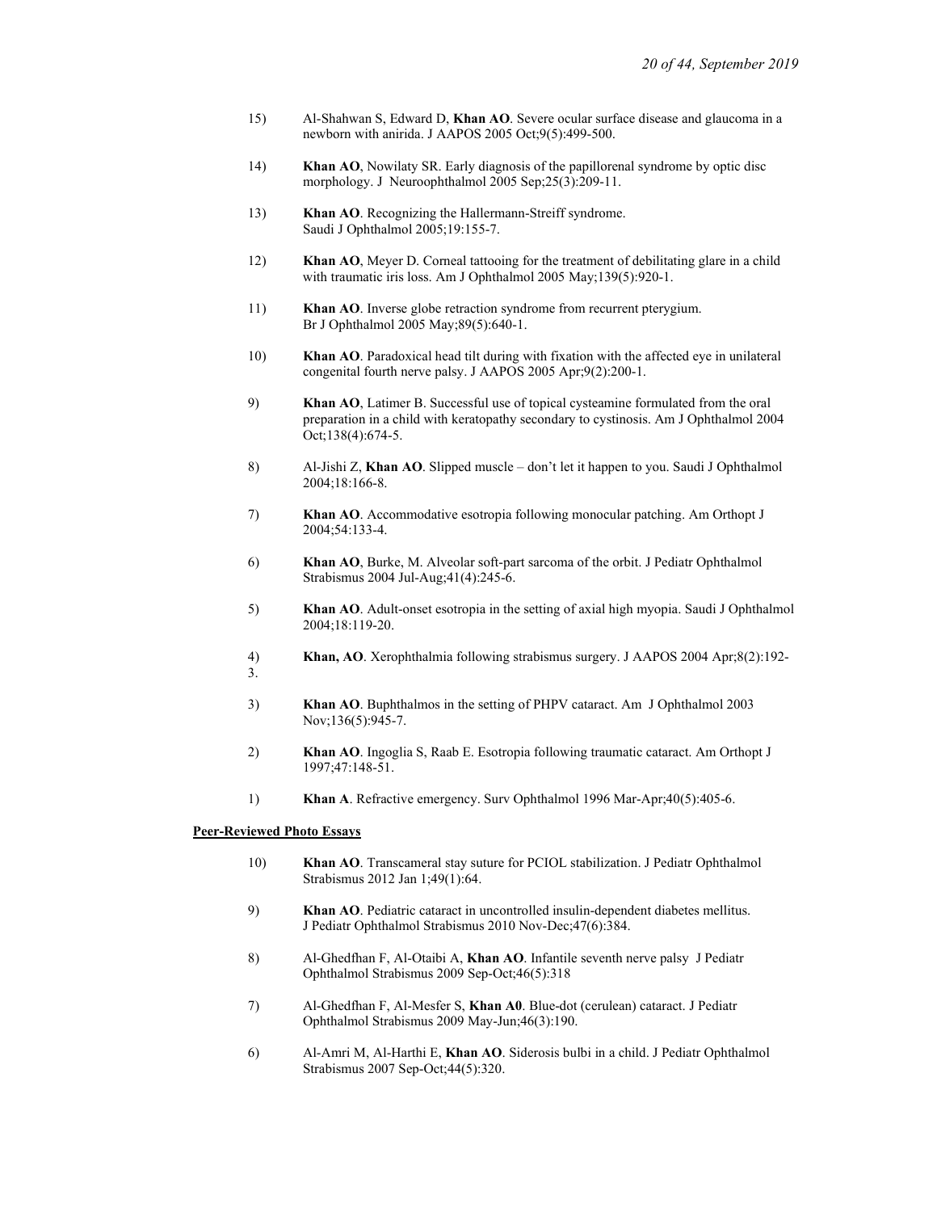15) Al-Shahwan S, Edward D, **Khan AO**. Severe ocular surface disease and glaucoma in a newborn with anirida. J AAPOS 2005 Oct;9(5):499-500.

14) **Khan AO**, Nowilaty SR. Early diagnosis of the papillorenal syndrome by optic disc morphology. J Neuroophthalmol 2005 Sep;25(3):209-11.

13) **Khan AO**. Recognizing the Hallermann-Streiff syndrome. Saudi J Ophthalmol 2005;19:155-7.

12) **Khan AO**, Meyer D. Corneal tattooing for the treatment of debilitating glare in a child with traumatic iris loss. Am J Ophthalmol 2005 May;139(5):920-1.

11) **Khan AO**. Inverse globe retraction syndrome from recurrent pterygium. Br J Ophthalmol 2005 May;89(5):640-1.

10) **Khan AO**. Paradoxical head tilt during with fixation with the affected eye in unilateral congenital fourth nerve palsy. J AAPOS 2005 Apr;9(2):200-1.

9) **Khan AO**, Latimer B. Successful use of topical cysteamine formulated from the oral preparation in a child with keratopathy secondary to cystinosis. Am J Ophthalmol 2004 Oct;138(4):674-5.

8) Al-Jishi Z, **Khan AO**. Slipped muscle – don't let it happen to you. Saudi J Ophthalmol 2004;18:166-8.

7) **Khan AO**. Accommodative esotropia following monocular patching. Am Orthopt J 2004;54:133-4.

6) **Khan AO**, Burke, M. Alveolar soft-part sarcoma of the orbit. J Pediatr Ophthalmol Strabismus 2004 Jul-Aug;41(4):245-6.

5) **Khan AO**. Adult-onset esotropia in the setting of axial high myopia. Saudi J Ophthalmol 2004;18:119-20.

4) **Khan, AO**. Xerophthalmia following strabismus surgery. J AAPOS 2004 Apr;8(2):192-3.

3) **Khan AO**. Buphthalmos in the setting of PHPV cataract. Am J Ophthalmol 2003 Nov;136(5):945-7.

2) **Khan AO**. Ingoglia S, Raab E. Esotropia following traumatic cataract. Am Orthopt J 1997;47:148-51.

1) **Khan A**. Refractive emergency. Surv Ophthalmol 1996 Mar-Apr;40(5):405-6.

**Peer-Reviewed Photo Essays**

10) **Khan AO**. Transcameral stay suture for PCIOL stabilization. J Pediatr Ophthalmol Strabismus 2012 Jan 1;49(1):64.

9) **Khan AO**. Pediatric cataract in uncontrolled insulin-dependent diabetes mellitus. J Pediatr Ophthalmol Strabismus 2010 Nov-Dec;47(6):384.

8) Al-Ghedfhan F, Al-Otaibi A, **Khan AO**. Infantile seventh nerve palsy J Pediatr Ophthalmol Strabismus 2009 Sep-Oct;46(5):318

7) Al-Ghedfhan F, Al-Mesfer S, **Khan A0**. Blue-dot (cerulean) cataract. J Pediatr Ophthalmol Strabismus 2009 May-Jun;46(3):190.

6) Al-Amri M, Al-Harthi E, **Khan AO**. Siderosis bulbi in a child. J Pediatr Ophthalmol Strabismus 2007 Sep-Oct;44(5):320.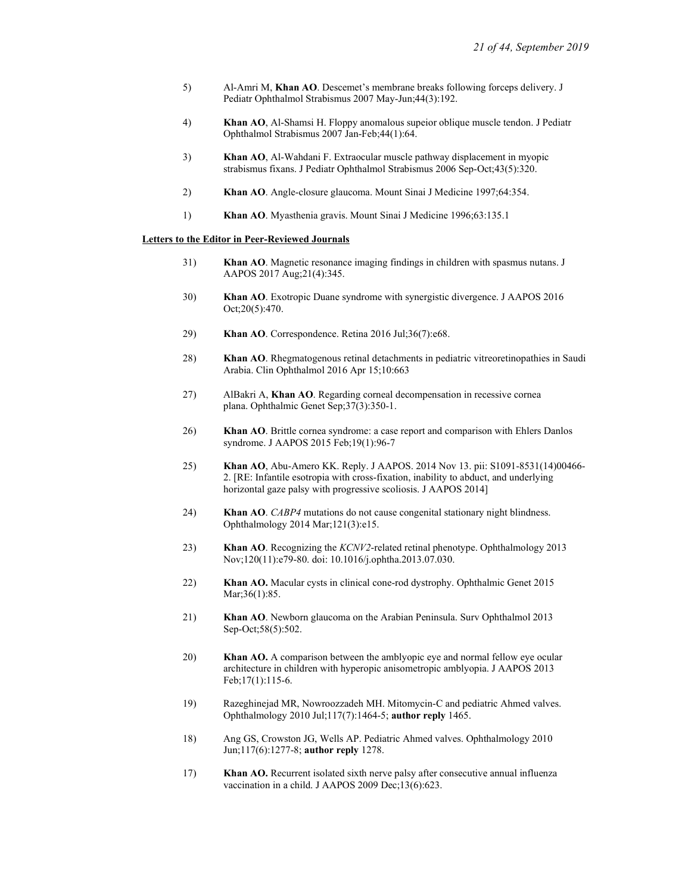5) Al-Amri M, **Khan AO**. Descemet's membrane breaks following forceps delivery. J Pediatr Ophthalmol Strabismus 2007 May-Jun;44(3):192.

4) **Khan AO**, Al-Shamsi H. Floppy anomalous supeior oblique muscle tendon. J Pediatr Ophthalmol Strabismus 2007 Jan-Feb;44(1):64.

3) **Khan AO**, Al-Wahdani F. Extraocular muscle pathway displacement in myopic strabismus fixans. J Pediatr Ophthalmol Strabismus 2006 Sep-Oct;43(5):320.

2) **Khan AO**. Angle-closure glaucoma. Mount Sinai J Medicine 1997;64:354.

1) **Khan AO**. Myasthenia gravis. Mount Sinai J Medicine 1996;63:135.1

**Letters to the Editor in Peer-Reviewed Journals**

31) **Khan AO**. Magnetic resonance imaging findings in children with spasmus nutans. J AAPOS 2017 Aug;21(4):345.

30) **Khan AO**. Exotropic Duane syndrome with synergistic divergence. J AAPOS 2016 Oct;20(5):470.

29) **Khan AO**. Correspondence. Retina 2016 Jul;36(7):e68.

28) **Khan AO**. Rhegmatogenous retinal detachments in pediatric vitreoretinopathies in Saudi Arabia. Clin Ophthalmol 2016 Apr 15;10:663

27) AlBakri A, **Khan AO**. Regarding corneal decompensation in recessive cornea plana. Ophthalmic Genet Sep;37(3):350-1.

26) **Khan AO**. Brittle cornea syndrome: a case report and comparison with Ehlers Danlos syndrome. J AAPOS 2015 Feb;19(1):96-7

25) **Khan AO**, Abu-Amero KK. Reply. J AAPOS. 2014 Nov 13. pii: S1091-8531(14)00466-2. [RE: Infantile esotropia with cross-fixation, inability to abduct, and underlying horizontal gaze palsy with progressive scoliosis. J AAPOS 2014]

24) **Khan AO**. *CABP4* mutations do not cause congenital stationary night blindness. Ophthalmology 2014 Mar;121(3):e15.

23) **Khan AO**. Recognizing the *KCNV2*-related retinal phenotype. Ophthalmology 2013 Nov;120(11):e79-80. doi: 10.1016/j.ophtha.2013.07.030.

22) **Khan AO.** Macular cysts in clinical cone-rod dystrophy. Ophthalmic Genet 2015 Mar;36(1):85.

21) **Khan AO**. Newborn glaucoma on the Arabian Peninsula. Surv Ophthalmol 2013 Sep-Oct;58(5):502.

20) **Khan AO.** A comparison between the amblyopic eye and normal fellow eye ocular architecture in children with hyperopic anisometropic amblyopia. J AAPOS 2013 Feb;17(1):115-6.

19) Razeghinejad MR, Nowroozzadeh MH. Mitomycin-C and pediatric Ahmed valves. Ophthalmology 2010 Jul;117(7):1464-5; **author reply** 1465.

18) Ang GS, Crowston JG, Wells AP. Pediatric Ahmed valves. Ophthalmology 2010 Jun;117(6):1277-8; **author reply** 1278.

17) **Khan AO.** Recurrent isolated sixth nerve palsy after consecutive annual influenza vaccination in a child. J AAPOS 2009 Dec;13(6):623.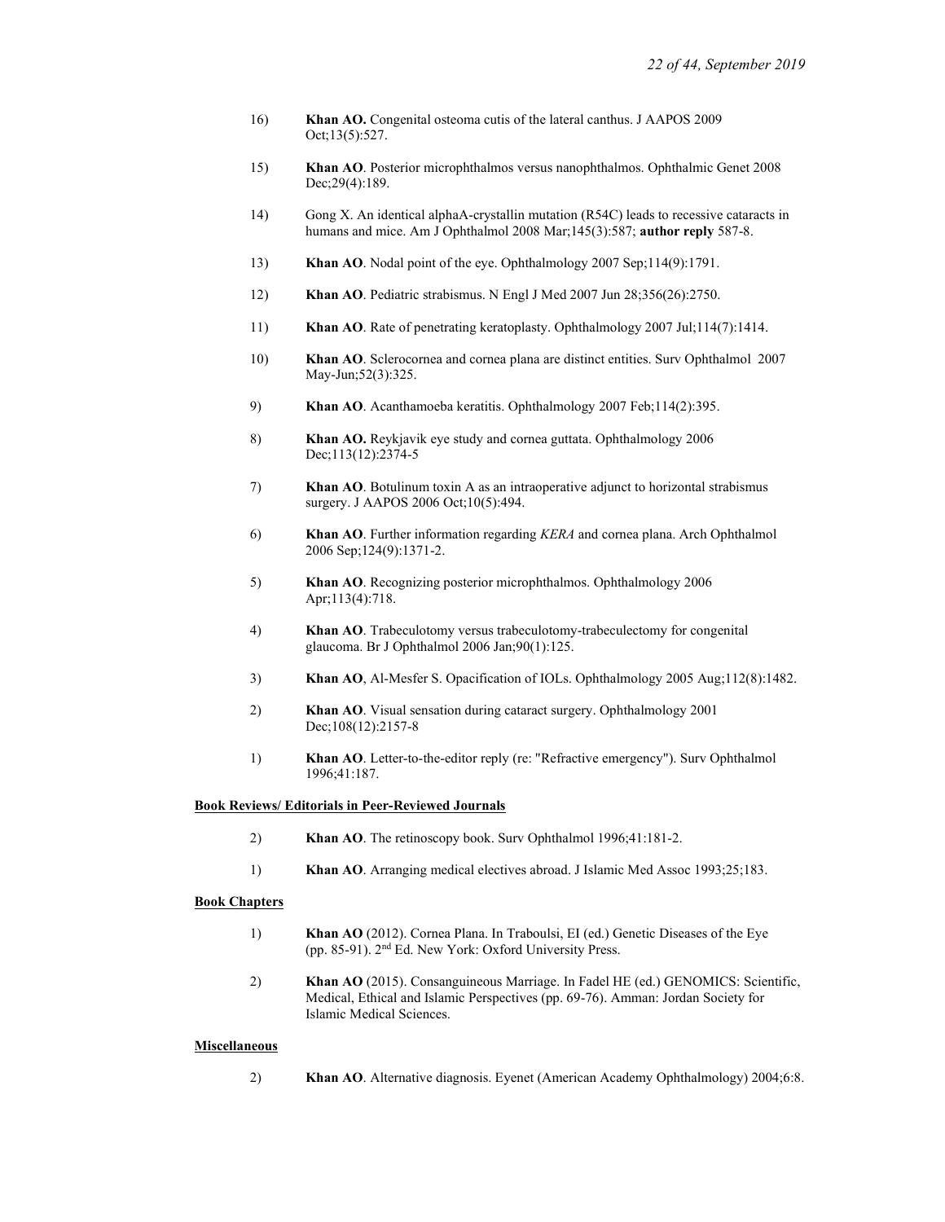16) **Khan AO.** Congenital osteoma cutis of the lateral canthus. J AAPOS 2009 Oct;13(5):527.

15) **Khan AO**. Posterior microphthalmos versus nanophthalmos. Ophthalmic Genet 2008 Dec;29(4):189.

14) Gong X. An identical alphaA-crystallin mutation (R54C) leads to recessive cataracts in humans and mice. Am J Ophthalmol 2008 Mar;145(3):587; **author reply** 587-8.

13) **Khan AO**. Nodal point of the eye. Ophthalmology 2007 Sep;114(9):1791.

12) **Khan AO**. Pediatric strabismus. N Engl J Med 2007 Jun 28;356(26):2750.

11) **Khan AO**. Rate of penetrating keratoplasty. Ophthalmology 2007 Jul;114(7):1414.

10) **Khan AO**. Sclerocornea and cornea plana are distinct entities. Surv Ophthalmol 2007 May-Jun;52(3):325.

9) **Khan AO**. Acanthamoeba keratitis. Ophthalmology 2007 Feb;114(2):395.

8) **Khan AO.** Reykjavik eye study and cornea guttata. Ophthalmology 2006 Dec;113(12):2374-5

7) **Khan AO**. Botulinum toxin A as an intraoperative adjunct to horizontal strabismus surgery. J AAPOS 2006 Oct;10(5):494.

6) **Khan AO**. Further information regarding *KERA* and cornea plana. Arch Ophthalmol 2006 Sep;124(9):1371-2.

5) **Khan AO**. Recognizing posterior microphthalmos. Ophthalmology 2006 Apr;113(4):718.

4) **Khan AO**. Trabeculotomy versus trabeculotomy-trabeculectomy for congenital glaucoma. Br J Ophthalmol 2006 Jan;90(1):125.

3) **Khan AO**, Al-Mesfer S. Opacification of IOLs. Ophthalmology 2005 Aug;112(8):1482.

2) **Khan AO**. Visual sensation during cataract surgery. Ophthalmology 2001 Dec;108(12):2157-8

1) **Khan AO**. Letter-to-the-editor reply (re: "Refractive emergency"). Surv Ophthalmol 1996;41:187.

**Book Reviews/ Editorials in Peer-Reviewed Journals**

2) **Khan AO**. The retinoscopy book. Surv Ophthalmol 1996;41:181-2.

1) **Khan AO**. Arranging medical electives abroad. J Islamic Med Assoc 1993;25;183.

**Book Chapters**

1) **Khan AO** (2012). Cornea Plana. In Traboulsi, EI (ed.) Genetic Diseases of the Eye (pp. 85-91). 2nd Ed. New York: Oxford University Press.

2) **Khan AO** (2015). Consanguineous Marriage. In Fadel HE (ed.) GENOMICS: Scientific, Medical, Ethical and Islamic Perspectives (pp. 69-76). Amman: Jordan Society for Islamic Medical Sciences.

**Miscellaneous**

2) **Khan AO**. Alternative diagnosis. Eyenet (American Academy Ophthalmology) 2004;6:8.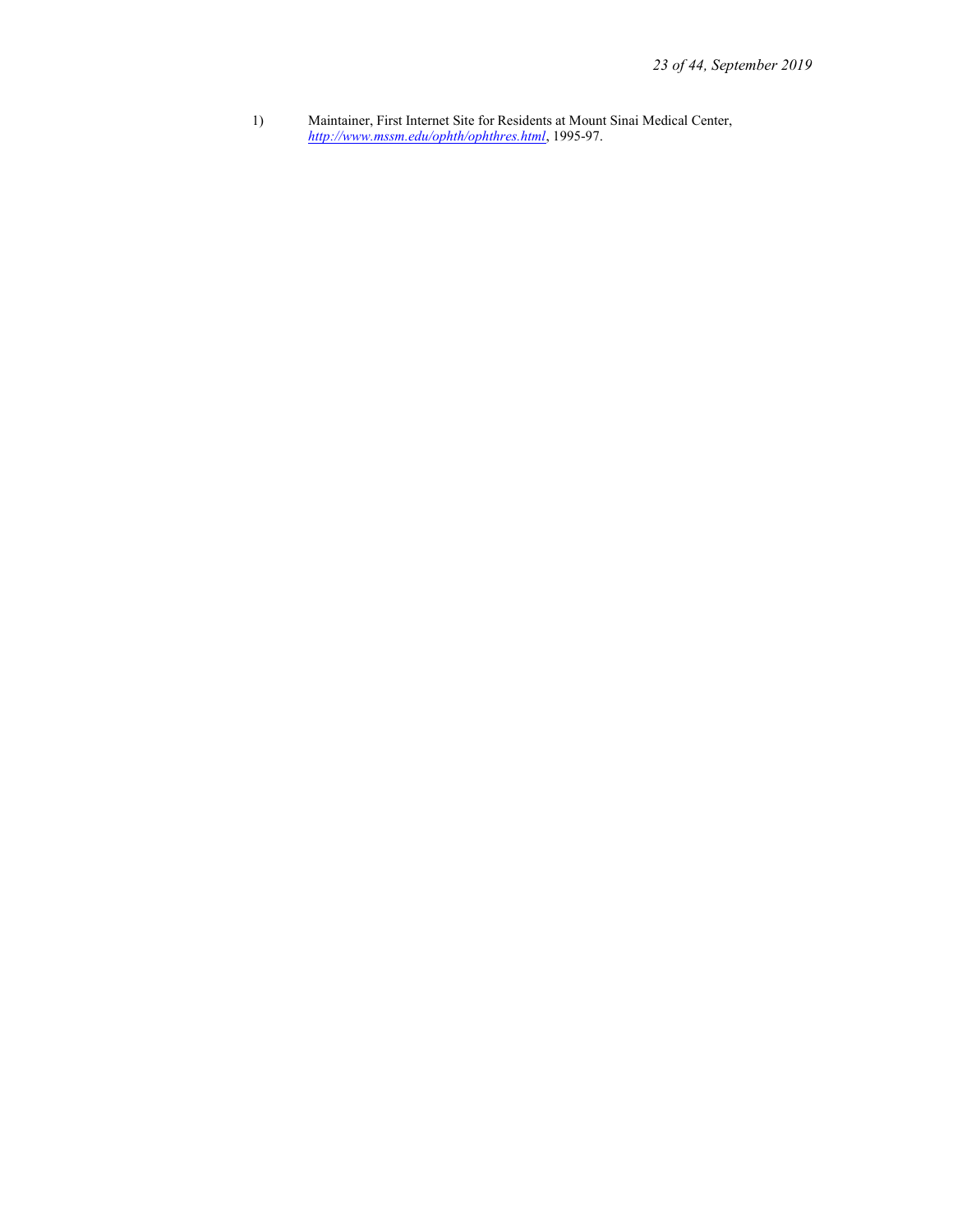1) Maintainer, First Internet Site for Residents at Mount Sinai Medical Center, *http://www.mssm.edu/ophth/ophthres.html*, 1995-97.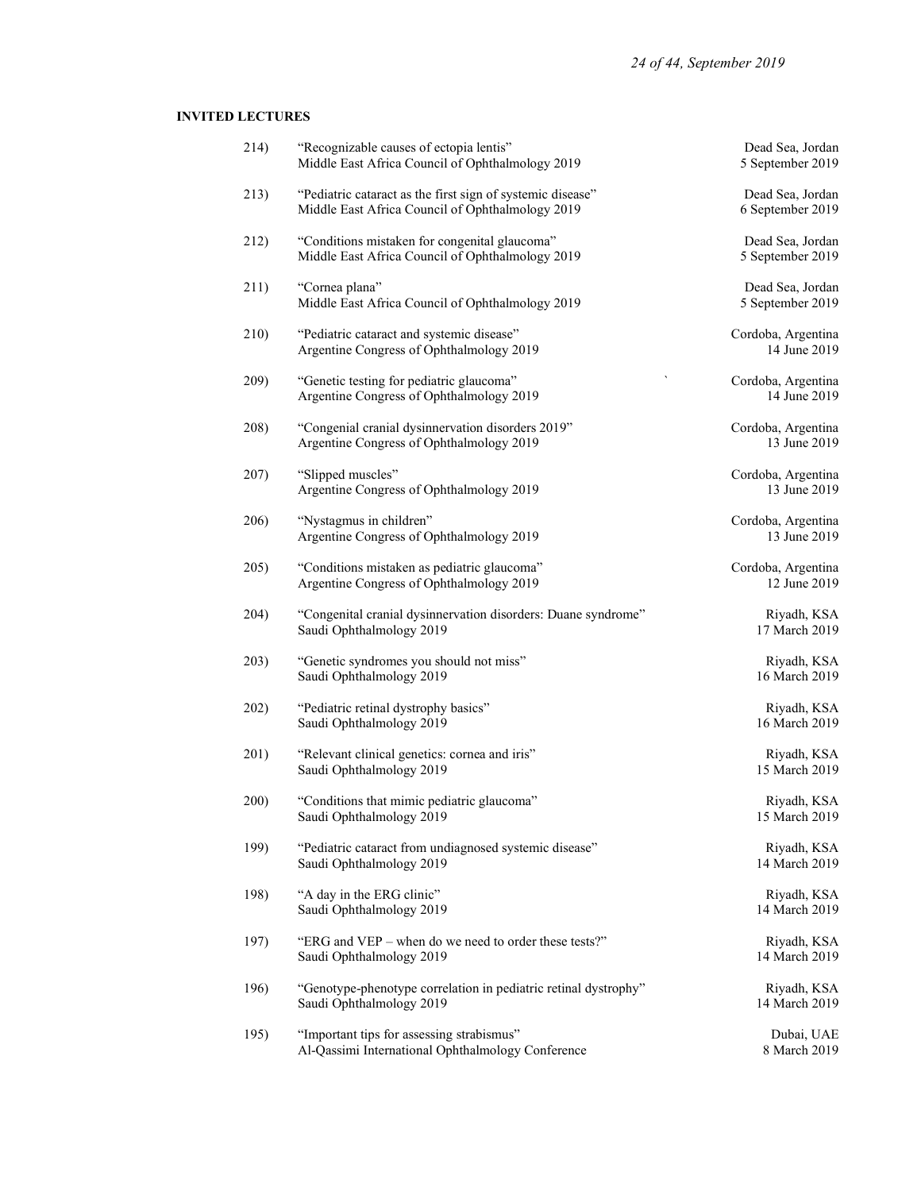**INVITED LECTURES**

214) "Recognizable causes of ectopia lentis"
Middle East Africa Council of Ophthalmology 2019 — Dead Sea, Jordan, 5 September 2019

213) "Pediatric cataract as the first sign of systemic disease"
Middle East Africa Council of Ophthalmology 2019 — Dead Sea, Jordan, 6 September 2019

212) "Conditions mistaken for congenital glaucoma"
Middle East Africa Council of Ophthalmology 2019 — Dead Sea, Jordan, 5 September 2019

211) "Cornea plana"
Middle East Africa Council of Ophthalmology 2019 — Dead Sea, Jordan, 5 September 2019

210) "Pediatric cataract and systemic disease"
Argentine Congress of Ophthalmology 2019 — Cordoba, Argentina, 14 June 2019

209) "Genetic testing for pediatric glaucoma"
Argentine Congress of Ophthalmology 2019 — Cordoba, Argentina, 14 June 2019

208) "Congenial cranial dysinnervation disorders 2019"
Argentine Congress of Ophthalmology 2019 — Cordoba, Argentina, 13 June 2019

207) "Slipped muscles"
Argentine Congress of Ophthalmology 2019 — Cordoba, Argentina, 13 June 2019

206) "Nystagmus in children"
Argentine Congress of Ophthalmology 2019 — Cordoba, Argentina, 13 June 2019

205) "Conditions mistaken as pediatric glaucoma"
Argentine Congress of Ophthalmology 2019 — Cordoba, Argentina, 12 June 2019

204) "Congenital cranial dysinnervation disorders: Duane syndrome"
Saudi Ophthalmology 2019 — Riyadh, KSA, 17 March 2019

203) "Genetic syndromes you should not miss"
Saudi Ophthalmology 2019 — Riyadh, KSA, 16 March 2019

202) "Pediatric retinal dystrophy basics"
Saudi Ophthalmology 2019 — Riyadh, KSA, 16 March 2019

201) "Relevant clinical genetics: cornea and iris"
Saudi Ophthalmology 2019 — Riyadh, KSA, 15 March 2019

200) "Conditions that mimic pediatric glaucoma"
Saudi Ophthalmology 2019 — Riyadh, KSA, 15 March 2019

199) "Pediatric cataract from undiagnosed systemic disease"
Saudi Ophthalmology 2019 — Riyadh, KSA, 14 March 2019

198) "A day in the ERG clinic"
Saudi Ophthalmology 2019 — Riyadh, KSA, 14 March 2019

197) "ERG and VEP – when do we need to order these tests?"
Saudi Ophthalmology 2019 — Riyadh, KSA, 14 March 2019

196) "Genotype-phenotype correlation in pediatric retinal dystrophy"
Saudi Ophthalmology 2019 — Riyadh, KSA, 14 March 2019

195) "Important tips for assessing strabismus"
Al-Qassimi International Ophthalmology Conference — Dubai, UAE, 8 March 2019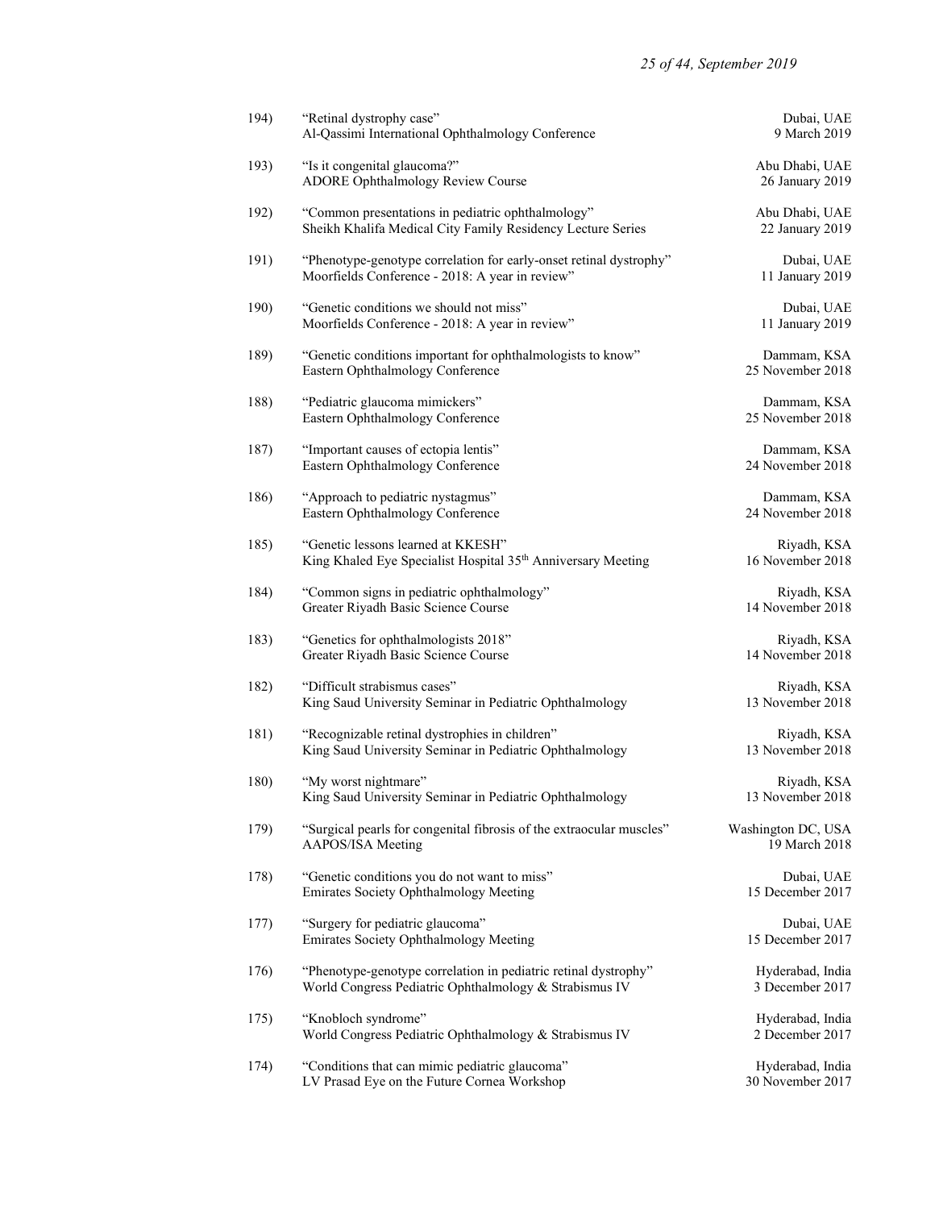194) "Retinal dystrophy case"
Al-Qassimi International Ophthalmology Conference — Dubai, UAE, 9 March 2019

193) "Is it congenital glaucoma?"
ADORE Ophthalmology Review Course — Abu Dhabi, UAE, 26 January 2019

192) "Common presentations in pediatric ophthalmology"
Sheikh Khalifa Medical City Family Residency Lecture Series — Abu Dhabi, UAE, 22 January 2019

191) "Phenotype-genotype correlation for early-onset retinal dystrophy"
Moorfields Conference - 2018: A year in review" — Dubai, UAE, 11 January 2019

190) "Genetic conditions we should not miss"
Moorfields Conference - 2018: A year in review" — Dubai, UAE, 11 January 2019

189) "Genetic conditions important for ophthalmologists to know"
Eastern Ophthalmology Conference — Dammam, KSA, 25 November 2018

188) "Pediatric glaucoma mimickers"
Eastern Ophthalmology Conference — Dammam, KSA, 25 November 2018

187) "Important causes of ectopia lentis"
Eastern Ophthalmology Conference — Dammam, KSA, 24 November 2018

186) "Approach to pediatric nystagmus"
Eastern Ophthalmology Conference — Dammam, KSA, 24 November 2018

185) "Genetic lessons learned at KKESH"
King Khaled Eye Specialist Hospital 35th Anniversary Meeting — Riyadh, KSA, 16 November 2018

184) "Common signs in pediatric ophthalmology"
Greater Riyadh Basic Science Course — Riyadh, KSA, 14 November 2018

183) "Genetics for ophthalmologists 2018"
Greater Riyadh Basic Science Course — Riyadh, KSA, 14 November 2018

182) "Difficult strabismus cases"
King Saud University Seminar in Pediatric Ophthalmology — Riyadh, KSA, 13 November 2018

181) "Recognizable retinal dystrophies in children"
King Saud University Seminar in Pediatric Ophthalmology — Riyadh, KSA, 13 November 2018

180) "My worst nightmare"
King Saud University Seminar in Pediatric Ophthalmology — Riyadh, KSA, 13 November 2018

179) "Surgical pearls for congenital fibrosis of the extraocular muscles"
AAPOS/ISA Meeting — Washington DC, USA, 19 March 2018

178) "Genetic conditions you do not want to miss"
Emirates Society Ophthalmology Meeting — Dubai, UAE, 15 December 2017

177) "Surgery for pediatric glaucoma"
Emirates Society Ophthalmology Meeting — Dubai, UAE, 15 December 2017

176) "Phenotype-genotype correlation in pediatric retinal dystrophy"
World Congress Pediatric Ophthalmology & Strabismus IV — Hyderabad, India, 3 December 2017

175) "Knobloch syndrome"
World Congress Pediatric Ophthalmology & Strabismus IV — Hyderabad, India, 2 December 2017

174) "Conditions that can mimic pediatric glaucoma"
LV Prasad Eye on the Future Cornea Workshop — Hyderabad, India, 30 November 2017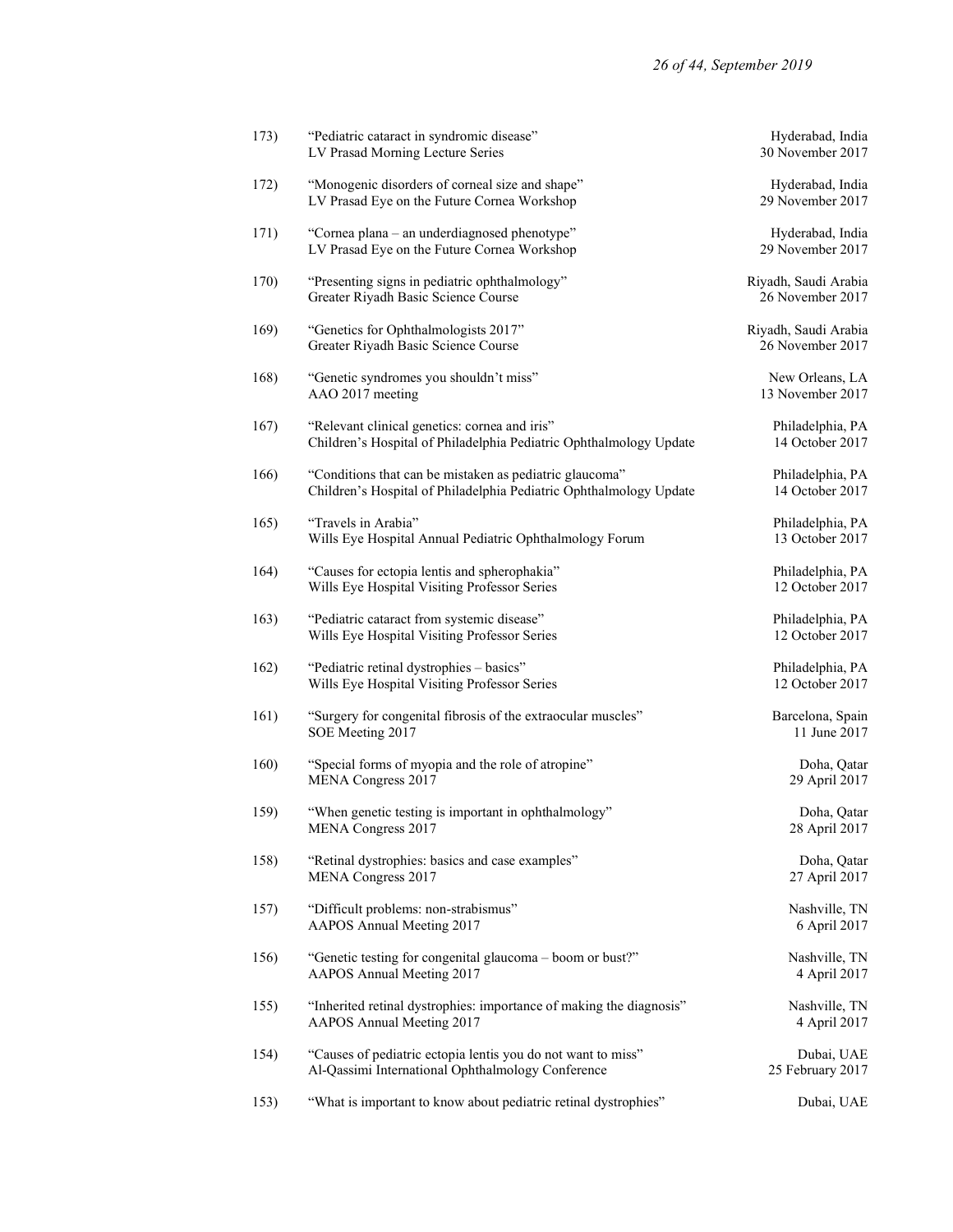173) "Pediatric cataract in syndromic disease" — Hyderabad, India
LV Prasad Morning Lecture Series — 30 November 2017

172) "Monogenic disorders of corneal size and shape" — Hyderabad, India
LV Prasad Eye on the Future Cornea Workshop — 29 November 2017

171) "Cornea plana – an underdiagnosed phenotype" — Hyderabad, India
LV Prasad Eye on the Future Cornea Workshop — 29 November 2017

170) "Presenting signs in pediatric ophthalmology" — Riyadh, Saudi Arabia
Greater Riyadh Basic Science Course — 26 November 2017

169) "Genetics for Ophthalmologists 2017" — Riyadh, Saudi Arabia
Greater Riyadh Basic Science Course — 26 November 2017

168) "Genetic syndromes you shouldn't miss" — New Orleans, LA
AAO 2017 meeting — 13 November 2017

167) "Relevant clinical genetics: cornea and iris" — Philadelphia, PA
Children's Hospital of Philadelphia Pediatric Ophthalmology Update — 14 October 2017

166) "Conditions that can be mistaken as pediatric glaucoma" — Philadelphia, PA
Children's Hospital of Philadelphia Pediatric Ophthalmology Update — 14 October 2017

165) "Travels in Arabia" — Philadelphia, PA
Wills Eye Hospital Annual Pediatric Ophthalmology Forum — 13 October 2017

164) "Causes for ectopia lentis and spherophakia" — Philadelphia, PA
Wills Eye Hospital Visiting Professor Series — 12 October 2017

163) "Pediatric cataract from systemic disease" — Philadelphia, PA
Wills Eye Hospital Visiting Professor Series — 12 October 2017

162) "Pediatric retinal dystrophies – basics" — Philadelphia, PA
Wills Eye Hospital Visiting Professor Series — 12 October 2017

161) "Surgery for congenital fibrosis of the extraocular muscles" — Barcelona, Spain
SOE Meeting 2017 — 11 June 2017

160) "Special forms of myopia and the role of atropine" — Doha, Qatar
MENA Congress 2017 — 29 April 2017

159) "When genetic testing is important in ophthalmology" — Doha, Qatar
MENA Congress 2017 — 28 April 2017

158) "Retinal dystrophies: basics and case examples" — Doha, Qatar
MENA Congress 2017 — 27 April 2017

157) "Difficult problems: non-strabismus" — Nashville, TN
AAPOS Annual Meeting 2017 — 6 April 2017

156) "Genetic testing for congenital glaucoma – boom or bust?" — Nashville, TN
AAPOS Annual Meeting 2017 — 4 April 2017

155) "Inherited retinal dystrophies: importance of making the diagnosis" — Nashville, TN
AAPOS Annual Meeting 2017 — 4 April 2017

154) "Causes of pediatric ectopia lentis you do not want to miss" — Dubai, UAE
Al-Qassimi International Ophthalmology Conference — 25 February 2017

153) "What is important to know about pediatric retinal dystrophies" — Dubai, UAE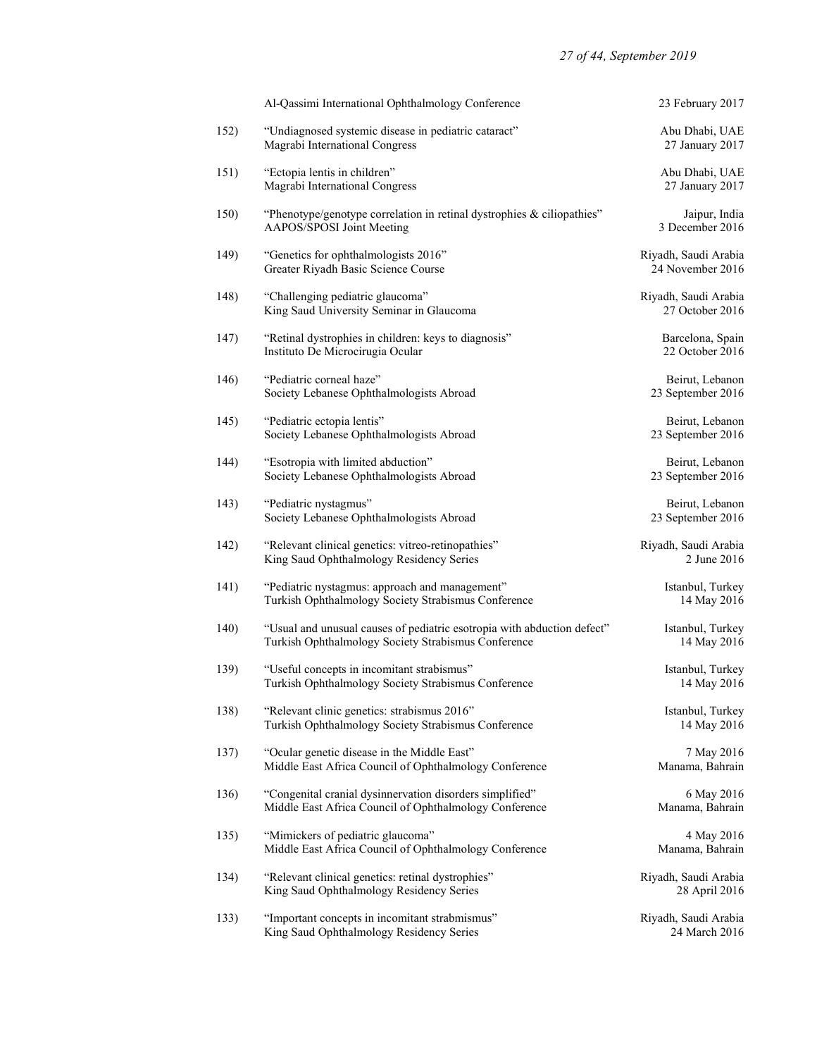Al-Qassimi International Ophthalmology Conference — 23 February 2017

152) "Undiagnosed systemic disease in pediatric cataract"
Magrabi International Congress — Abu Dhabi, UAE, 27 January 2017

151) "Ectopia lentis in children"
Magrabi International Congress — Abu Dhabi, UAE, 27 January 2017

150) "Phenotype/genotype correlation in retinal dystrophies & ciliopathies"
AAPOS/SPOSI Joint Meeting — Jaipur, India, 3 December 2016

149) "Genetics for ophthalmologists 2016"
Greater Riyadh Basic Science Course — Riyadh, Saudi Arabia, 24 November 2016

148) "Challenging pediatric glaucoma"
King Saud University Seminar in Glaucoma — Riyadh, Saudi Arabia, 27 October 2016

147) "Retinal dystrophies in children: keys to diagnosis"
Instituto De Microcirugia Ocular — Barcelona, Spain, 22 October 2016

146) "Pediatric corneal haze"
Society Lebanese Ophthalmologists Abroad — Beirut, Lebanon, 23 September 2016

145) "Pediatric ectopia lentis"
Society Lebanese Ophthalmologists Abroad — Beirut, Lebanon, 23 September 2016

144) "Esotropia with limited abduction"
Society Lebanese Ophthalmologists Abroad — Beirut, Lebanon, 23 September 2016

143) "Pediatric nystagmus"
Society Lebanese Ophthalmologists Abroad — Beirut, Lebanon, 23 September 2016

142) "Relevant clinical genetics: vitreo-retinopathies"
King Saud Ophthalmology Residency Series — Riyadh, Saudi Arabia, 2 June 2016

141) "Pediatric nystagmus: approach and management"
Turkish Ophthalmology Society Strabismus Conference — Istanbul, Turkey, 14 May 2016

140) "Usual and unusual causes of pediatric esotropia with abduction defect"
Turkish Ophthalmology Society Strabismus Conference — Istanbul, Turkey, 14 May 2016

139) "Useful concepts in incomitant strabismus"
Turkish Ophthalmology Society Strabismus Conference — Istanbul, Turkey, 14 May 2016

138) "Relevant clinic genetics: strabismus 2016"
Turkish Ophthalmology Society Strabismus Conference — Istanbul, Turkey, 14 May 2016

137) "Ocular genetic disease in the Middle East"
Middle East Africa Council of Ophthalmology Conference — 7 May 2016, Manama, Bahrain

136) "Congenital cranial dysinnervation disorders simplified"
Middle East Africa Council of Ophthalmology Conference — 6 May 2016, Manama, Bahrain

135) "Mimickers of pediatric glaucoma"
Middle East Africa Council of Ophthalmology Conference — 4 May 2016, Manama, Bahrain

134) "Relevant clinical genetics: retinal dystrophies"
King Saud Ophthalmology Residency Series — Riyadh, Saudi Arabia, 28 April 2016

133) "Important concepts in incomitant strabmismus"
King Saud Ophthalmology Residency Series — Riyadh, Saudi Arabia, 24 March 2016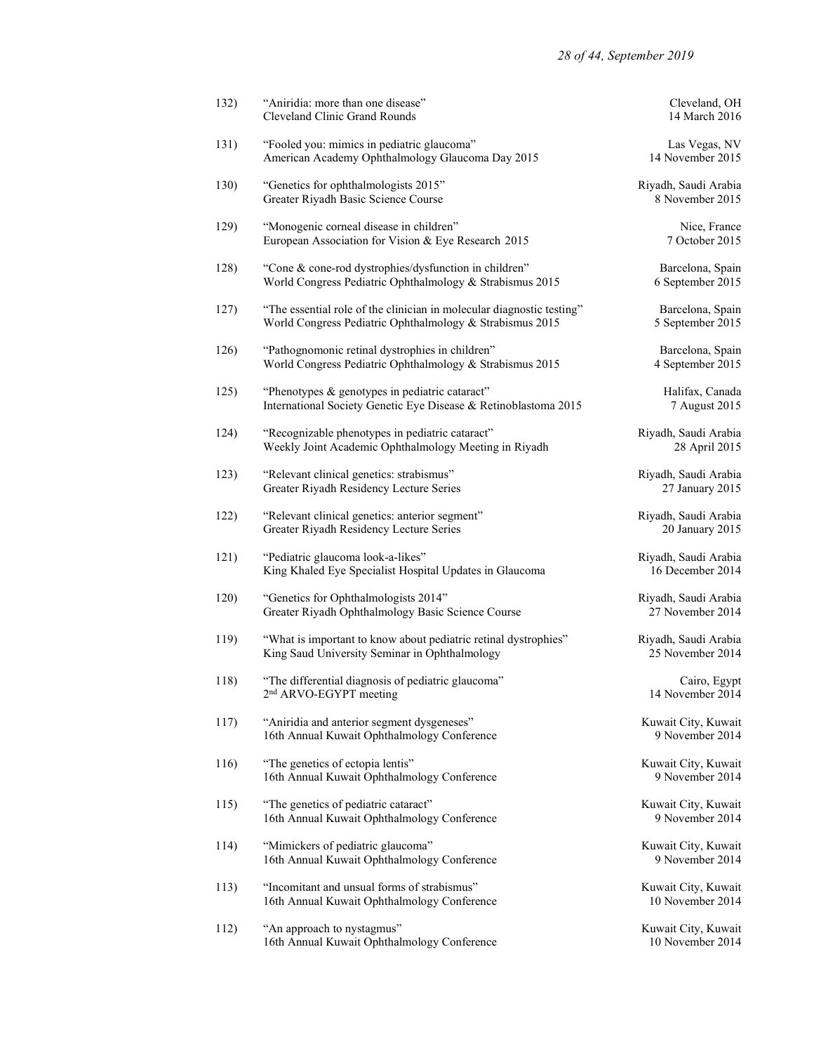132) "Aniridia: more than one disease"
Cleveland Clinic Grand Rounds
Cleveland, OH
14 March 2016

131) "Fooled you: mimics in pediatric glaucoma"
American Academy Ophthalmology Glaucoma Day 2015
Las Vegas, NV
14 November 2015

130) "Genetics for ophthalmologists 2015"
Greater Riyadh Basic Science Course
Riyadh, Saudi Arabia
8 November 2015

129) "Monogenic corneal disease in children"
European Association for Vision & Eye Research 2015
Nice, France
7 October 2015

128) "Cone & cone-rod dystrophies/dysfunction in children"
World Congress Pediatric Ophthalmology & Strabismus 2015
Barcelona, Spain
6 September 2015

127) "The essential role of the clinician in molecular diagnostic testing"
World Congress Pediatric Ophthalmology & Strabismus 2015
Barcelona, Spain
5 September 2015

126) "Pathognomonic retinal dystrophies in children"
World Congress Pediatric Ophthalmology & Strabismus 2015
Barcelona, Spain
4 September 2015

125) "Phenotypes & genotypes in pediatric cataract"
International Society Genetic Eye Disease & Retinoblastoma 2015
Halifax, Canada
7 August 2015

124) "Recognizable phenotypes in pediatric cataract"
Weekly Joint Academic Ophthalmology Meeting in Riyadh
Riyadh, Saudi Arabia
28 April 2015

123) "Relevant clinical genetics: strabismus"
Greater Riyadh Residency Lecture Series
Riyadh, Saudi Arabia
27 January 2015

122) "Relevant clinical genetics: anterior segment"
Greater Riyadh Residency Lecture Series
Riyadh, Saudi Arabia
20 January 2015

121) "Pediatric glaucoma look-a-likes"
King Khaled Eye Specialist Hospital Updates in Glaucoma
Riyadh, Saudi Arabia
16 December 2014

120) "Genetics for Ophthalmologists 2014"
Greater Riyadh Ophthalmology Basic Science Course
Riyadh, Saudi Arabia
27 November 2014

119) "What is important to know about pediatric retinal dystrophies"
King Saud University Seminar in Ophthalmology
Riyadh, Saudi Arabia
25 November 2014

118) "The differential diagnosis of pediatric glaucoma"
2nd ARVO-EGYPT meeting
Cairo, Egypt
14 November 2014

117) "Aniridia and anterior segment dysgeneses"
16th Annual Kuwait Ophthalmology Conference
Kuwait City, Kuwait
9 November 2014

116) "The genetics of ectopia lentis"
16th Annual Kuwait Ophthalmology Conference
Kuwait City, Kuwait
9 November 2014

115) "The genetics of pediatric cataract"
16th Annual Kuwait Ophthalmology Conference
Kuwait City, Kuwait
9 November 2014

114) "Mimickers of pediatric glaucoma"
16th Annual Kuwait Ophthalmology Conference
Kuwait City, Kuwait
9 November 2014

113) "Incomitant and unsual forms of strabismus"
16th Annual Kuwait Ophthalmology Conference
Kuwait City, Kuwait
10 November 2014

112) "An approach to nystagmus"
16th Annual Kuwait Ophthalmology Conference
Kuwait City, Kuwait
10 November 2014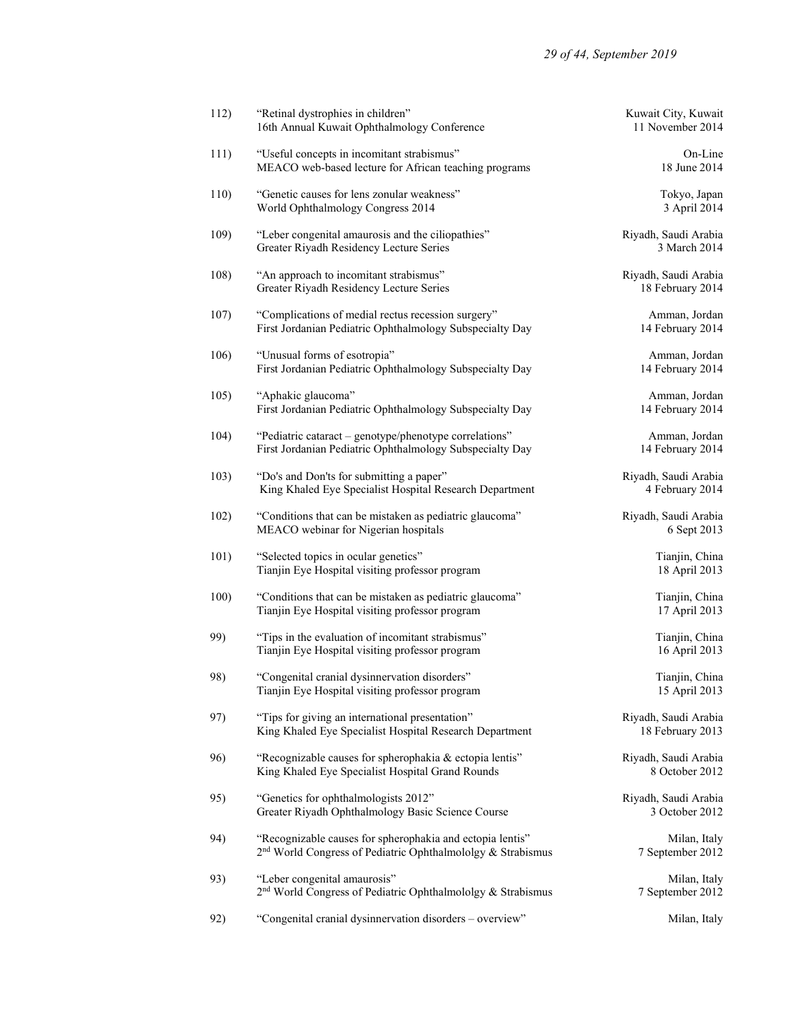| | | |
|---|---|---|
| 112) | "Retinal dystrophies in children"<br>16th Annual Kuwait Ophthalmology Conference | Kuwait City, Kuwait<br>11 November 2014 |
| 111) | "Useful concepts in incomitant strabismus"<br>MEACO web-based lecture for African teaching programs | On-Line<br>18 June 2014 |
| 110) | "Genetic causes for lens zonular weakness"<br>World Ophthalmology Congress 2014 | Tokyo, Japan<br>3 April 2014 |
| 109) | "Leber congenital amaurosis and the ciliopathies"<br>Greater Riyadh Residency Lecture Series | Riyadh, Saudi Arabia<br>3 March 2014 |
| 108) | "An approach to incomitant strabismus"<br>Greater Riyadh Residency Lecture Series | Riyadh, Saudi Arabia<br>18 February 2014 |
| 107) | "Complications of medial rectus recession surgery"<br>First Jordanian Pediatric Ophthalmology Subspecialty Day | Amman, Jordan<br>14 February 2014 |
| 106) | "Unusual forms of esotropia"<br>First Jordanian Pediatric Ophthalmology Subspecialty Day | Amman, Jordan<br>14 February 2014 |
| 105) | "Aphakic glaucoma"<br>First Jordanian Pediatric Ophthalmology Subspecialty Day | Amman, Jordan<br>14 February 2014 |
| 104) | "Pediatric cataract – genotype/phenotype correlations"<br>First Jordanian Pediatric Ophthalmology Subspecialty Day | Amman, Jordan<br>14 February 2014 |
| 103) | "Do's and Don'ts for submitting a paper"<br>King Khaled Eye Specialist Hospital Research Department | Riyadh, Saudi Arabia<br>4 February 2014 |
| 102) | "Conditions that can be mistaken as pediatric glaucoma"<br>MEACO webinar for Nigerian hospitals | Riyadh, Saudi Arabia<br>6 Sept 2013 |
| 101) | "Selected topics in ocular genetics"<br>Tianjin Eye Hospital visiting professor program | Tianjin, China<br>18 April 2013 |
| 100) | "Conditions that can be mistaken as pediatric glaucoma"<br>Tianjin Eye Hospital visiting professor program | Tianjin, China<br>17 April 2013 |
| 99) | "Tips in the evaluation of incomitant strabismus"<br>Tianjin Eye Hospital visiting professor program | Tianjin, China<br>16 April 2013 |
| 98) | "Congenital cranial dysinnervation disorders"<br>Tianjin Eye Hospital visiting professor program | Tianjin, China<br>15 April 2013 |
| 97) | "Tips for giving an international presentation"<br>King Khaled Eye Specialist Hospital Research Department | Riyadh, Saudi Arabia<br>18 February 2013 |
| 96) | "Recognizable causes for spherophakia & ectopia lentis"<br>King Khaled Eye Specialist Hospital Grand Rounds | Riyadh, Saudi Arabia<br>8 October 2012 |
| 95) | "Genetics for ophthalmologists 2012"<br>Greater Riyadh Ophthalmology Basic Science Course | Riyadh, Saudi Arabia<br>3 October 2012 |
| 94) | "Recognizable causes for spherophakia and ectopia lentis"<br>2nd World Congress of Pediatric Ophthalmololgy & Strabismus | Milan, Italy<br>7 September 2012 |
| 93) | "Leber congenital amaurosis"<br>2nd World Congress of Pediatric Ophthalmololgy & Strabismus | Milan, Italy<br>7 September 2012 |
| 92) | "Congenital cranial dysinnervation disorders – overview" | Milan, Italy |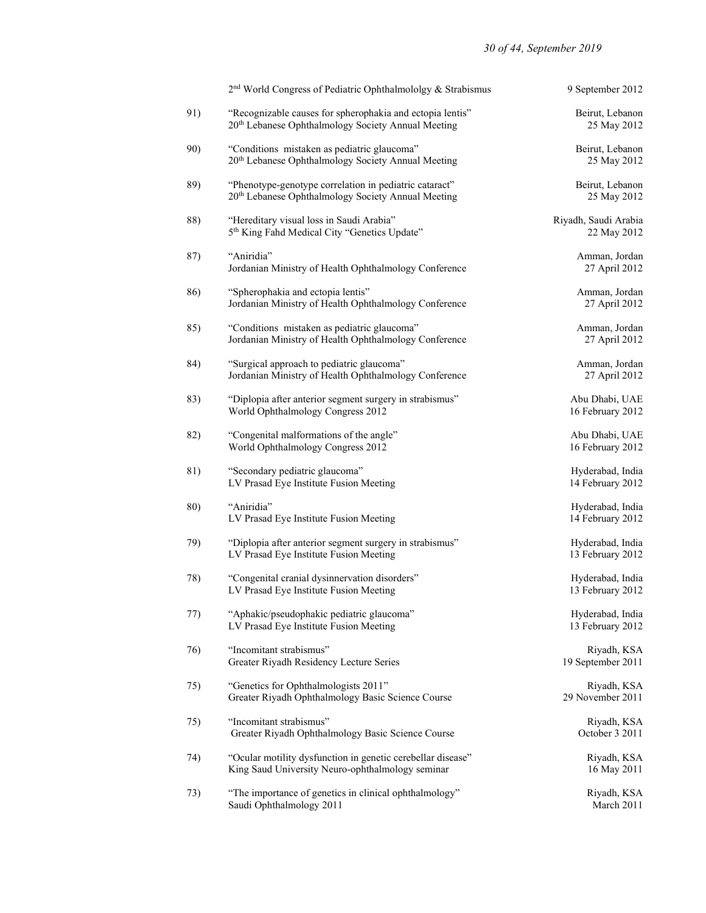| | | |
|---|---|---|
| | 2nd World Congress of Pediatric Ophthalmololgy & Strabismus | 9 September 2012 |
| 91) | "Recognizable causes for spherophakia and ectopia lentis"<br>20th Lebanese Ophthalmology Society Annual Meeting | Beirut, Lebanon<br>25 May 2012 |
| 90) | "Conditions mistaken as pediatric glaucoma"<br>20th Lebanese Ophthalmology Society Annual Meeting | Beirut, Lebanon<br>25 May 2012 |
| 89) | "Phenotype-genotype correlation in pediatric cataract"<br>20th Lebanese Ophthalmology Society Annual Meeting | Beirut, Lebanon<br>25 May 2012 |
| 88) | "Hereditary visual loss in Saudi Arabia"<br>5th King Fahd Medical City "Genetics Update" | Riyadh, Saudi Arabia<br>22 May 2012 |
| 87) | "Aniridia"<br>Jordanian Ministry of Health Ophthalmology Conference | Amman, Jordan<br>27 April 2012 |
| 86) | "Spherophakia and ectopia lentis"<br>Jordanian Ministry of Health Ophthalmology Conference | Amman, Jordan<br>27 April 2012 |
| 85) | "Conditions mistaken as pediatric glaucoma"<br>Jordanian Ministry of Health Ophthalmology Conference | Amman, Jordan<br>27 April 2012 |
| 84) | "Surgical approach to pediatric glaucoma"<br>Jordanian Ministry of Health Ophthalmology Conference | Amman, Jordan<br>27 April 2012 |
| 83) | "Diplopia after anterior segment surgery in strabismus"<br>World Ophthalmology Congress 2012 | Abu Dhabi, UAE<br>16 February 2012 |
| 82) | "Congenital malformations of the angle"<br>World Ophthalmology Congress 2012 | Abu Dhabi, UAE<br>16 February 2012 |
| 81) | "Secondary pediatric glaucoma"<br>LV Prasad Eye Institute Fusion Meeting | Hyderabad, India<br>14 February 2012 |
| 80) | "Aniridia"<br>LV Prasad Eye Institute Fusion Meeting | Hyderabad, India<br>14 February 2012 |
| 79) | "Diplopia after anterior segment surgery in strabismus"<br>LV Prasad Eye Institute Fusion Meeting | Hyderabad, India<br>13 February 2012 |
| 78) | "Congenital cranial dysinnervation disorders"<br>LV Prasad Eye Institute Fusion Meeting | Hyderabad, India<br>13 February 2012 |
| 77) | "Aphakic/pseudophakic pediatric glaucoma"<br>LV Prasad Eye Institute Fusion Meeting | Hyderabad, India<br>13 February 2012 |
| 76) | "Incomitant strabismus"<br>Greater Riyadh Residency Lecture Series | Riyadh, KSA<br>19 September 2011 |
| 75) | "Genetics for Ophthalmologists 2011"<br>Greater Riyadh Ophthalmology Basic Science Course | Riyadh, KSA<br>29 November 2011 |
| 75) | "Incomitant strabismus"<br>Greater Riyadh Ophthalmology Basic Science Course | Riyadh, KSA<br>October 3 2011 |
| 74) | "Ocular motility dysfunction in genetic cerebellar disease"<br>King Saud University Neuro-ophthalmology seminar | Riyadh, KSA<br>16 May 2011 |
| 73) | "The importance of genetics in clinical ophthalmology"<br>Saudi Ophthalmology 2011 | Riyadh, KSA<br>March 2011 |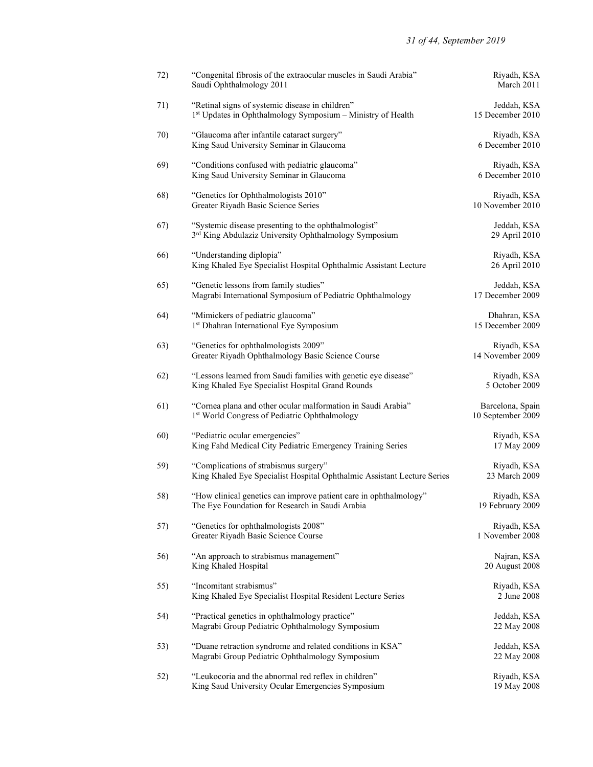72) "Congenital fibrosis of the extraocular muscles in Saudi Arabia" — Riyadh, KSA
Saudi Ophthalmology 2011 — March 2011

71) "Retinal signs of systemic disease in children" — Jeddah, KSA
1st Updates in Ophthalmology Symposium – Ministry of Health — 15 December 2010

70) "Glaucoma after infantile cataract surgery" — Riyadh, KSA
King Saud University Seminar in Glaucoma — 6 December 2010

69) "Conditions confused with pediatric glaucoma" — Riyadh, KSA
King Saud University Seminar in Glaucoma — 6 December 2010

68) "Genetics for Ophthalmologists 2010" — Riyadh, KSA
Greater Riyadh Basic Science Series — 10 November 2010

67) "Systemic disease presenting to the ophthalmologist" — Jeddah, KSA
3rd King Abdulaziz University Ophthalmology Symposium — 29 April 2010

66) "Understanding diplopia" — Riyadh, KSA
King Khaled Eye Specialist Hospital Ophthalmic Assistant Lecture — 26 April 2010

65) "Genetic lessons from family studies" — Jeddah, KSA
Magrabi International Symposium of Pediatric Ophthalmology — 17 December 2009

64) "Mimickers of pediatric glaucoma" — Dhahran, KSA
1st Dhahran International Eye Symposium — 15 December 2009

63) "Genetics for ophthalmologists 2009" — Riyadh, KSA
Greater Riyadh Ophthalmology Basic Science Course — 14 November 2009

62) "Lessons learned from Saudi families with genetic eye disease" — Riyadh, KSA
King Khaled Eye Specialist Hospital Grand Rounds — 5 October 2009

61) "Cornea plana and other ocular malformation in Saudi Arabia" — Barcelona, Spain
1st World Congress of Pediatric Ophthalmology — 10 September 2009

60) "Pediatric ocular emergencies" — Riyadh, KSA
King Fahd Medical City Pediatric Emergency Training Series — 17 May 2009

59) "Complications of strabismus surgery" — Riyadh, KSA
King Khaled Eye Specialist Hospital Ophthalmic Assistant Lecture Series — 23 March 2009

58) "How clinical genetics can improve patient care in ophthalmology" — Riyadh, KSA
The Eye Foundation for Research in Saudi Arabia — 19 February 2009

57) "Genetics for ophthalmologists 2008" — Riyadh, KSA
Greater Riyadh Basic Science Course — 1 November 2008

56) "An approach to strabismus management" — Najran, KSA
King Khaled Hospital — 20 August 2008

55) "Incomitant strabismus" — Riyadh, KSA
King Khaled Eye Specialist Hospital Resident Lecture Series — 2 June 2008

54) "Practical genetics in ophthalmology practice" — Jeddah, KSA
Magrabi Group Pediatric Ophthalmology Symposium — 22 May 2008

53) "Duane retraction syndrome and related conditions in KSA" — Jeddah, KSA
Magrabi Group Pediatric Ophthalmology Symposium — 22 May 2008

52) "Leukocoria and the abnormal red reflex in children" — Riyadh, KSA
King Saud University Ocular Emergencies Symposium — 19 May 2008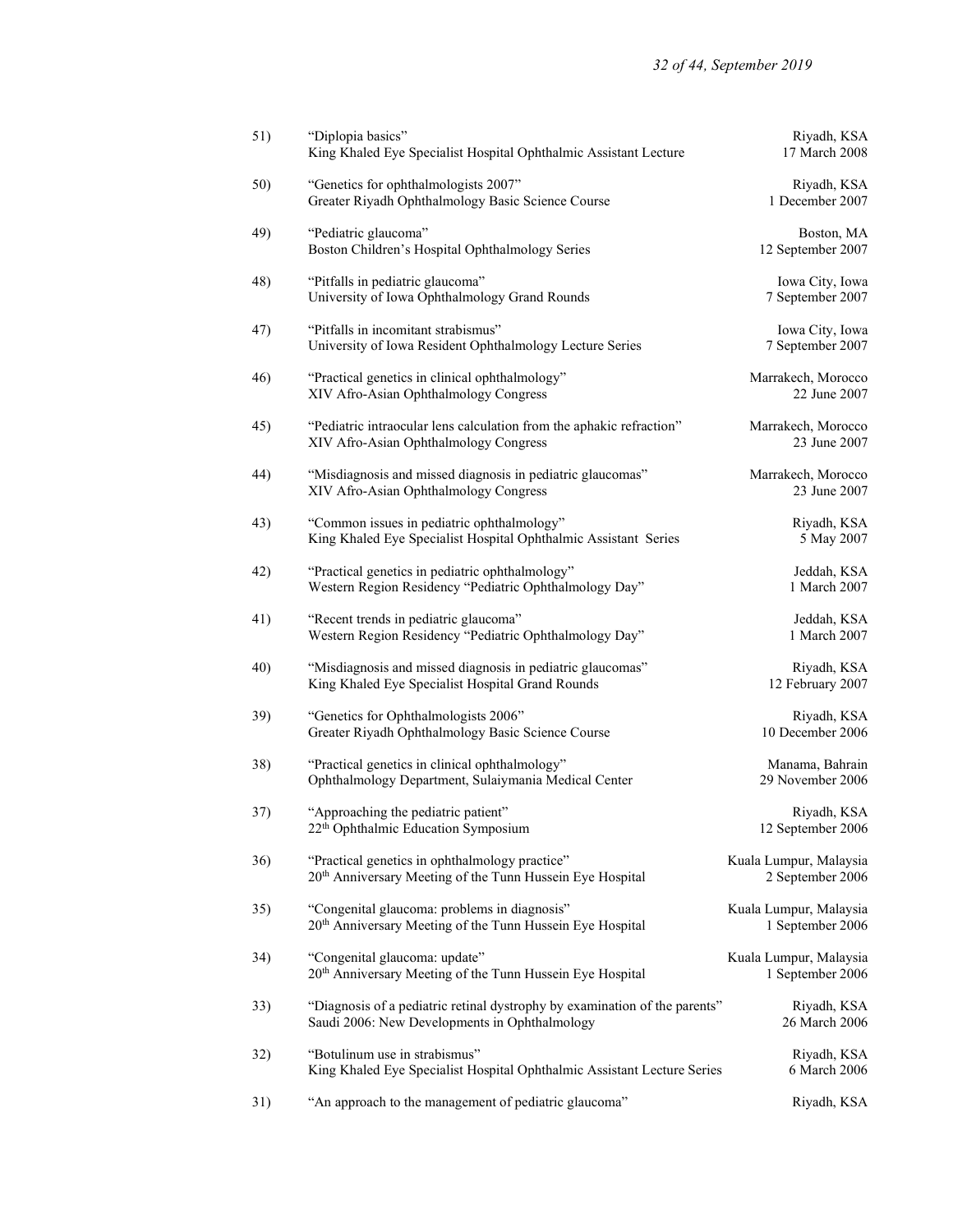51) "Diplopia basics"
King Khaled Eye Specialist Hospital Ophthalmic Assistant Lecture — Riyadh, KSA, 17 March 2008

50) "Genetics for ophthalmologists 2007"
Greater Riyadh Ophthalmology Basic Science Course — Riyadh, KSA, 1 December 2007

49) "Pediatric glaucoma"
Boston Children's Hospital Ophthalmology Series — Boston, MA, 12 September 2007

48) "Pitfalls in pediatric glaucoma"
University of Iowa Ophthalmology Grand Rounds — Iowa City, Iowa, 7 September 2007

47) "Pitfalls in incomitant strabismus"
University of Iowa Resident Ophthalmology Lecture Series — Iowa City, Iowa, 7 September 2007

46) "Practical genetics in clinical ophthalmology"
XIV Afro-Asian Ophthalmology Congress — Marrakech, Morocco, 22 June 2007

45) "Pediatric intraocular lens calculation from the aphakic refraction"
XIV Afro-Asian Ophthalmology Congress — Marrakech, Morocco, 23 June 2007

44) "Misdiagnosis and missed diagnosis in pediatric glaucomas"
XIV Afro-Asian Ophthalmology Congress — Marrakech, Morocco, 23 June 2007

43) "Common issues in pediatric ophthalmology"
King Khaled Eye Specialist Hospital Ophthalmic Assistant Series — Riyadh, KSA, 5 May 2007

42) "Practical genetics in pediatric ophthalmology"
Western Region Residency "Pediatric Ophthalmology Day" — Jeddah, KSA, 1 March 2007

41) "Recent trends in pediatric glaucoma"
Western Region Residency "Pediatric Ophthalmology Day" — Jeddah, KSA, 1 March 2007

40) "Misdiagnosis and missed diagnosis in pediatric glaucomas"
King Khaled Eye Specialist Hospital Grand Rounds — Riyadh, KSA, 12 February 2007

39) "Genetics for Ophthalmologists 2006"
Greater Riyadh Ophthalmology Basic Science Course — Riyadh, KSA, 10 December 2006

38) "Practical genetics in clinical ophthalmology"
Ophthalmology Department, Sulaiymania Medical Center — Manama, Bahrain, 29 November 2006

37) "Approaching the pediatric patient"
22th Ophthalmic Education Symposium — Riyadh, KSA, 12 September 2006

36) "Practical genetics in ophthalmology practice"
20th Anniversary Meeting of the Tunn Hussein Eye Hospital — Kuala Lumpur, Malaysia, 2 September 2006

35) "Congenital glaucoma: problems in diagnosis"
20th Anniversary Meeting of the Tunn Hussein Eye Hospital — Kuala Lumpur, Malaysia, 1 September 2006

34) "Congenital glaucoma: update"
20th Anniversary Meeting of the Tunn Hussein Eye Hospital — Kuala Lumpur, Malaysia, 1 September 2006

33) "Diagnosis of a pediatric retinal dystrophy by examination of the parents"
Saudi 2006: New Developments in Ophthalmology — Riyadh, KSA, 26 March 2006

32) "Botulinum use in strabismus"
King Khaled Eye Specialist Hospital Ophthalmic Assistant Lecture Series — Riyadh, KSA, 6 March 2006

31) "An approach to the management of pediatric glaucoma" — Riyadh, KSA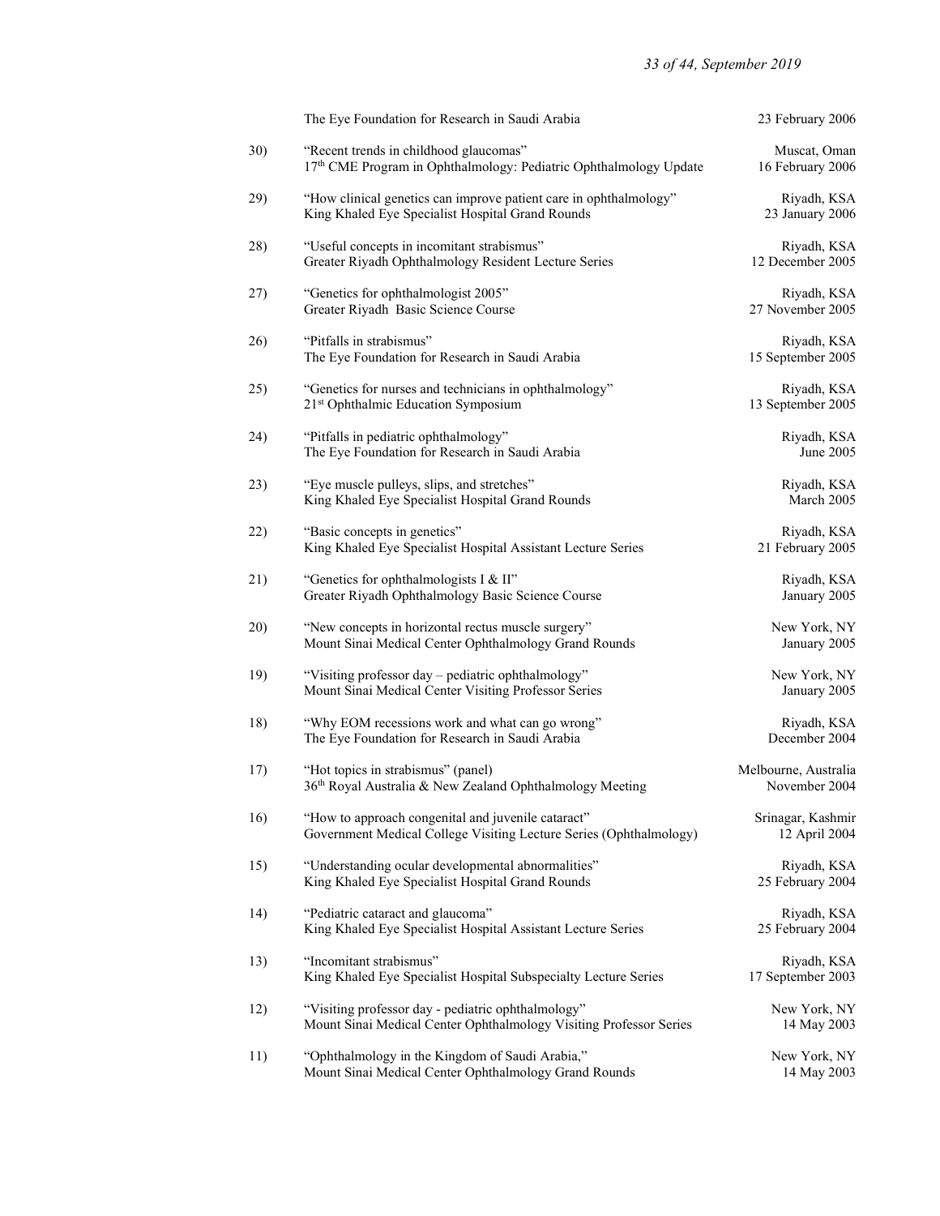| | | |
|---|---|---|
| | The Eye Foundation for Research in Saudi Arabia | 23 February 2006 |
| 30) | "Recent trends in childhood glaucomas"<br>17th CME Program in Ophthalmology: Pediatric Ophthalmology Update | Muscat, Oman<br>16 February 2006 |
| 29) | "How clinical genetics can improve patient care in ophthalmology"<br>King Khaled Eye Specialist Hospital Grand Rounds | Riyadh, KSA<br>23 January 2006 |
| 28) | "Useful concepts in incomitant strabismus"<br>Greater Riyadh Ophthalmology Resident Lecture Series | Riyadh, KSA<br>12 December 2005 |
| 27) | "Genetics for ophthalmologist 2005"<br>Greater Riyadh Basic Science Course | Riyadh, KSA<br>27 November 2005 |
| 26) | "Pitfalls in strabismus"<br>The Eye Foundation for Research in Saudi Arabia | Riyadh, KSA<br>15 September 2005 |
| 25) | "Genetics for nurses and technicians in ophthalmology"<br>21st Ophthalmic Education Symposium | Riyadh, KSA<br>13 September 2005 |
| 24) | "Pitfalls in pediatric ophthalmology"<br>The Eye Foundation for Research in Saudi Arabia | Riyadh, KSA<br>June 2005 |
| 23) | "Eye muscle pulleys, slips, and stretches"<br>King Khaled Eye Specialist Hospital Grand Rounds | Riyadh, KSA<br>March 2005 |
| 22) | "Basic concepts in genetics"<br>King Khaled Eye Specialist Hospital Assistant Lecture Series | Riyadh, KSA<br>21 February 2005 |
| 21) | "Genetics for ophthalmologists I & II"<br>Greater Riyadh Ophthalmology Basic Science Course | Riyadh, KSA<br>January 2005 |
| 20) | "New concepts in horizontal rectus muscle surgery"<br>Mount Sinai Medical Center Ophthalmology Grand Rounds | New York, NY<br>January 2005 |
| 19) | "Visiting professor day – pediatric ophthalmology"<br>Mount Sinai Medical Center Visiting Professor Series | New York, NY<br>January 2005 |
| 18) | "Why EOM recessions work and what can go wrong"<br>The Eye Foundation for Research in Saudi Arabia | Riyadh, KSA<br>December 2004 |
| 17) | "Hot topics in strabismus" (panel)<br>36th Royal Australia & New Zealand Ophthalmology Meeting | Melbourne, Australia<br>November 2004 |
| 16) | "How to approach congenital and juvenile cataract"<br>Government Medical College Visiting Lecture Series (Ophthalmology) | Srinagar, Kashmir<br>12 April 2004 |
| 15) | "Understanding ocular developmental abnormalities"<br>King Khaled Eye Specialist Hospital Grand Rounds | Riyadh, KSA<br>25 February 2004 |
| 14) | "Pediatric cataract and glaucoma"<br>King Khaled Eye Specialist Hospital Assistant Lecture Series | Riyadh, KSA<br>25 February 2004 |
| 13) | "Incomitant strabismus"<br>King Khaled Eye Specialist Hospital Subspecialty Lecture Series | Riyadh, KSA<br>17 September 2003 |
| 12) | "Visiting professor day - pediatric ophthalmology"<br>Mount Sinai Medical Center Ophthalmology Visiting Professor Series | New York, NY<br>14 May 2003 |
| 11) | "Ophthalmology in the Kingdom of Saudi Arabia,"<br>Mount Sinai Medical Center Ophthalmology Grand Rounds | New York, NY<br>14 May 2003 |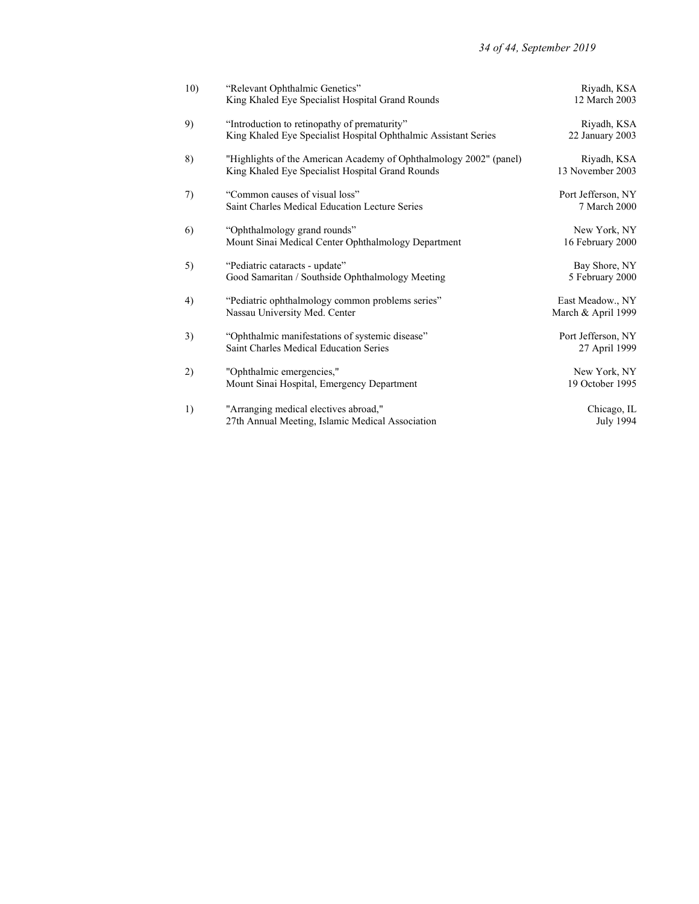10) "Relevant Ophthalmic Genetics"
King Khaled Eye Specialist Hospital Grand Rounds
Riyadh, KSA
12 March 2003

9) "Introduction to retinopathy of prematurity"
King Khaled Eye Specialist Hospital Ophthalmic Assistant Series
Riyadh, KSA
22 January 2003

8) "Highlights of the American Academy of Ophthalmology 2002" (panel)
King Khaled Eye Specialist Hospital Grand Rounds
Riyadh, KSA
13 November 2003

7) "Common causes of visual loss"
Saint Charles Medical Education Lecture Series
Port Jefferson, NY
7 March 2000

6) "Ophthalmology grand rounds"
Mount Sinai Medical Center Ophthalmology Department
New York, NY
16 February 2000

5) "Pediatric cataracts - update"
Good Samaritan / Southside Ophthalmology Meeting
Bay Shore, NY
5 February 2000

4) "Pediatric ophthalmology common problems series"
Nassau University Med. Center
East Meadow., NY
March & April 1999

3) "Ophthalmic manifestations of systemic disease"
Saint Charles Medical Education Series
Port Jefferson, NY
27 April 1999

2) "Ophthalmic emergencies,"
Mount Sinai Hospital, Emergency Department
New York, NY
19 October 1995

1) "Arranging medical electives abroad,"
27th Annual Meeting, Islamic Medical Association
Chicago, IL
July 1994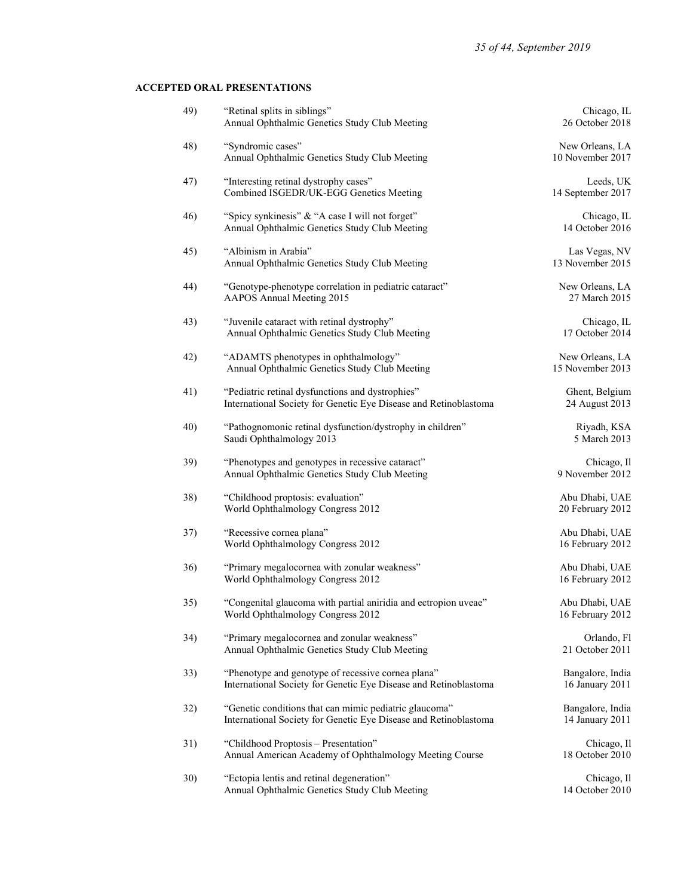**ACCEPTED ORAL PRESENTATIONS**

49) "Retinal splits in siblings"
Annual Ophthalmic Genetics Study Club Meeting — Chicago, IL — 26 October 2018

48) "Syndromic cases"
Annual Ophthalmic Genetics Study Club Meeting — New Orleans, LA — 10 November 2017

47) "Interesting retinal dystrophy cases"
Combined ISGEDR/UK-EGG Genetics Meeting — Leeds, UK — 14 September 2017

46) "Spicy synkinesis" & "A case I will not forget"
Annual Ophthalmic Genetics Study Club Meeting — Chicago, IL — 14 October 2016

45) "Albinism in Arabia"
Annual Ophthalmic Genetics Study Club Meeting — Las Vegas, NV — 13 November 2015

44) "Genotype-phenotype correlation in pediatric cataract"
AAPOS Annual Meeting 2015 — New Orleans, LA — 27 March 2015

43) "Juvenile cataract with retinal dystrophy"
Annual Ophthalmic Genetics Study Club Meeting — Chicago, IL — 17 October 2014

42) "ADAMTS phenotypes in ophthalmology"
Annual Ophthalmic Genetics Study Club Meeting — New Orleans, LA — 15 November 2013

41) "Pediatric retinal dysfunctions and dystrophies"
International Society for Genetic Eye Disease and Retinoblastoma — Ghent, Belgium — 24 August 2013

40) "Pathognomonic retinal dysfunction/dystrophy in children"
Saudi Ophthalmology 2013 — Riyadh, KSA — 5 March 2013

39) "Phenotypes and genotypes in recessive cataract"
Annual Ophthalmic Genetics Study Club Meeting — Chicago, Il — 9 November 2012

38) "Childhood proptosis: evaluation"
World Ophthalmology Congress 2012 — Abu Dhabi, UAE — 20 February 2012

37) "Recessive cornea plana"
World Ophthalmology Congress 2012 — Abu Dhabi, UAE — 16 February 2012

36) "Primary megalocornea with zonular weakness"
World Ophthalmology Congress 2012 — Abu Dhabi, UAE — 16 February 2012

35) "Congenital glaucoma with partial aniridia and ectropion uveae"
World Ophthalmology Congress 2012 — Abu Dhabi, UAE — 16 February 2012

34) "Primary megalocornea and zonular weakness"
Annual Ophthalmic Genetics Study Club Meeting — Orlando, Fl — 21 October 2011

33) "Phenotype and genotype of recessive cornea plana"
International Society for Genetic Eye Disease and Retinoblastoma — Bangalore, India — 16 January 2011

32) "Genetic conditions that can mimic pediatric glaucoma"
International Society for Genetic Eye Disease and Retinoblastoma — Bangalore, India — 14 January 2011

31) "Childhood Proptosis – Presentation"
Annual American Academy of Ophthalmology Meeting Course — Chicago, Il — 18 October 2010

30) "Ectopia lentis and retinal degeneration"
Annual Ophthalmic Genetics Study Club Meeting — Chicago, Il — 14 October 2010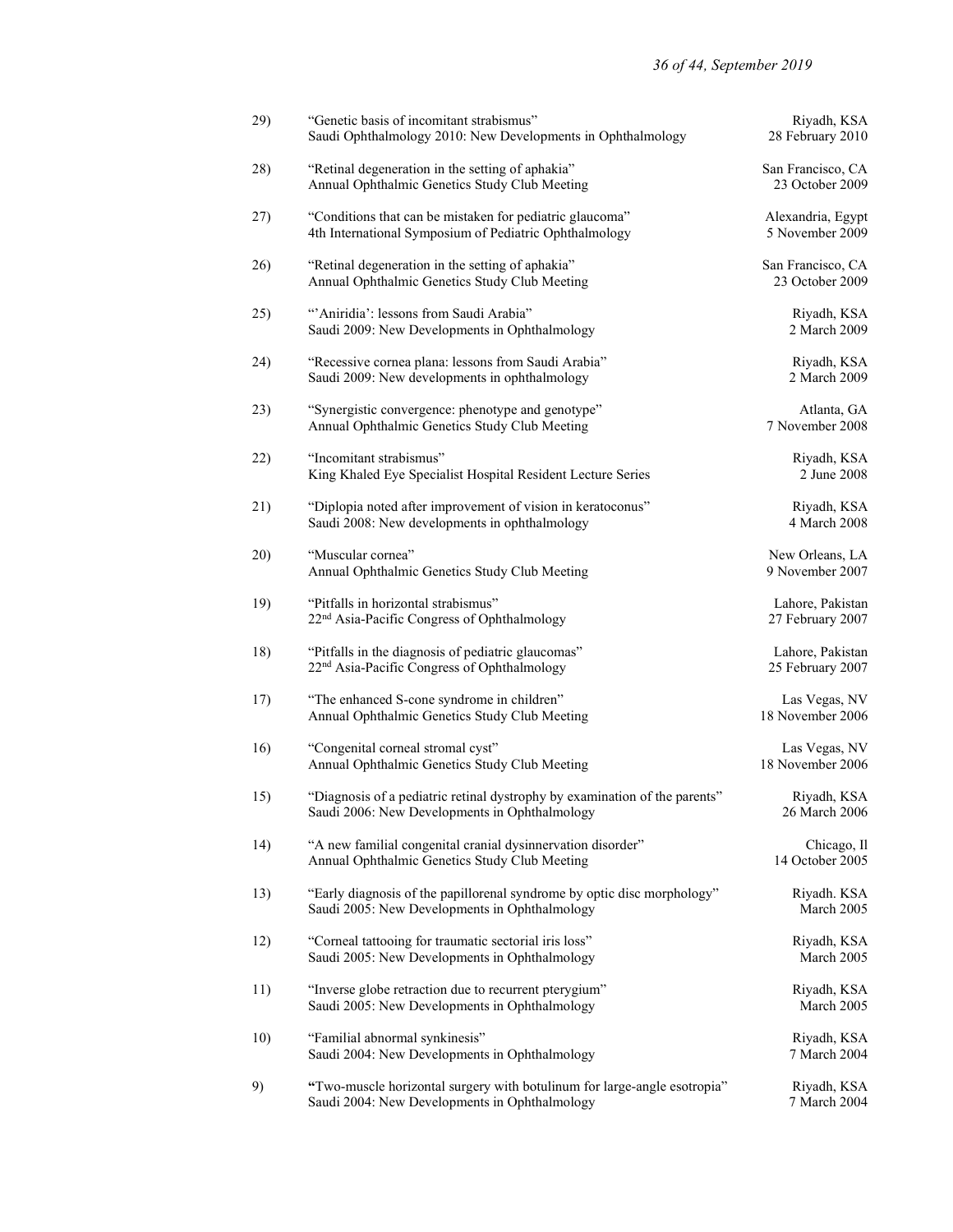29) "Genetic basis of incomitant strabismus"
Saudi Ophthalmology 2010: New Developments in Ophthalmology — Riyadh, KSA, 28 February 2010

28) "Retinal degeneration in the setting of aphakia"
Annual Ophthalmic Genetics Study Club Meeting — San Francisco, CA, 23 October 2009

27) "Conditions that can be mistaken for pediatric glaucoma"
4th International Symposium of Pediatric Ophthalmology — Alexandria, Egypt, 5 November 2009

26) "Retinal degeneration in the setting of aphakia"
Annual Ophthalmic Genetics Study Club Meeting — San Francisco, CA, 23 October 2009

25) "'Aniridia': lessons from Saudi Arabia"
Saudi 2009: New Developments in Ophthalmology — Riyadh, KSA, 2 March 2009

24) "Recessive cornea plana: lessons from Saudi Arabia"
Saudi 2009: New developments in ophthalmology — Riyadh, KSA, 2 March 2009

23) "Synergistic convergence: phenotype and genotype"
Annual Ophthalmic Genetics Study Club Meeting — Atlanta, GA, 7 November 2008

22) "Incomitant strabismus"
King Khaled Eye Specialist Hospital Resident Lecture Series — Riyadh, KSA, 2 June 2008

21) "Diplopia noted after improvement of vision in keratoconus"
Saudi 2008: New developments in ophthalmology — Riyadh, KSA, 4 March 2008

20) "Muscular cornea"
Annual Ophthalmic Genetics Study Club Meeting — New Orleans, LA, 9 November 2007

19) "Pitfalls in horizontal strabismus"
22nd Asia-Pacific Congress of Ophthalmology — Lahore, Pakistan, 27 February 2007

18) "Pitfalls in the diagnosis of pediatric glaucomas"
22nd Asia-Pacific Congress of Ophthalmology — Lahore, Pakistan, 25 February 2007

17) "The enhanced S-cone syndrome in children"
Annual Ophthalmic Genetics Study Club Meeting — Las Vegas, NV, 18 November 2006

16) "Congenital corneal stromal cyst"
Annual Ophthalmic Genetics Study Club Meeting — Las Vegas, NV, 18 November 2006

15) "Diagnosis of a pediatric retinal dystrophy by examination of the parents"
Saudi 2006: New Developments in Ophthalmology — Riyadh, KSA, 26 March 2006

14) "A new familial congenital cranial dysinnervation disorder"
Annual Ophthalmic Genetics Study Club Meeting — Chicago, Il, 14 October 2005

13) "Early diagnosis of the papillorenal syndrome by optic disc morphology"
Saudi 2005: New Developments in Ophthalmology — Riyadh. KSA, March 2005

12) "Corneal tattooing for traumatic sectorial iris loss"
Saudi 2005: New Developments in Ophthalmology — Riyadh, KSA, March 2005

11) "Inverse globe retraction due to recurrent pterygium"
Saudi 2005: New Developments in Ophthalmology — Riyadh, KSA, March 2005

10) "Familial abnormal synkinesis"
Saudi 2004: New Developments in Ophthalmology — Riyadh, KSA, 7 March 2004

9) "Two-muscle horizontal surgery with botulinum for large-angle esotropia"
Saudi 2004: New Developments in Ophthalmology — Riyadh, KSA, 7 March 2004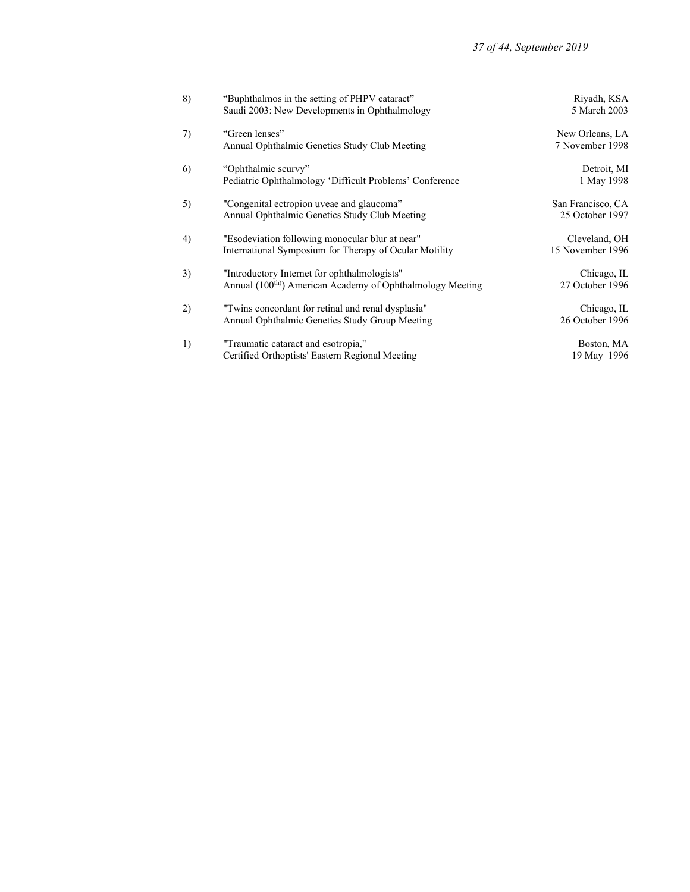8) “Buphthalmos in the setting of PHPV cataract”
Saudi 2003: New Developments in Ophthalmology
Riyadh, KSA
5 March 2003

7) “Green lenses”
Annual Ophthalmic Genetics Study Club Meeting
New Orleans, LA
7 November 1998

6) “Ophthalmic scurvy”
Pediatric Ophthalmology ‘Difficult Problems’ Conference
Detroit, MI
1 May 1998

5) "Congenital ectropion uveae and glaucoma”
Annual Ophthalmic Genetics Study Club Meeting
San Francisco, CA
25 October 1997

4) "Esodeviation following monocular blur at near"
International Symposium for Therapy of Ocular Motility
Cleveland, OH
15 November 1996

3) "Introductory Internet for ophthalmologists"
Annual (100th)) American Academy of Ophthalmology Meeting
Chicago, IL
27 October 1996

2) "Twins concordant for retinal and renal dysplasia"
Annual Ophthalmic Genetics Study Group Meeting
Chicago, IL
26 October 1996

1) "Traumatic cataract and esotropia,"
Certified Orthoptists' Eastern Regional Meeting
Boston, MA
19 May 1996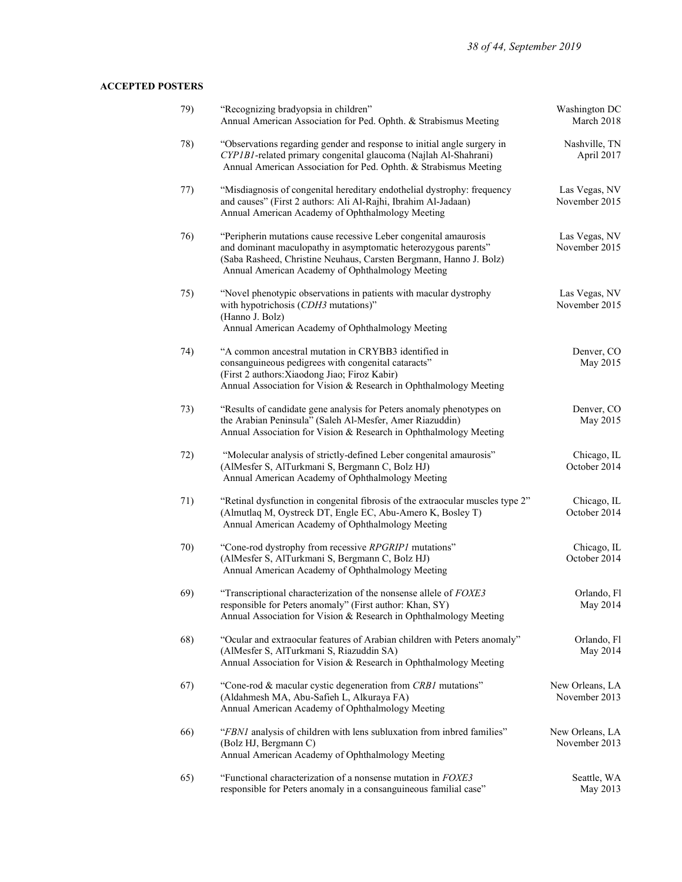**ACCEPTED POSTERS**

79) "Recognizing bradyopsia in children"
Annual American Association for Ped. Ophth. & Strabismus Meeting
Washington DC, March 2018

78) "Observations regarding gender and response to initial angle surgery in *CYP1B1*-related primary congenital glaucoma (Najlah Al-Shahrani)
Annual American Association for Ped. Ophth. & Strabismus Meeting
Nashville, TN, April 2017

77) "Misdiagnosis of congenital hereditary endothelial dystrophy: frequency and causes" (First 2 authors: Ali Al-Rajhi, Ibrahim Al-Jadaan)
Annual American Academy of Ophthalmology Meeting
Las Vegas, NV, November 2015

76) "Peripherin mutations cause recessive Leber congenital amaurosis and dominant maculopathy in asymptomatic heterozygous parents" (Saba Rasheed, Christine Neuhaus, Carsten Bergmann, Hanno J. Bolz)
Annual American Academy of Ophthalmology Meeting
Las Vegas, NV, November 2015

75) "Novel phenotypic observations in patients with macular dystrophy with hypotrichosis (*CDH3* mutations)"
(Hanno J. Bolz)
Annual American Academy of Ophthalmology Meeting
Las Vegas, NV, November 2015

74) "A common ancestral mutation in CRYBB3 identified in consanguineous pedigrees with congenital cataracts"
(First 2 authors:Xiaodong Jiao; Firoz Kabir)
Annual Association for Vision & Research in Ophthalmology Meeting
Denver, CO, May 2015

73) "Results of candidate gene analysis for Peters anomaly phenotypes on the Arabian Peninsula" (Saleh Al-Mesfer, Amer Riazuddin)
Annual Association for Vision & Research in Ophthalmology Meeting
Denver, CO, May 2015

72) "Molecular analysis of strictly-defined Leber congenital amaurosis"
(AlMesfer S, AlTurkmani S, Bergmann C, Bolz HJ)
Annual American Academy of Ophthalmology Meeting
Chicago, IL, October 2014

71) "Retinal dysfunction in congenital fibrosis of the extraocular muscles type 2"
(Almutlaq M, Oystreck DT, Engle EC, Abu-Amero K, Bosley T)
Annual American Academy of Ophthalmology Meeting
Chicago, IL, October 2014

70) "Cone-rod dystrophy from recessive *RPGRIP1* mutations"
(AlMesfer S, AlTurkmani S, Bergmann C, Bolz HJ)
Annual American Academy of Ophthalmology Meeting
Chicago, IL, October 2014

69) "Transcriptional characterization of the nonsense allele of *FOXE3* responsible for Peters anomaly" (First author: Khan, SY)
Annual Association for Vision & Research in Ophthalmology Meeting
Orlando, Fl, May 2014

68) "Ocular and extraocular features of Arabian children with Peters anomaly"
(AlMesfer S, AlTurkmani S, Riazuddin SA)
Annual Association for Vision & Research in Ophthalmology Meeting
Orlando, Fl, May 2014

67) "Cone-rod & macular cystic degeneration from *CRB1* mutations"
(Aldahmesh MA, Abu-Safieh L, Alkuraya FA)
Annual American Academy of Ophthalmology Meeting
New Orleans, LA, November 2013

66) "*FBN1* analysis of children with lens subluxation from inbred families"
(Bolz HJ, Bergmann C)
Annual American Academy of Ophthalmology Meeting
New Orleans, LA, November 2013

65) "Functional characterization of a nonsense mutation in *FOXE3* responsible for Peters anomaly in a consanguineous familial case"
Seattle, WA, May 2013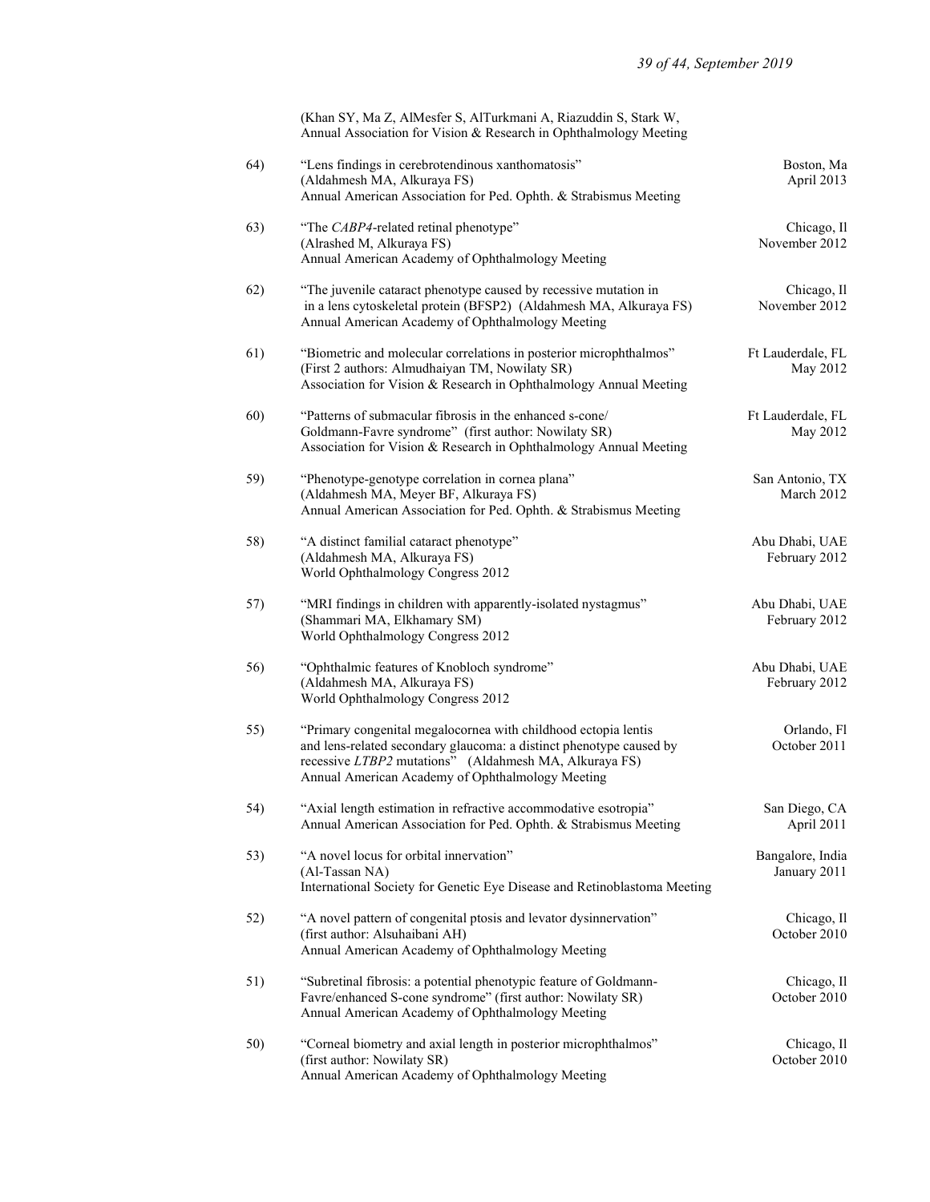(Khan SY, Ma Z, AlMesfer S, AlTurkmani A, Riazuddin S, Stark W,
Annual Association for Vision & Research in Ophthalmology Meeting

64) "Lens findings in cerebrotendinous xanthomatosis"
(Aldahmesh MA, Alkuraya FS)
Annual American Association for Ped. Ophth. & Strabismus Meeting
Boston, Ma
April 2013

63) "The *CABP4*-related retinal phenotype"
(Alrashed M, Alkuraya FS)
Annual American Academy of Ophthalmology Meeting
Chicago, Il
November 2012

62) "The juvenile cataract phenotype caused by recessive mutation in in a lens cytoskeletal protein (BFSP2) (Aldahmesh MA, Alkuraya FS)
Annual American Academy of Ophthalmology Meeting
Chicago, Il
November 2012

61) "Biometric and molecular correlations in posterior microphthalmos"
(First 2 authors: Almudhaiyan TM, Nowilaty SR)
Association for Vision & Research in Ophthalmology Annual Meeting
Ft Lauderdale, FL
May 2012

60) "Patterns of submacular fibrosis in the enhanced s-cone/ Goldmann-Favre syndrome" (first author: Nowilaty SR)
Association for Vision & Research in Ophthalmology Annual Meeting
Ft Lauderdale, FL
May 2012

59) "Phenotype-genotype correlation in cornea plana"
(Aldahmesh MA, Meyer BF, Alkuraya FS)
Annual American Association for Ped. Ophth. & Strabismus Meeting
San Antonio, TX
March 2012

58) "A distinct familial cataract phenotype"
(Aldahmesh MA, Alkuraya FS)
World Ophthalmology Congress 2012
Abu Dhabi, UAE
February 2012

57) "MRI findings in children with apparently-isolated nystagmus"
(Shammari MA, Elkhamary SM)
World Ophthalmology Congress 2012
Abu Dhabi, UAE
February 2012

56) "Ophthalmic features of Knobloch syndrome"
(Aldahmesh MA, Alkuraya FS)
World Ophthalmology Congress 2012
Abu Dhabi, UAE
February 2012

55) "Primary congenital megalocornea with childhood ectopia lentis and lens-related secondary glaucoma: a distinct phenotype caused by recessive *LTBP2* mutations" (Aldahmesh MA, Alkuraya FS)
Annual American Academy of Ophthalmology Meeting
Orlando, Fl
October 2011

54) "Axial length estimation in refractive accommodative esotropia"
Annual American Association for Ped. Ophth. & Strabismus Meeting
San Diego, CA
April 2011

53) "A novel locus for orbital innervation"
(Al-Tassan NA)
International Society for Genetic Eye Disease and Retinoblastoma Meeting
Bangalore, India
January 2011

52) "A novel pattern of congenital ptosis and levator dysinnervation"
(first author: Alsuhaibani AH)
Annual American Academy of Ophthalmology Meeting
Chicago, Il
October 2010

51) "Subretinal fibrosis: a potential phenotypic feature of Goldmann-Favre/enhanced S-cone syndrome" (first author: Nowilaty SR)
Annual American Academy of Ophthalmology Meeting
Chicago, Il
October 2010

50) "Corneal biometry and axial length in posterior microphthalmos"
(first author: Nowilaty SR)
Annual American Academy of Ophthalmology Meeting
Chicago, Il
October 2010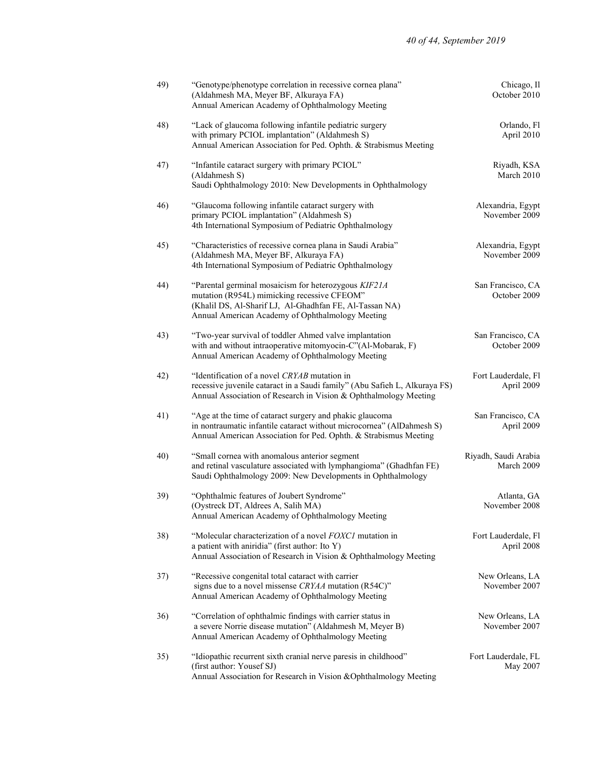49) "Genotype/phenotype correlation in recessive cornea plana" (Aldahmesh MA, Meyer BF, Alkuraya FA)
Annual American Academy of Ophthalmology Meeting
Chicago, Il
October 2010

48) "Lack of glaucoma following infantile pediatric surgery with primary PCIOL implantation" (Aldahmesh S)
Annual American Association for Ped. Ophth. & Strabismus Meeting
Orlando, Fl
April 2010

47) "Infantile cataract surgery with primary PCIOL" (Aldahmesh S)
Saudi Ophthalmology 2010: New Developments in Ophthalmology
Riyadh, KSA
March 2010

46) "Glaucoma following infantile cataract surgery with primary PCIOL implantation" (Aldahmesh S)
4th International Symposium of Pediatric Ophthalmology
Alexandria, Egypt
November 2009

45) "Characteristics of recessive cornea plana in Saudi Arabia" (Aldahmesh MA, Meyer BF, Alkuraya FA)
4th International Symposium of Pediatric Ophthalmology
Alexandria, Egypt
November 2009

44) "Parental germinal mosaicism for heterozygous *KIF21A* mutation (R954L) mimicking recessive CFEOM" (Khalil DS, Al-Sharif LJ, Al-Ghadhfan FE, Al-Tassan NA)
Annual American Academy of Ophthalmology Meeting
San Francisco, CA
October 2009

43) "Two-year survival of toddler Ahmed valve implantation with and without intraoperative mitomyocin-C"(Al-Mobarak, F)
Annual American Academy of Ophthalmology Meeting
San Francisco, CA
October 2009

42) "Identification of a novel *CRYAB* mutation in recessive juvenile cataract in a Saudi family" (Abu Safieh L, Alkuraya FS)
Annual Association of Research in Vision & Ophthalmology Meeting
Fort Lauderdale, Fl
April 2009

41) "Age at the time of cataract surgery and phakic glaucoma in nontraumatic infantile cataract without microcornea" (AlDahmesh S)
Annual American Association for Ped. Ophth. & Strabismus Meeting
San Francisco, CA
April 2009

40) "Small cornea with anomalous anterior segment and retinal vasculature associated with lymphangioma" (Ghadhfan FE)
Saudi Ophthalmology 2009: New Developments in Ophthalmology
Riyadh, Saudi Arabia
March 2009

39) "Ophthalmic features of Joubert Syndrome" (Oystreck DT, Aldrees A, Salih MA)
Annual American Academy of Ophthalmology Meeting
Atlanta, GA
November 2008

38) "Molecular characterization of a novel *FOXC1* mutation in a patient with aniridia" (first author: Ito Y)
Annual Association of Research in Vision & Ophthalmology Meeting
Fort Lauderdale, Fl
April 2008

37) "Recessive congenital total cataract with carrier signs due to a novel missense *CRYAA* mutation (R54C)"
Annual American Academy of Ophthalmology Meeting
New Orleans, LA
November 2007

36) "Correlation of ophthalmic findings with carrier status in a severe Norrie disease mutation" (Aldahmesh M, Meyer B)
Annual American Academy of Ophthalmology Meeting
New Orleans, LA
November 2007

35) "Idiopathic recurrent sixth cranial nerve paresis in childhood" (first author: Yousef SJ)
Annual Association for Research in Vision &Ophthalmology Meeting
Fort Lauderdale, FL
May 2007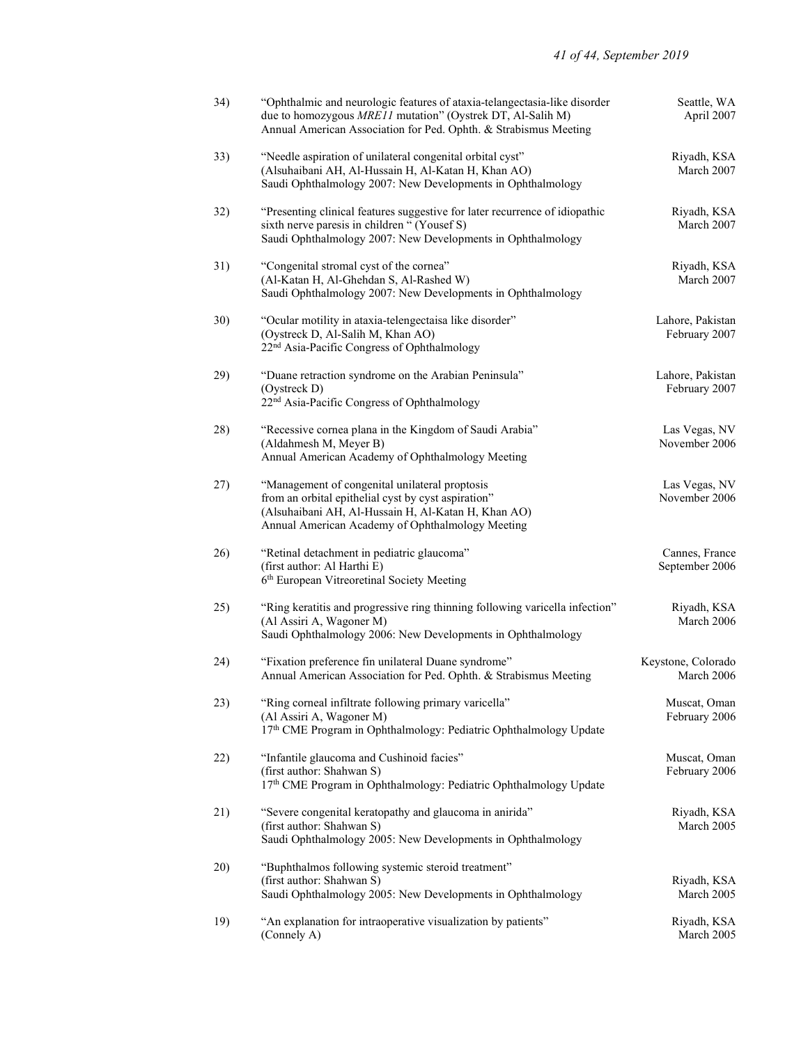34) "Ophthalmic and neurologic features of ataxia-telangectasia-like disorder due to homozygous *MRE11* mutation" (Oystrek DT, Al-Salih M) Annual American Association for Ped. Ophth. & Strabismus Meeting — Seattle, WA, April 2007

33) "Needle aspiration of unilateral congenital orbital cyst" (Alsuhaibani AH, Al-Hussain H, Al-Katan H, Khan AO) Saudi Ophthalmology 2007: New Developments in Ophthalmology — Riyadh, KSA, March 2007

32) "Presenting clinical features suggestive for later recurrence of idiopathic sixth nerve paresis in children " (Yousef S) Saudi Ophthalmology 2007: New Developments in Ophthalmology — Riyadh, KSA, March 2007

31) "Congenital stromal cyst of the cornea" (Al-Katan H, Al-Ghehdan S, Al-Rashed W) Saudi Ophthalmology 2007: New Developments in Ophthalmology — Riyadh, KSA, March 2007

30) "Ocular motility in ataxia-telengectaisa like disorder" (Oystreck D, Al-Salih M, Khan AO) 22nd Asia-Pacific Congress of Ophthalmology — Lahore, Pakistan, February 2007

29) "Duane retraction syndrome on the Arabian Peninsula" (Oystreck D) 22nd Asia-Pacific Congress of Ophthalmology — Lahore, Pakistan, February 2007

28) "Recessive cornea plana in the Kingdom of Saudi Arabia" (Aldahmesh M, Meyer B) Annual American Academy of Ophthalmology Meeting — Las Vegas, NV, November 2006

27) "Management of congenital unilateral proptosis from an orbital epithelial cyst by cyst aspiration" (Alsuhaibani AH, Al-Hussain H, Al-Katan H, Khan AO) Annual American Academy of Ophthalmology Meeting — Las Vegas, NV, November 2006

26) "Retinal detachment in pediatric glaucoma" (first author: Al Harthi E) 6th European Vitreoretinal Society Meeting — Cannes, France, September 2006

25) "Ring keratitis and progressive ring thinning following varicella infection" (Al Assiri A, Wagoner M) Saudi Ophthalmology 2006: New Developments in Ophthalmology — Riyadh, KSA, March 2006

24) "Fixation preference fin unilateral Duane syndrome" Annual American Association for Ped. Ophth. & Strabismus Meeting — Keystone, Colorado, March 2006

23) "Ring corneal infiltrate following primary varicella" (Al Assiri A, Wagoner M) 17th CME Program in Ophthalmology: Pediatric Ophthalmology Update — Muscat, Oman, February 2006

22) "Infantile glaucoma and Cushinoid facies" (first author: Shahwan S) 17th CME Program in Ophthalmology: Pediatric Ophthalmology Update — Muscat, Oman, February 2006

21) "Severe congenital keratopathy and glaucoma in anirida" (first author: Shahwan S) Saudi Ophthalmology 2005: New Developments in Ophthalmology — Riyadh, KSA, March 2005

20) "Buphthalmos following systemic steroid treatment" (first author: Shahwan S) Saudi Ophthalmology 2005: New Developments in Ophthalmology — Riyadh, KSA, March 2005

19) "An explanation for intraoperative visualization by patients" (Connely A) — Riyadh, KSA, March 2005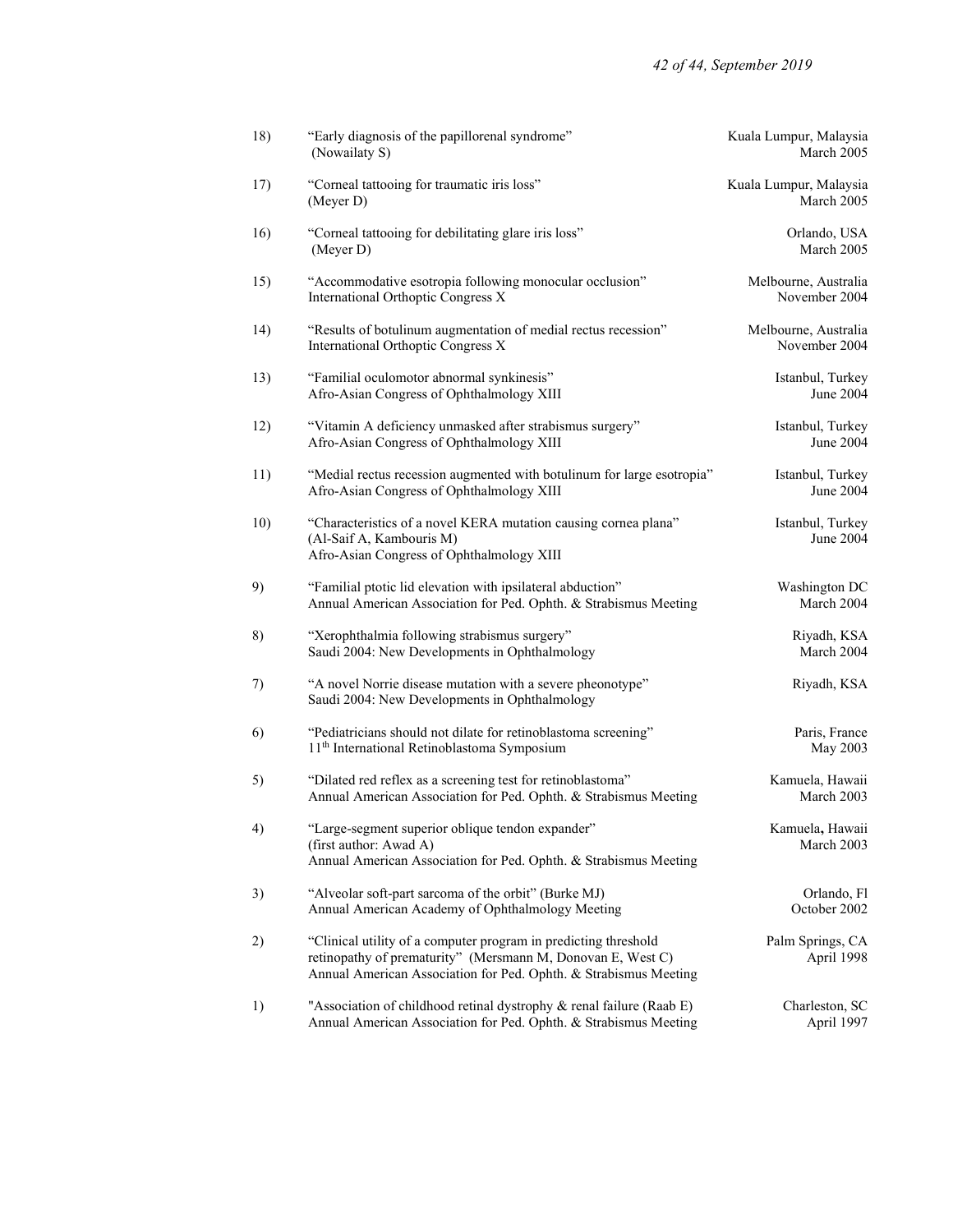18) "Early diagnosis of the papillorenal syndrome" (Nowailaty S) — Kuala Lumpur, Malaysia, March 2005

17) "Corneal tattooing for traumatic iris loss" (Meyer D) — Kuala Lumpur, Malaysia, March 2005

16) "Corneal tattooing for debilitating glare iris loss" (Meyer D) — Orlando, USA, March 2005

15) "Accommodative esotropia following monocular occlusion" International Orthoptic Congress X — Melbourne, Australia, November 2004

14) "Results of botulinum augmentation of medial rectus recession" International Orthoptic Congress X — Melbourne, Australia, November 2004

13) "Familial oculomotor abnormal synkinesis" Afro-Asian Congress of Ophthalmology XIII — Istanbul, Turkey, June 2004

12) "Vitamin A deficiency unmasked after strabismus surgery" Afro-Asian Congress of Ophthalmology XIII — Istanbul, Turkey, June 2004

11) "Medial rectus recession augmented with botulinum for large esotropia" Afro-Asian Congress of Ophthalmology XIII — Istanbul, Turkey, June 2004

10) "Characteristics of a novel KERA mutation causing cornea plana" (Al-Saif A, Kambouris M) Afro-Asian Congress of Ophthalmology XIII — Istanbul, Turkey, June 2004

9) "Familial ptotic lid elevation with ipsilateral abduction" Annual American Association for Ped. Ophth. & Strabismus Meeting — Washington DC, March 2004

8) "Xerophthalmia following strabismus surgery" Saudi 2004: New Developments in Ophthalmology — Riyadh, KSA, March 2004

7) "A novel Norrie disease mutation with a severe pheonotype" Saudi 2004: New Developments in Ophthalmology — Riyadh, KSA

6) "Pediatricians should not dilate for retinoblastoma screening" 11th International Retinoblastoma Symposium — Paris, France, May 2003

5) "Dilated red reflex as a screening test for retinoblastoma" Annual American Association for Ped. Ophth. & Strabismus Meeting — Kamuela, Hawaii, March 2003

4) "Large-segment superior oblique tendon expander" (first author: Awad A) Annual American Association for Ped. Ophth. & Strabismus Meeting — Kamuela, Hawaii, March 2003

3) "Alveolar soft-part sarcoma of the orbit" (Burke MJ) Annual American Academy of Ophthalmology Meeting — Orlando, Fl, October 2002

2) "Clinical utility of a computer program in predicting threshold retinopathy of prematurity" (Mersmann M, Donovan E, West C) Annual American Association for Ped. Ophth. & Strabismus Meeting — Palm Springs, CA, April 1998

1) "Association of childhood retinal dystrophy & renal failure (Raab E) Annual American Association for Ped. Ophth. & Strabismus Meeting — Charleston, SC, April 1997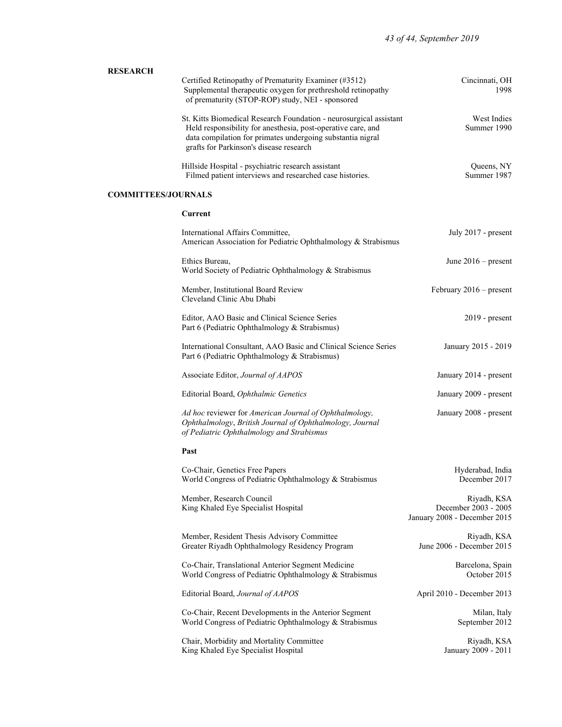## RESEARCH

Certified Retinopathy of Prematurity Examiner (#3512) — Cincinnati, OH, 1998
Supplemental therapeutic oxygen for prethreshold retinopathy of prematurity (STOP-ROP) study, NEI - sponsored

St. Kitts Biomedical Research Foundation - neurosurgical assistant — West Indies, Summer 1990
Held responsibility for anesthesia, post-operative care, and data compilation for primates undergoing substantia nigral grafts for Parkinson's disease research

Hillside Hospital - psychiatric research assistant — Queens, NY, Summer 1987
Filmed patient interviews and researched case histories.

## COMMITTEES/JOURNALS

### Current

International Affairs Committee, American Association for Pediatric Ophthalmology & Strabismus — July 2017 - present

Ethics Bureau, World Society of Pediatric Ophthalmology & Strabismus — June 2016 – present

Member, Institutional Board Review, Cleveland Clinic Abu Dhabi — February 2016 – present

Editor, AAO Basic and Clinical Science Series Part 6 (Pediatric Ophthalmology & Strabismus) — 2019 - present

International Consultant, AAO Basic and Clinical Science Series Part 6 (Pediatric Ophthalmology & Strabismus) — January 2015 - 2019

Associate Editor, *Journal of AAPOS* — January 2014 - present

Editorial Board, *Ophthalmic Genetics* — January 2009 - present

*Ad hoc* reviewer for *American Journal of Ophthalmology, Ophthalmology*, *British Journal of Ophthalmology, Journal of Pediatric Ophthalmology and Strabismus* — January 2008 - present

### Past

Co-Chair, Genetics Free Papers, World Congress of Pediatric Ophthalmology & Strabismus — Hyderabad, India, December 2017

Member, Research Council, King Khaled Eye Specialist Hospital — Riyadh, KSA, December 2003 - 2005, January 2008 - December 2015

Member, Resident Thesis Advisory Committee, Greater Riyadh Ophthalmology Residency Program — Riyadh, KSA, June 2006 - December 2015

Co-Chair, Translational Anterior Segment Medicine, World Congress of Pediatric Ophthalmology & Strabismus — Barcelona, Spain, October 2015

Editorial Board, *Journal of AAPOS* — April 2010 - December 2013

Co-Chair, Recent Developments in the Anterior Segment, World Congress of Pediatric Ophthalmology & Strabismus — Milan, Italy, September 2012

Chair, Morbidity and Mortality Committee, King Khaled Eye Specialist Hospital — Riyadh, KSA, January 2009 - 2011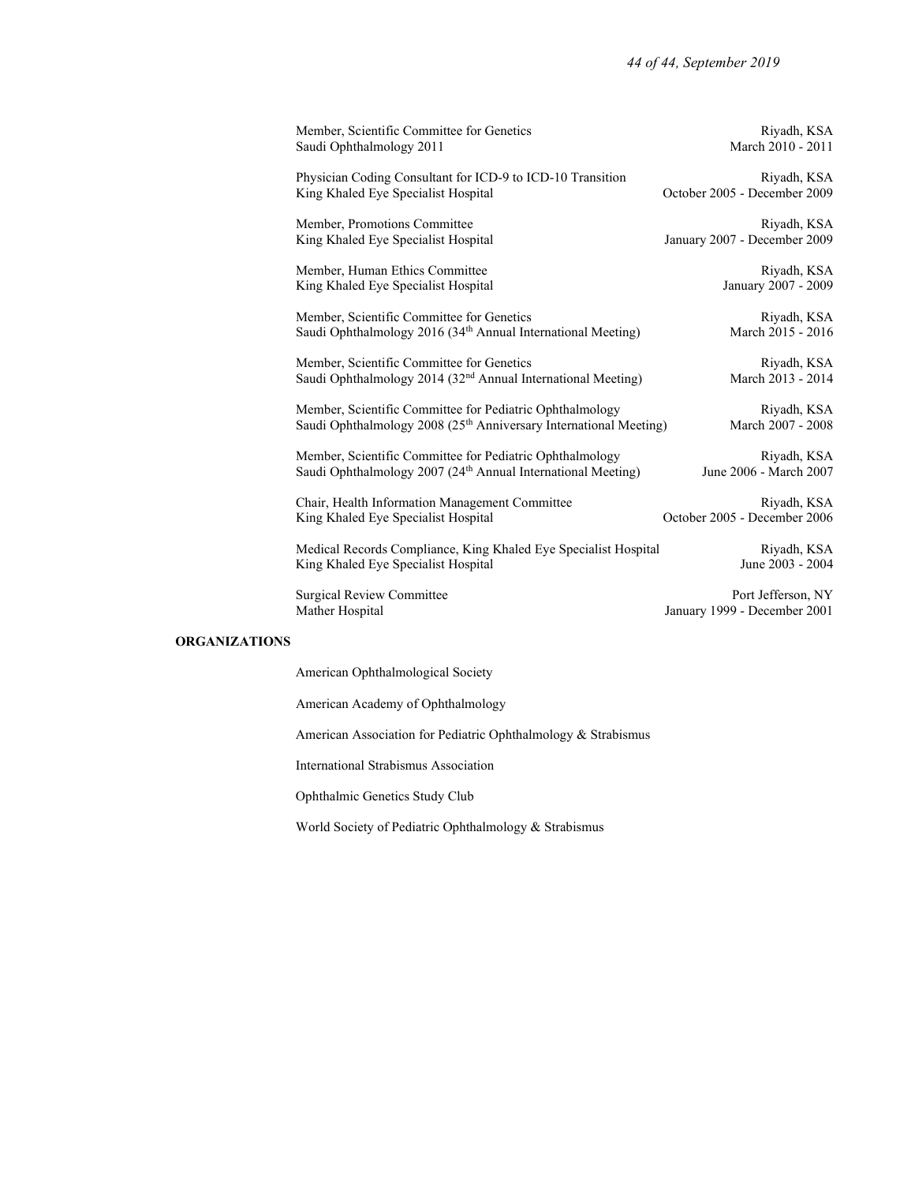Member, Scientific Committee for Genetics — Riyadh, KSA
Saudi Ophthalmology 2011 — March 2010 - 2011

Physician Coding Consultant for ICD-9 to ICD-10 Transition — Riyadh, KSA
King Khaled Eye Specialist Hospital — October 2005 - December 2009

Member, Promotions Committee — Riyadh, KSA
King Khaled Eye Specialist Hospital — January 2007 - December 2009

Member, Human Ethics Committee — Riyadh, KSA
King Khaled Eye Specialist Hospital — January 2007 - 2009

Member, Scientific Committee for Genetics — Riyadh, KSA
Saudi Ophthalmology 2016 (34th Annual International Meeting) — March 2015 - 2016

Member, Scientific Committee for Genetics — Riyadh, KSA
Saudi Ophthalmology 2014 (32nd Annual International Meeting) — March 2013 - 2014

Member, Scientific Committee for Pediatric Ophthalmology — Riyadh, KSA
Saudi Ophthalmology 2008 (25th Anniversary International Meeting) — March 2007 - 2008

Member, Scientific Committee for Pediatric Ophthalmology — Riyadh, KSA
Saudi Ophthalmology 2007 (24th Annual International Meeting) — June 2006 - March 2007

Chair, Health Information Management Committee — Riyadh, KSA
King Khaled Eye Specialist Hospital — October 2005 - December 2006

Medical Records Compliance, King Khaled Eye Specialist Hospital — Riyadh, KSA
King Khaled Eye Specialist Hospital — June 2003 - 2004

Surgical Review Committee — Port Jefferson, NY
Mather Hospital — January 1999 - December 2001

## ORGANIZATIONS

American Ophthalmological Society

American Academy of Ophthalmology

American Association for Pediatric Ophthalmology & Strabismus

International Strabismus Association

Ophthalmic Genetics Study Club

World Society of Pediatric Ophthalmology & Strabismus